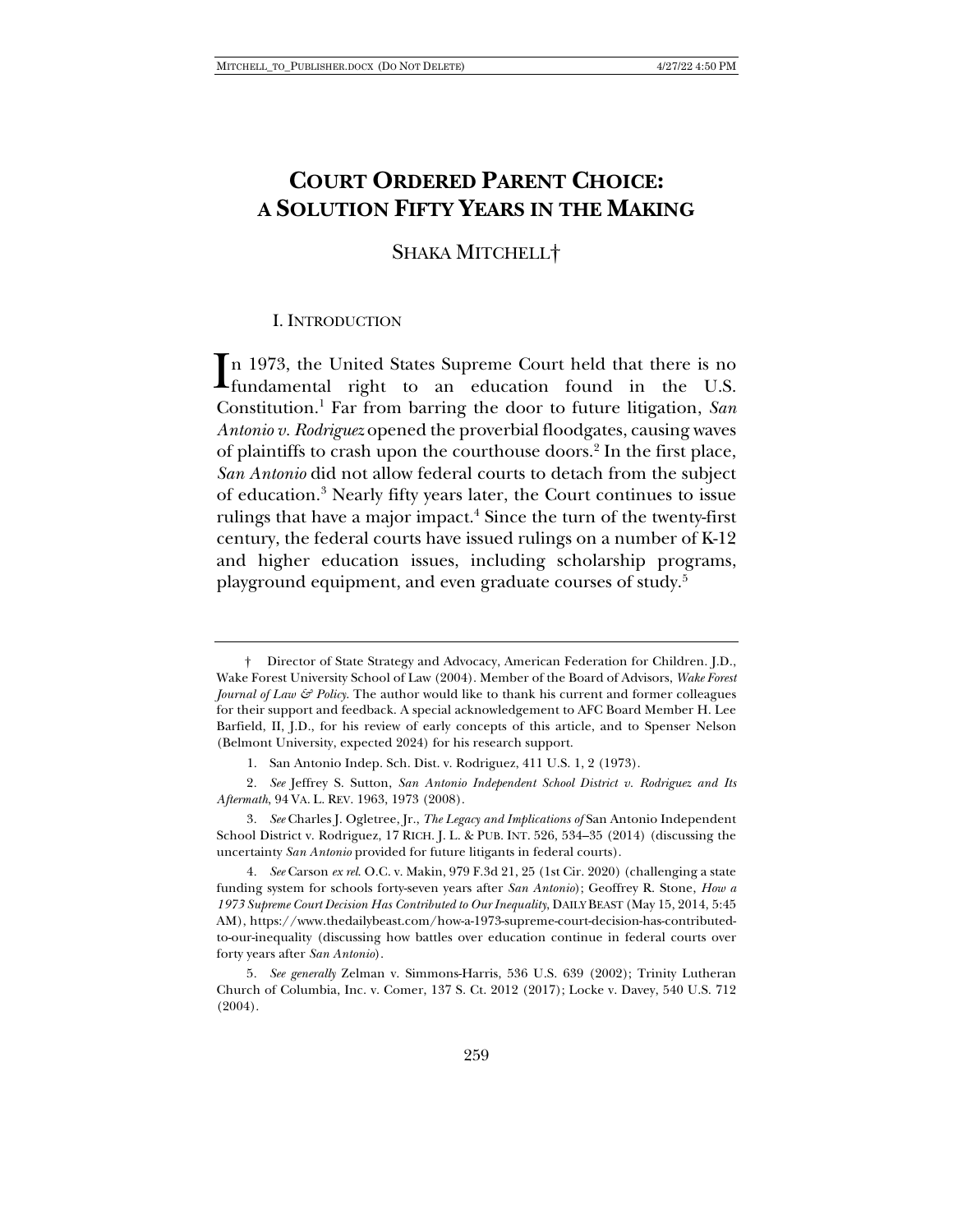# COURT ORDERED PARENT CHOICE: A SOLUTION FIFTY YEARS IN THE MAKING

SHAKA MITCHELL†

## I. INTRODUCTION

In 1973, the United States Supreme Court held that there is no fundamental right to an education found in the U.S. Constitution.[1] Far from barring the door to future litigation, *San Antonio v. Rodriguez* opened the proverbial floodgates, causing waves of plaintiffs to crash upon the courthouse doors.[2] In the first place, *San Antonio* did not allow federal courts to detach from the subject of education.[3] Nearly fifty years later, the Court continues to issue rulings that have a major impact.[4] Since the turn of the twenty-first century, the federal courts have issued rulings on a number of K-12 and higher education issues, including scholarship programs, playground equipment, and even graduate courses of study.[5]

---

† Director of State Strategy and Advocacy, American Federation for Children. J.D., Wake Forest University School of Law (2004). Member of the Board of Advisors, *Wake Forest Journal of Law & Policy*. The author would like to thank his current and former colleagues for their support and feedback. A special acknowledgement to AFC Board Member H. Lee Barfield, II, J.D., for his review of early concepts of this article, and to Spenser Nelson (Belmont University, expected 2024) for his research support.

1. San Antonio Indep. Sch. Dist. v. Rodriguez, 411 U.S. 1, 2 (1973).

2. *See* Jeffrey S. Sutton, *San Antonio Independent School District v. Rodriguez and Its Aftermath*, 94 VA. L. REV. 1963, 1973 (2008).

3. *See* Charles J. Ogletree, Jr., *The Legacy and Implications of* San Antonio Independent School District v. Rodriguez, 17 RICH. J. L. & PUB. INT. 526, 534–35 (2014) (discussing the uncertainty *San Antonio* provided for future litigants in federal courts).

4. *See* Carson *ex rel.* O.C. v. Makin, 979 F.3d 21, 25 (1st Cir. 2020) (challenging a state funding system for schools forty-seven years after *San Antonio*); Geoffrey R. Stone, *How a 1973 Supreme Court Decision Has Contributed to Our Inequality*, DAILY BEAST (May 15, 2014, 5:45 AM), https://www.thedailybeast.com/how-a-1973-supreme-court-decision-has-contributed-to-our-inequality (discussing how battles over education continue in federal courts over forty years after *San Antonio*).

5. *See generally* Zelman v. Simmons-Harris, 536 U.S. 639 (2002); Trinity Lutheran Church of Columbia, Inc. v. Comer, 137 S. Ct. 2012 (2017); Locke v. Davey, 540 U.S. 712 (2004).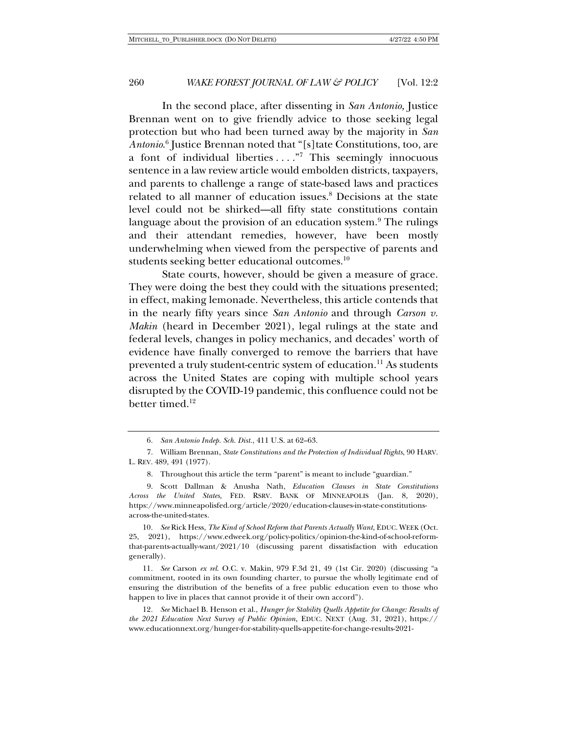In the second place, after dissenting in *San Antonio,* Justice Brennan went on to give friendly advice to those seeking legal protection but who had been turned away by the majority in *San Antonio*.[6] Justice Brennan noted that "[s]tate Constitutions, too, are a font of individual liberties . . . ."[7] This seemingly innocuous sentence in a law review article would embolden districts, taxpayers, and parents to challenge a range of state-based laws and practices related to all manner of education issues.[8] Decisions at the state level could not be shirked—all fifty state constitutions contain language about the provision of an education system.[9] The rulings and their attendant remedies, however, have been mostly underwhelming when viewed from the perspective of parents and students seeking better educational outcomes.[10]

State courts, however, should be given a measure of grace. They were doing the best they could with the situations presented; in effect, making lemonade. Nevertheless, this article contends that in the nearly fifty years since *San Antonio* and through *Carson v. Makin* (heard in December 2021), legal rulings at the state and federal levels, changes in policy mechanics, and decades' worth of evidence have finally converged to remove the barriers that have prevented a truly student-centric system of education.[11] As students across the United States are coping with multiple school years disrupted by the COVID-19 pandemic, this confluence could not be better timed.[12]

---

6. *San Antonio Indep. Sch. Dist.*, 411 U.S. at 62–63.

7. William Brennan, *State Constitutions and the Protection of Individual Rights*, 90 HARV. L. REV. 489, 491 (1977).

8. Throughout this article the term "parent" is meant to include "guardian."

9. Scott Dallman & Anusha Nath, *Education Clauses in State Constitutions Across the United States*, FED. RSRV. BANK OF MINNEAPOLIS (Jan. 8, 2020), https://www.minneapolisfed.org/article/2020/education-clauses-in-state-constitutions-across-the-united-states.

10. *See* Rick Hess, *The Kind of School Reform that Parents Actually Want*, EDUC. WEEK (Oct. 25, 2021), https://www.edweek.org/policy-politics/opinion-the-kind-of-school-reform-that-parents-actually-want/2021/10 (discussing parent dissatisfaction with education generally).

11. *See* Carson *ex rel.* O.C. v. Makin, 979 F.3d 21, 49 (1st Cir. 2020) (discussing "a commitment, rooted in its own founding charter, to pursue the wholly legitimate end of ensuring the distribution of the benefits of a free public education even to those who happen to live in places that cannot provide it of their own accord").

12. *See* Michael B. Henson et al., *Hunger for Stability Quells Appetite for Change: Results of the 2021 Education Next Survey of Public Opinion*, EDUC. NEXT (Aug. 31, 2021), https://www.educationnext.org/hunger-for-stability-quells-appetite-for-change-results-2021-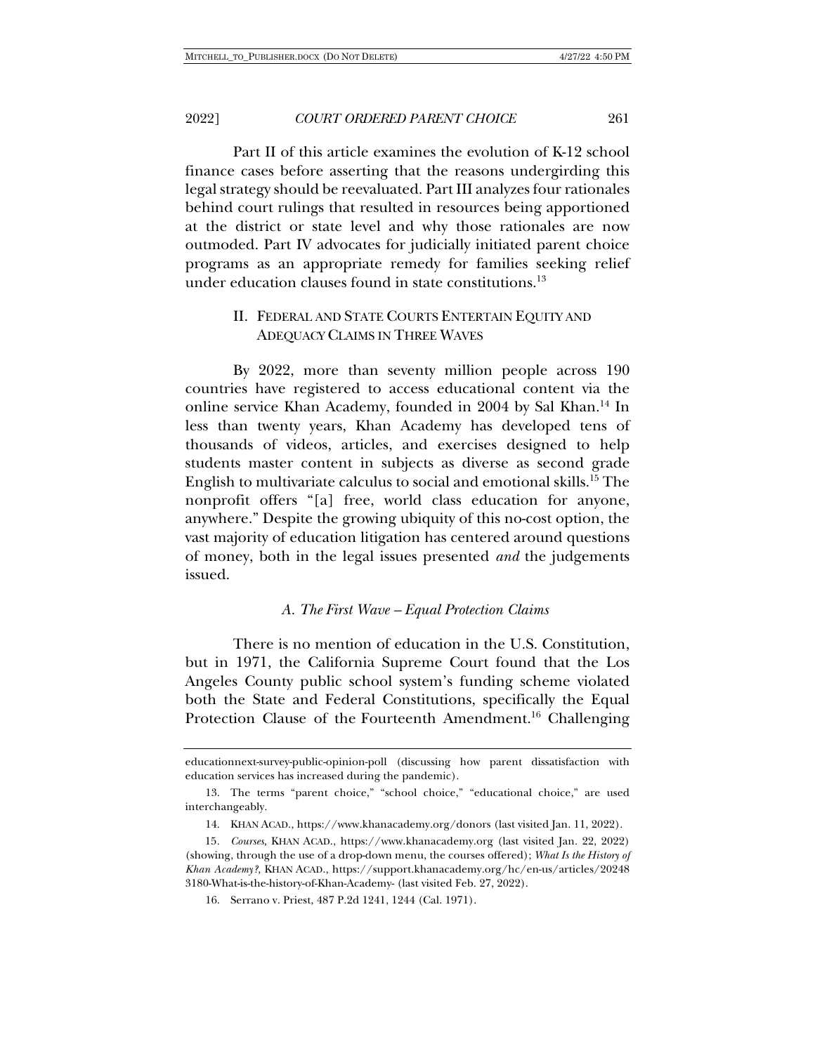Part II of this article examines the evolution of K-12 school finance cases before asserting that the reasons undergirding this legal strategy should be reevaluated. Part III analyzes four rationales behind court rulings that resulted in resources being apportioned at the district or state level and why those rationales are now outmoded. Part IV advocates for judicially initiated parent choice programs as an appropriate remedy for families seeking relief under education clauses found in state constitutions.[13]

## II. FEDERAL AND STATE COURTS ENTERTAIN EQUITY AND ADEQUACY CLAIMS IN THREE WAVES

By 2022, more than seventy million people across 190 countries have registered to access educational content via the online service Khan Academy, founded in 2004 by Sal Khan.[14] In less than twenty years, Khan Academy has developed tens of thousands of videos, articles, and exercises designed to help students master content in subjects as diverse as second grade English to multivariate calculus to social and emotional skills.[15] The nonprofit offers "[a] free, world class education for anyone, anywhere." Despite the growing ubiquity of this no-cost option, the vast majority of education litigation has centered around questions of money, both in the legal issues presented *and* the judgements issued.

### *A. The First Wave – Equal Protection Claims*

There is no mention of education in the U.S. Constitution, but in 1971, the California Supreme Court found that the Los Angeles County public school system's funding scheme violated both the State and Federal Constitutions, specifically the Equal Protection Clause of the Fourteenth Amendment.[16] Challenging

---

educationnext-survey-public-opinion-poll (discussing how parent dissatisfaction with education services has increased during the pandemic).

13. The terms "parent choice," "school choice," "educational choice," are used interchangeably.

14. KHAN ACAD., https://www.khanacademy.org/donors (last visited Jan. 11, 2022).

15. *Courses*, KHAN ACAD., https://www.khanacademy.org (last visited Jan. 22, 2022) (showing, through the use of a drop-down menu, the courses offered); *What Is the History of Khan Academy?*, KHAN ACAD., https://support.khanacademy.org/hc/en-us/articles/202483180-What-is-the-history-of-Khan-Academy- (last visited Feb. 27, 2022).

16. Serrano v. Priest, 487 P.2d 1241, 1244 (Cal. 1971).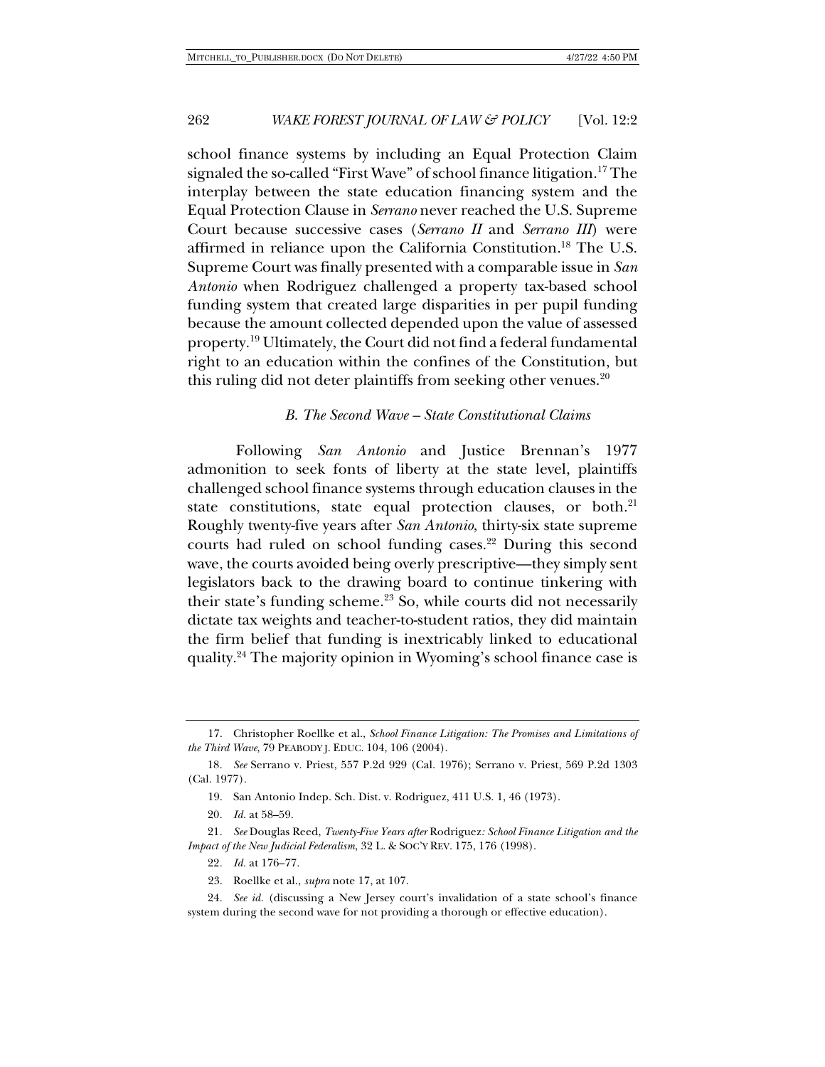school finance systems by including an Equal Protection Claim signaled the so-called "First Wave" of school finance litigation.[17] The interplay between the state education financing system and the Equal Protection Clause in *Serrano* never reached the U.S. Supreme Court because successive cases (*Serrano II* and *Serrano III*) were affirmed in reliance upon the California Constitution.[18] The U.S. Supreme Court was finally presented with a comparable issue in *San Antonio* when Rodriguez challenged a property tax-based school funding system that created large disparities in per pupil funding because the amount collected depended upon the value of assessed property.[19] Ultimately, the Court did not find a federal fundamental right to an education within the confines of the Constitution, but this ruling did not deter plaintiffs from seeking other venues.[20]

### *B. The Second Wave – State Constitutional Claims*

Following *San Antonio* and Justice Brennan's 1977 admonition to seek fonts of liberty at the state level, plaintiffs challenged school finance systems through education clauses in the state constitutions, state equal protection clauses, or both.[21] Roughly twenty-five years after *San Antonio*, thirty-six state supreme courts had ruled on school funding cases.[22] During this second wave, the courts avoided being overly prescriptive—they simply sent legislators back to the drawing board to continue tinkering with their state's funding scheme.[23] So, while courts did not necessarily dictate tax weights and teacher-to-student ratios, they did maintain the firm belief that funding is inextricably linked to educational quality.[24] The majority opinion in Wyoming's school finance case is

---

17. Christopher Roellke et al., *School Finance Litigation: The Promises and Limitations of the Third Wave*, 79 PEABODY J. EDUC. 104, 106 (2004).

18. *See* Serrano v. Priest, 557 P.2d 929 (Cal. 1976); Serrano v. Priest, 569 P.2d 1303 (Cal. 1977).

19. San Antonio Indep. Sch. Dist. v. Rodriguez, 411 U.S. 1, 46 (1973).

20. *Id.* at 58–59.

21. *See* Douglas Reed, *Twenty-Five Years after* Rodriguez*: School Finance Litigation and the Impact of the New Judicial Federalism*, 32 L. & SOC'Y REV. 175, 176 (1998).

22. *Id.* at 176–77.

23. Roellke et al., *supra* note 17, at 107.

24. *See id.* (discussing a New Jersey court's invalidation of a state school's finance system during the second wave for not providing a thorough or effective education).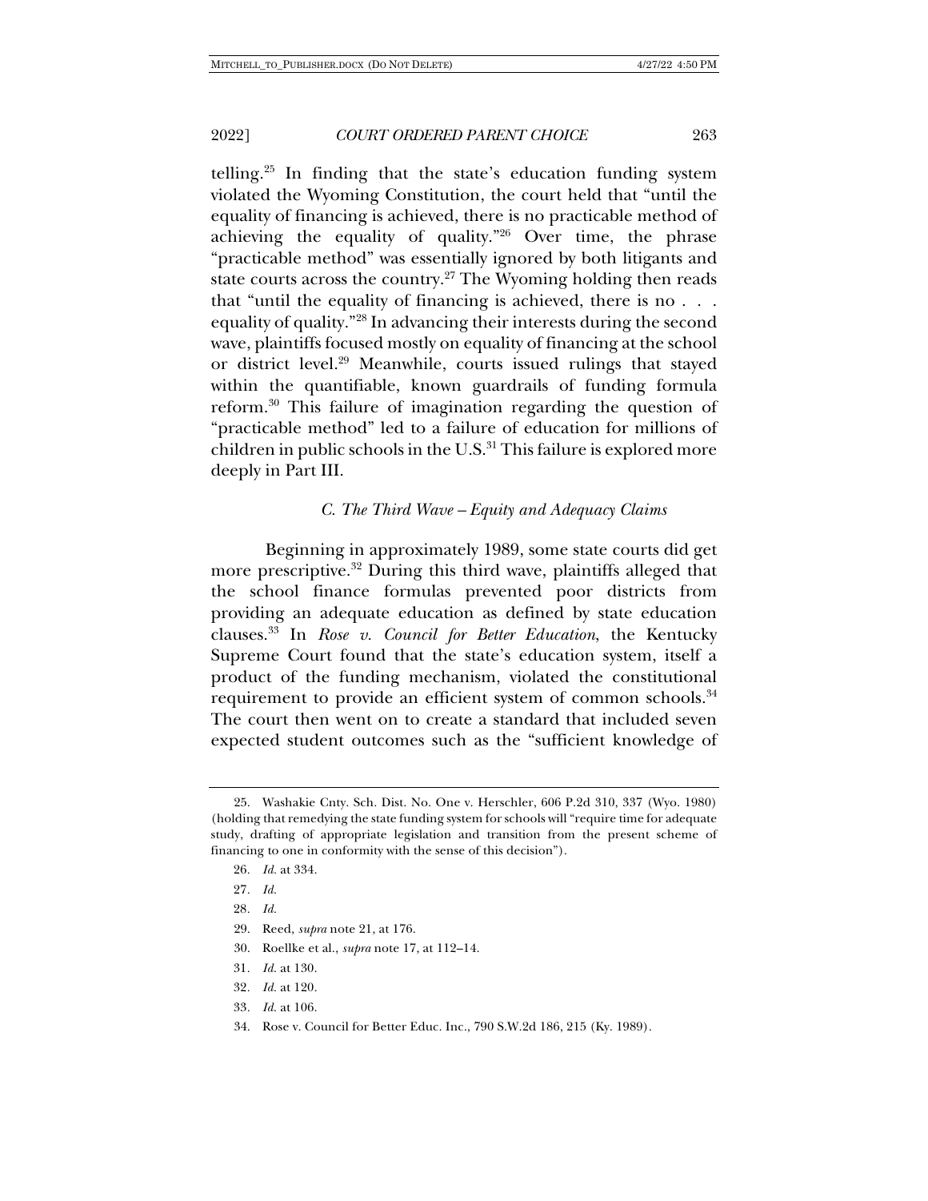telling.[25] In finding that the state's education funding system violated the Wyoming Constitution, the court held that "until the equality of financing is achieved, there is no practicable method of achieving the equality of quality."[26] Over time, the phrase "practicable method" was essentially ignored by both litigants and state courts across the country.[27] The Wyoming holding then reads that "until the equality of financing is achieved, there is no . . . equality of quality."[28] In advancing their interests during the second wave, plaintiffs focused mostly on equality of financing at the school or district level.[29] Meanwhile, courts issued rulings that stayed within the quantifiable, known guardrails of funding formula reform.[30] This failure of imagination regarding the question of "practicable method" led to a failure of education for millions of children in public schools in the U.S.[31] This failure is explored more deeply in Part III.

### *C. The Third Wave – Equity and Adequacy Claims*

Beginning in approximately 1989, some state courts did get more prescriptive.[32] During this third wave, plaintiffs alleged that the school finance formulas prevented poor districts from providing an adequate education as defined by state education clauses.[33] In *Rose v. Council for Better Education*, the Kentucky Supreme Court found that the state's education system, itself a product of the funding mechanism, violated the constitutional requirement to provide an efficient system of common schools.[34] The court then went on to create a standard that included seven expected student outcomes such as the "sufficient knowledge of

---

25. Washakie Cnty. Sch. Dist. No. One v. Herschler, 606 P.2d 310, 337 (Wyo. 1980) (holding that remedying the state funding system for schools will "require time for adequate study, drafting of appropriate legislation and transition from the present scheme of financing to one in conformity with the sense of this decision").

26. *Id.* at 334.

27. *Id.*

28. *Id.*

29. Reed, *supra* note 21, at 176.

30. Roellke et al., *supra* note 17, at 112–14.

31. *Id.* at 130.

32. *Id.* at 120.

33. *Id.* at 106.

34. Rose v. Council for Better Educ. Inc., 790 S.W.2d 186, 215 (Ky. 1989).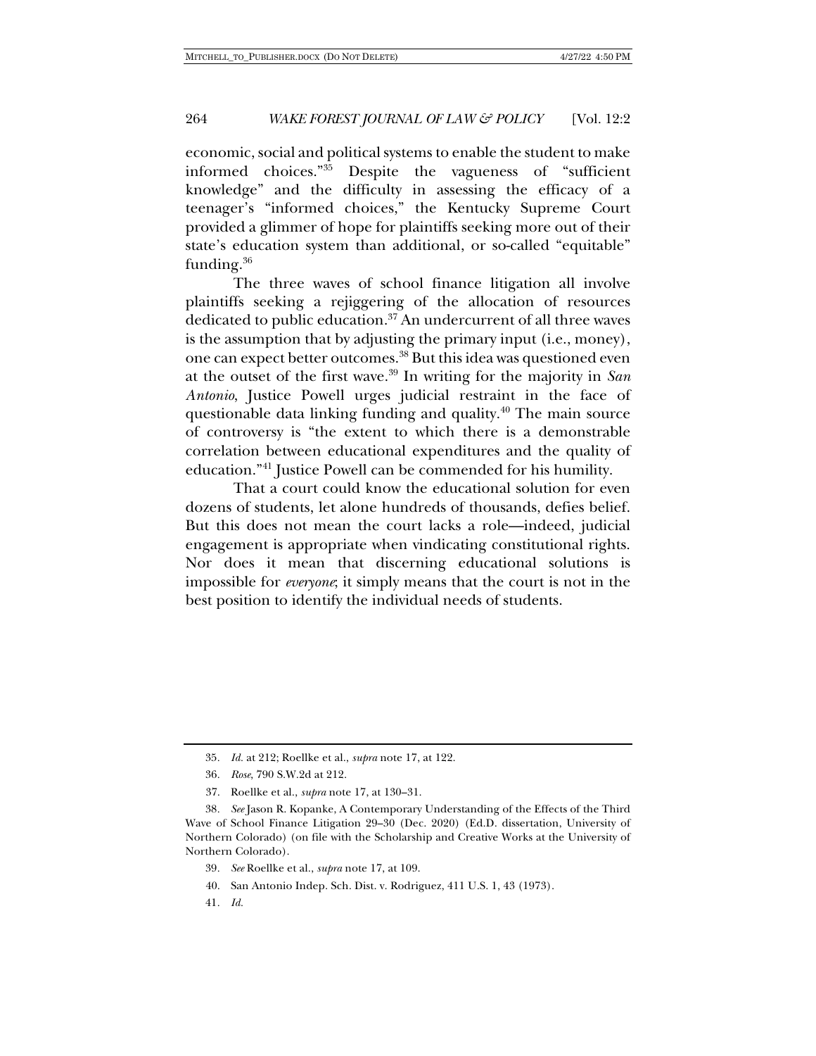economic, social and political systems to enable the student to make informed choices."[35] Despite the vagueness of "sufficient knowledge" and the difficulty in assessing the efficacy of a teenager's "informed choices," the Kentucky Supreme Court provided a glimmer of hope for plaintiffs seeking more out of their state's education system than additional, or so-called "equitable" funding.[36]

The three waves of school finance litigation all involve plaintiffs seeking a rejiggering of the allocation of resources dedicated to public education.[37] An undercurrent of all three waves is the assumption that by adjusting the primary input (i.e., money), one can expect better outcomes.[38] But this idea was questioned even at the outset of the first wave.[39] In writing for the majority in *San Antonio*, Justice Powell urges judicial restraint in the face of questionable data linking funding and quality.[40] The main source of controversy is "the extent to which there is a demonstrable correlation between educational expenditures and the quality of education."[41] Justice Powell can be commended for his humility.

That a court could know the educational solution for even dozens of students, let alone hundreds of thousands, defies belief. But this does not mean the court lacks a role—indeed, judicial engagement is appropriate when vindicating constitutional rights. Nor does it mean that discerning educational solutions is impossible for *everyone*; it simply means that the court is not in the best position to identify the individual needs of students.

---

35. *Id.* at 212; Roellke et al., *supra* note 17, at 122.

36. *Rose*, 790 S.W.2d at 212.

37. Roellke et al., *supra* note 17, at 130–31.

38. *See* Jason R. Kopanke, A Contemporary Understanding of the Effects of the Third Wave of School Finance Litigation 29–30 (Dec. 2020) (Ed.D. dissertation, University of Northern Colorado) (on file with the Scholarship and Creative Works at the University of Northern Colorado).

39. *See* Roellke et al., *supra* note 17, at 109.

40. San Antonio Indep. Sch. Dist. v. Rodriguez, 411 U.S. 1, 43 (1973).

41. *Id.*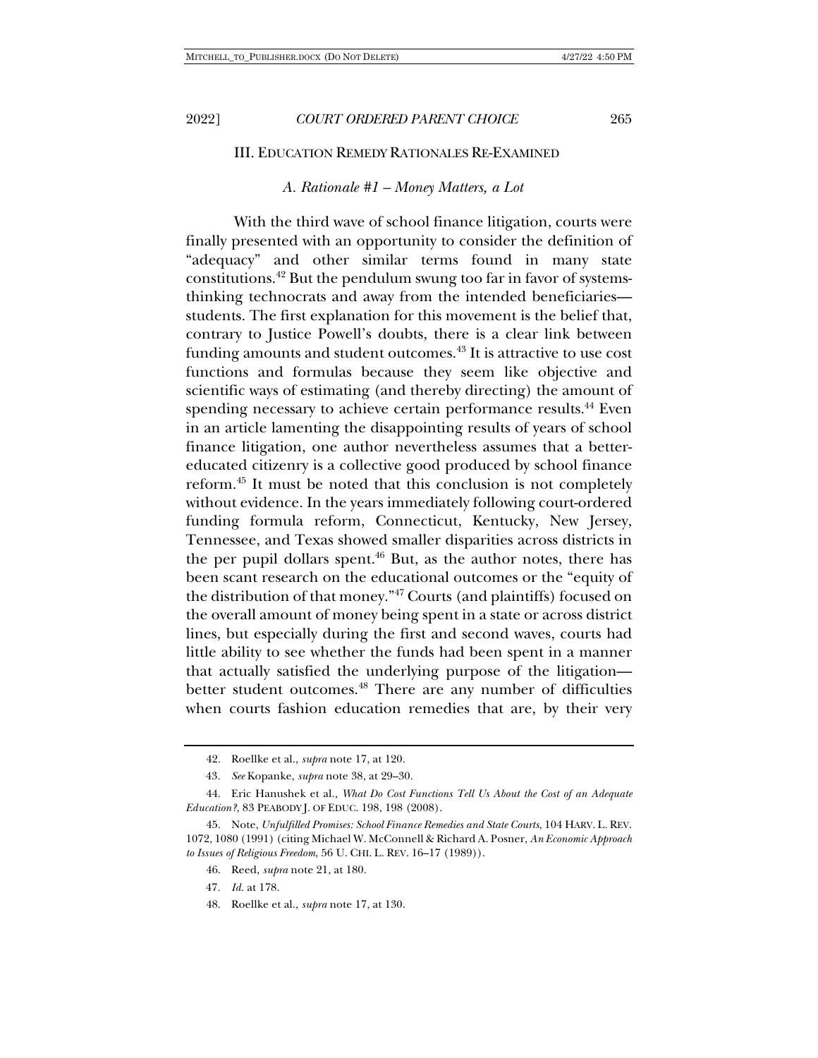## III. EDUCATION REMEDY RATIONALES RE-EXAMINED

### *A. Rationale #1 – Money Matters, a Lot*

With the third wave of school finance litigation, courts were finally presented with an opportunity to consider the definition of "adequacy" and other similar terms found in many state constitutions.[42] But the pendulum swung too far in favor of systems-thinking technocrats and away from the intended beneficiaries—students. The first explanation for this movement is the belief that, contrary to Justice Powell's doubts, there is a clear link between funding amounts and student outcomes.[43] It is attractive to use cost functions and formulas because they seem like objective and scientific ways of estimating (and thereby directing) the amount of spending necessary to achieve certain performance results.[44] Even in an article lamenting the disappointing results of years of school finance litigation, one author nevertheless assumes that a better-educated citizenry is a collective good produced by school finance reform.[45] It must be noted that this conclusion is not completely without evidence. In the years immediately following court-ordered funding formula reform, Connecticut, Kentucky, New Jersey, Tennessee, and Texas showed smaller disparities across districts in the per pupil dollars spent.[46] But, as the author notes, there has been scant research on the educational outcomes or the "equity of the distribution of that money."[47] Courts (and plaintiffs) focused on the overall amount of money being spent in a state or across district lines, but especially during the first and second waves, courts had little ability to see whether the funds had been spent in a manner that actually satisfied the underlying purpose of the litigation—better student outcomes.[48] There are any number of difficulties when courts fashion education remedies that are, by their very

---

42. Roellke et al., *supra* note 17, at 120.

43. *See* Kopanke, *supra* note 38, at 29–30.

44. Eric Hanushek et al., *What Do Cost Functions Tell Us About the Cost of an Adequate Education?*, 83 PEABODY J. OF EDUC. 198, 198 (2008).

45. Note, *Unfulfilled Promises: School Finance Remedies and State Courts*, 104 HARV. L. REV. 1072, 1080 (1991) (citing Michael W. McConnell & Richard A. Posner, *An Economic Approach to Issues of Religious Freedom*, 56 U. CHI. L. REV. 16–17 (1989)).

46. Reed, *supra* note 21, at 180.

47. *Id.* at 178.

48. Roellke et al., *supra* note 17, at 130.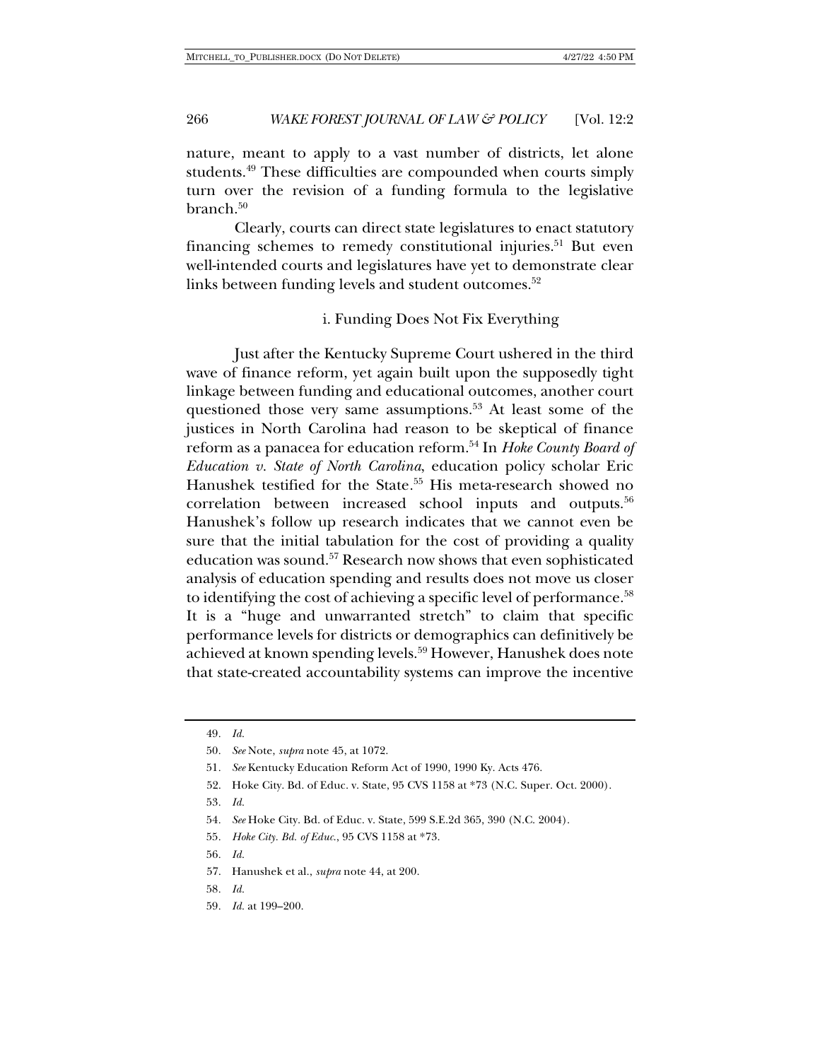nature, meant to apply to a vast number of districts, let alone students.[49] These difficulties are compounded when courts simply turn over the revision of a funding formula to the legislative branch.[50]

Clearly, courts can direct state legislatures to enact statutory financing schemes to remedy constitutional injuries.[51] But even well-intended courts and legislatures have yet to demonstrate clear links between funding levels and student outcomes.[52]

### i. Funding Does Not Fix Everything

Just after the Kentucky Supreme Court ushered in the third wave of finance reform, yet again built upon the supposedly tight linkage between funding and educational outcomes, another court questioned those very same assumptions.[53] At least some of the justices in North Carolina had reason to be skeptical of finance reform as a panacea for education reform.[54] In *Hoke County Board of Education v. State of North Carolina*, education policy scholar Eric Hanushek testified for the State.[55] His meta-research showed no correlation between increased school inputs and outputs.[56] Hanushek's follow up research indicates that we cannot even be sure that the initial tabulation for the cost of providing a quality education was sound.[57] Research now shows that even sophisticated analysis of education spending and results does not move us closer to identifying the cost of achieving a specific level of performance.[58] It is a "huge and unwarranted stretch" to claim that specific performance levels for districts or demographics can definitively be achieved at known spending levels.[59] However, Hanushek does note that state-created accountability systems can improve the incentive

---

49. *Id.*
50. *See* Note, *supra* note 45, at 1072.
51. *See* Kentucky Education Reform Act of 1990, 1990 Ky. Acts 476.
52. Hoke Cty. Bd. of Educ. v. State, 95 CVS 1158 at *73 (N.C. Super. Oct. 2000).
53. *Id.*
54. *See* Hoke Cty. Bd. of Educ. v. State, 599 S.E.2d 365, 390 (N.C. 2004).
55. *Hoke Cty. Bd. of Educ.*, 95 CVS 1158 at *73.
56. *Id.*
57. Hanushek et al., *supra* note 44, at 200.
58. *Id.*
59. *Id.* at 199–200.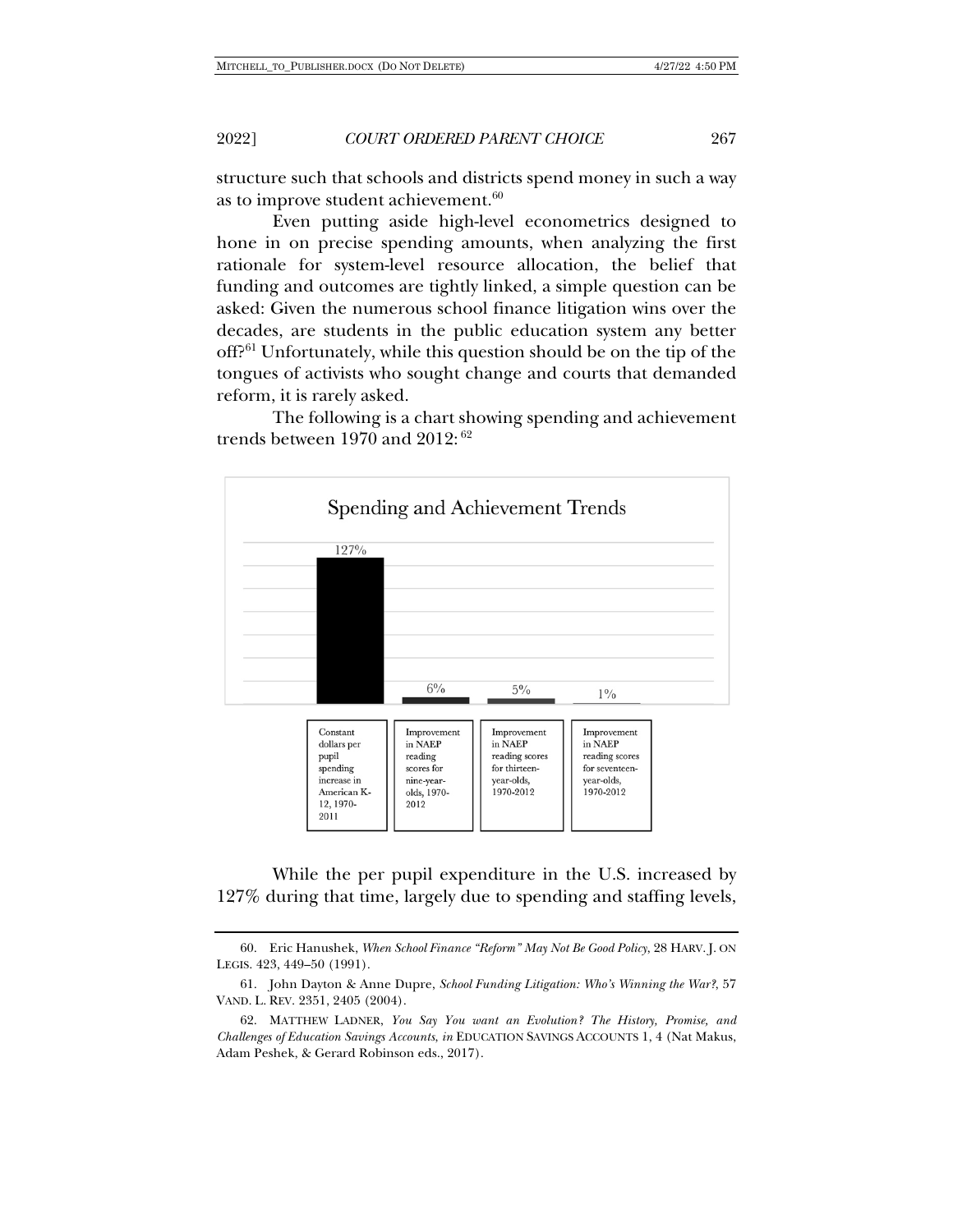structure such that schools and districts spend money in such a way as to improve student achievement.[60]

Even putting aside high-level econometrics designed to hone in on precise spending amounts, when analyzing the first rationale for system-level resource allocation, the belief that funding and outcomes are tightly linked, a simple question can be asked: Given the numerous school finance litigation wins over the decades, are students in the public education system any better off?[61] Unfortunately, while this question should be on the tip of the tongues of activists who sought change and courts that demanded reform, it is rarely asked.

The following is a chart showing spending and achievement trends between 1970 and 2012: [62]

**Spending and Achievement Trends**

| Constant dollars per pupil spending increase in American K-12, 1970-2011 | Improvement in NAEP reading scores for nine-year-olds, 1970-2012 | Improvement in NAEP reading scores for thirteen-year-olds, 1970-2012 | Improvement in NAEP reading scores for seventeen-year-olds, 1970-2012 |
| --- | --- | --- | --- |
| 127% | 6% | 5% | 1% |

While the per pupil expenditure in the U.S. increased by 127% during that time, largely due to spending and staffing levels,

---

60. Eric Hanushek, *When School Finance "Reform" May Not Be Good Policy*, 28 HARV. J. ON LEGIS. 423, 449–50 (1991).

61. John Dayton & Anne Dupre, *School Funding Litigation: Who's Winning the War?*, 57 VAND. L. REV. 2351, 2405 (2004).

62. MATTHEW LADNER, *You Say You want an Evolution? The History, Promise, and Challenges of Education Savings Accounts*, *in* EDUCATION SAVINGS ACCOUNTS 1, 4 (Nat Makus, Adam Peshek, & Gerard Robinson eds., 2017).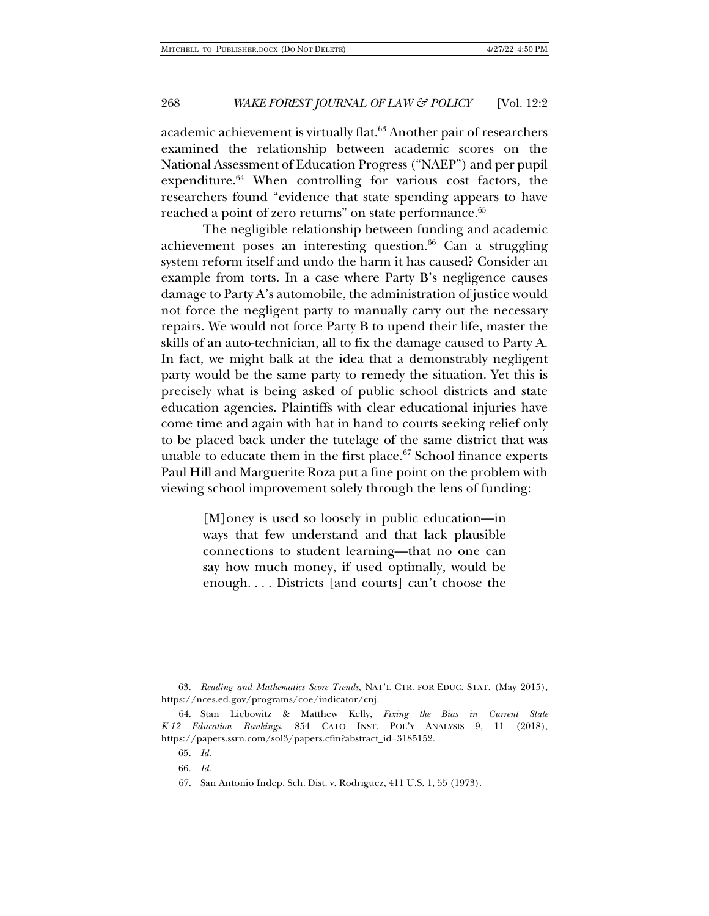academic achievement is virtually flat.[63] Another pair of researchers examined the relationship between academic scores on the National Assessment of Education Progress ("NAEP") and per pupil expenditure.[64] When controlling for various cost factors, the researchers found "evidence that state spending appears to have reached a point of zero returns" on state performance.[65]

The negligible relationship between funding and academic achievement poses an interesting question.[66] Can a struggling system reform itself and undo the harm it has caused? Consider an example from torts. In a case where Party B's negligence causes damage to Party A's automobile, the administration of justice would not force the negligent party to manually carry out the necessary repairs. We would not force Party B to upend their life, master the skills of an auto-technician, all to fix the damage caused to Party A. In fact, we might balk at the idea that a demonstrably negligent party would be the same party to remedy the situation. Yet this is precisely what is being asked of public school districts and state education agencies. Plaintiffs with clear educational injuries have come time and again with hat in hand to courts seeking relief only to be placed back under the tutelage of the same district that was unable to educate them in the first place.[67] School finance experts Paul Hill and Marguerite Roza put a fine point on the problem with viewing school improvement solely through the lens of funding:

> [M]oney is used so loosely in public education—in ways that few understand and that lack plausible connections to student learning—that no one can say how much money, if used optimally, would be enough. . . . Districts [and courts] can't choose the

---

63. *Reading and Mathematics Score Trends*, NAT'L CTR. FOR EDUC. STAT. (May 2015), https://nces.ed.gov/programs/coe/indicator/cnj.

64. Stan Liebowitz & Matthew Kelly, *Fixing the Bias in Current State K-12 Education Rankings*, 854 CATO INST. POL'Y ANALYSIS 9, 11 (2018), https://papers.ssrn.com/sol3/papers.cfm?abstract_id=3185152.

65. *Id.*

66. *Id.*

67. San Antonio Indep. Sch. Dist. v. Rodriguez, 411 U.S. 1, 55 (1973).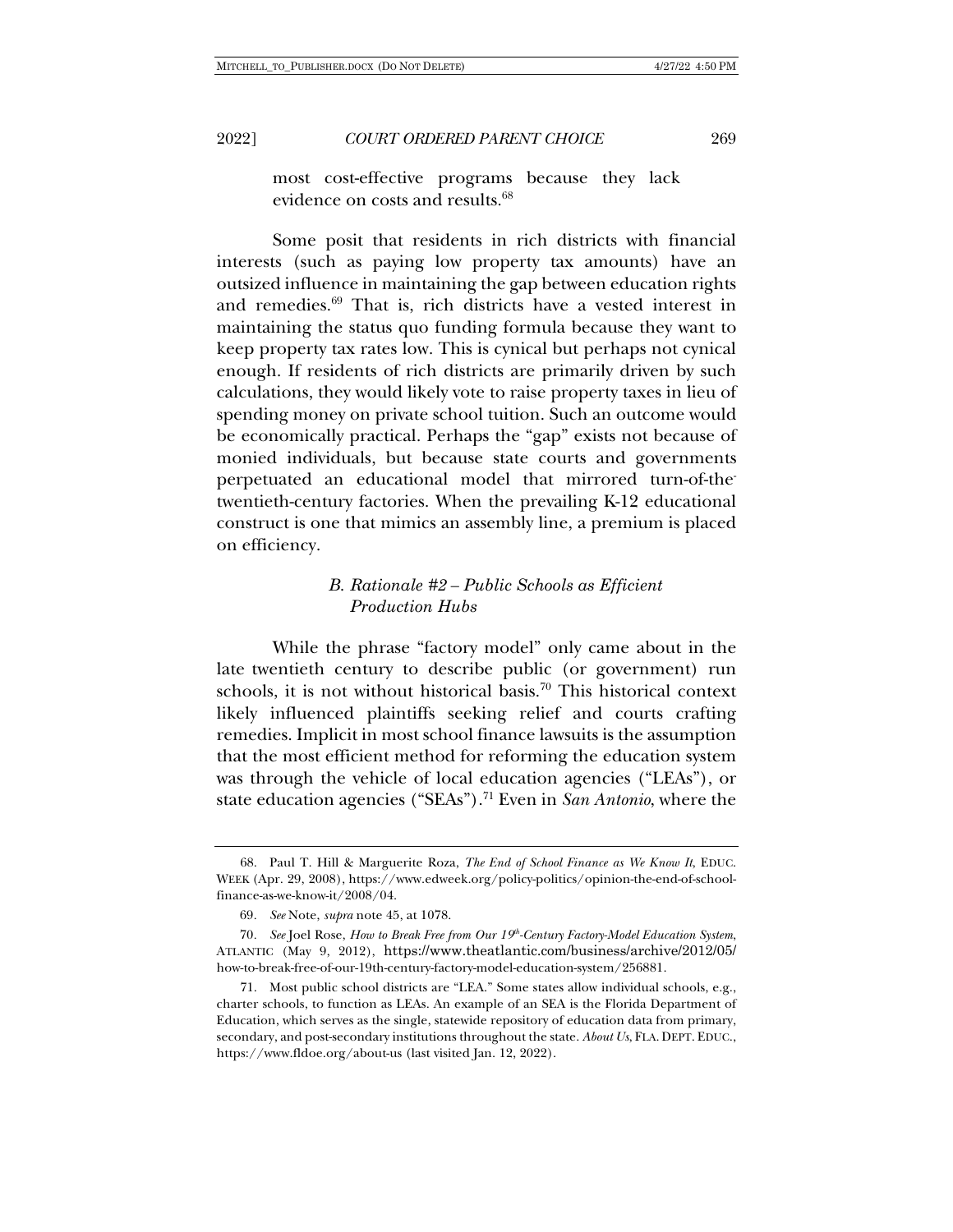most cost-effective programs because they lack evidence on costs and results.[68]

Some posit that residents in rich districts with financial interests (such as paying low property tax amounts) have an outsized influence in maintaining the gap between education rights and remedies.[69] That is, rich districts have a vested interest in maintaining the status quo funding formula because they want to keep property tax rates low. This is cynical but perhaps not cynical enough. If residents of rich districts are primarily driven by such calculations, they would likely vote to raise property taxes in lieu of spending money on private school tuition. Such an outcome would be economically practical. Perhaps the "gap" exists not because of monied individuals, but because state courts and governments perpetuated an educational model that mirrored turn-of-the-twentieth-century factories. When the prevailing K-12 educational construct is one that mimics an assembly line, a premium is placed on efficiency.

### *B. Rationale #2 – Public Schools as Efficient Production Hubs*

While the phrase "factory model" only came about in the late twentieth century to describe public (or government) run schools, it is not without historical basis.[70] This historical context likely influenced plaintiffs seeking relief and courts crafting remedies. Implicit in most school finance lawsuits is the assumption that the most efficient method for reforming the education system was through the vehicle of local education agencies ("LEAs"), or state education agencies ("SEAs").[71] Even in *San Antonio*, where the

---

68. Paul T. Hill & Marguerite Roza, *The End of School Finance as We Know It*, EDUC. WEEK (Apr. 29, 2008), https://www.edweek.org/policy-politics/opinion-the-end-of-school-finance-as-we-know-it/2008/04.

69. *See* Note, *supra* note 45, at 1078.

70. *See* Joel Rose, *How to Break Free from Our 19th-Century Factory-Model Education System*, ATLANTIC (May 9, 2012), https://www.theatlantic.com/business/archive/2012/05/how-to-break-free-of-our-19th-century-factory-model-education-system/256881.

71. Most public school districts are "LEA." Some states allow individual schools, e.g., charter schools, to function as LEAs. An example of an SEA is the Florida Department of Education, which serves as the single, statewide repository of education data from primary, secondary, and post-secondary institutions throughout the state. *About Us*, FLA. DEPT. EDUC., https://www.fldoe.org/about-us (last visited Jan. 12, 2022).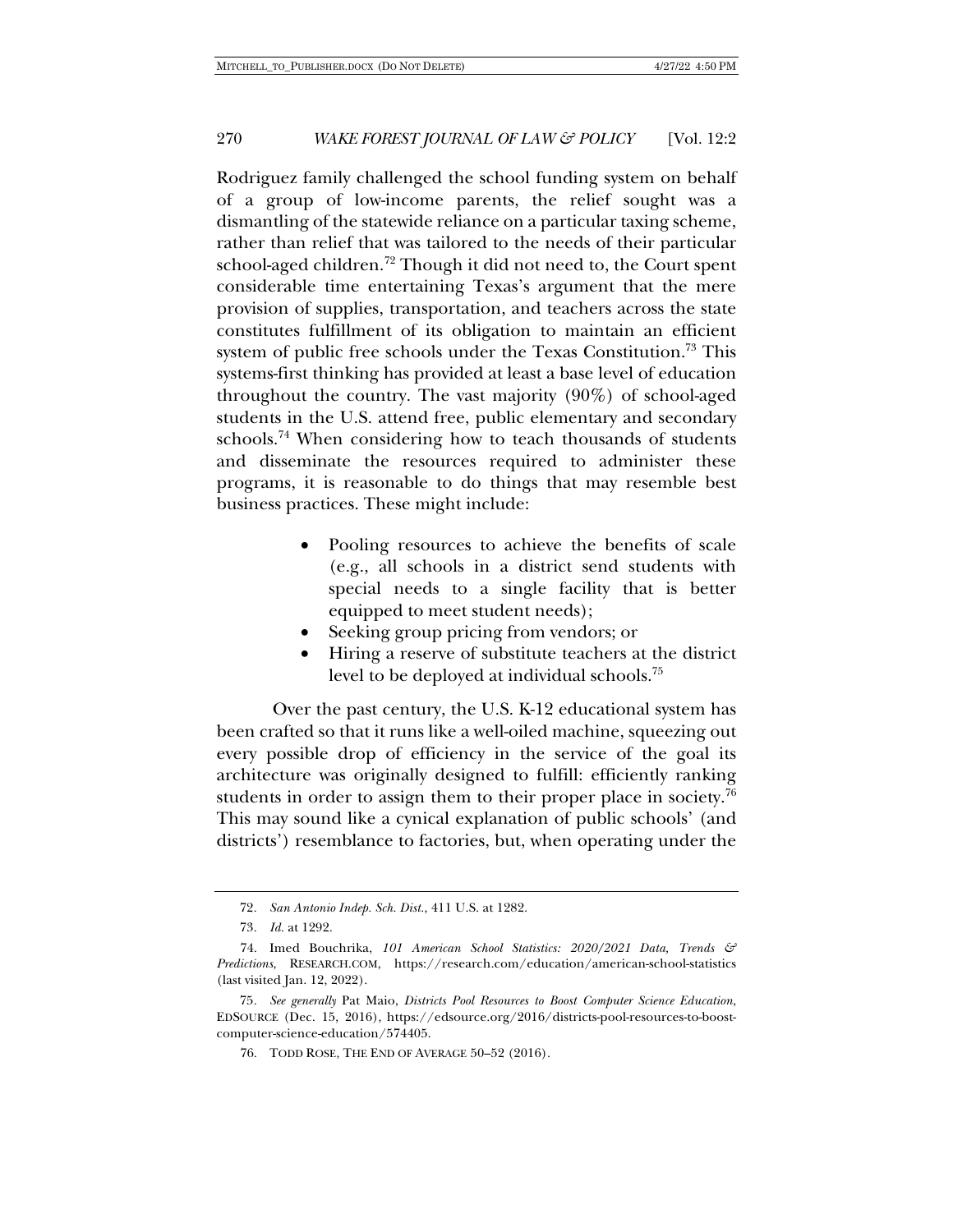Rodriguez family challenged the school funding system on behalf of a group of low-income parents, the relief sought was a dismantling of the statewide reliance on a particular taxing scheme, rather than relief that was tailored to the needs of their particular school-aged children.[72] Though it did not need to, the Court spent considerable time entertaining Texas's argument that the mere provision of supplies, transportation, and teachers across the state constitutes fulfillment of its obligation to maintain an efficient system of public free schools under the Texas Constitution.[73] This systems-first thinking has provided at least a base level of education throughout the country. The vast majority (90%) of school-aged students in the U.S. attend free, public elementary and secondary schools.[74] When considering how to teach thousands of students and disseminate the resources required to administer these programs, it is reasonable to do things that may resemble best business practices. These might include:

- Pooling resources to achieve the benefits of scale (e.g., all schools in a district send students with special needs to a single facility that is better equipped to meet student needs);
- Seeking group pricing from vendors; or
- Hiring a reserve of substitute teachers at the district level to be deployed at individual schools.[75]

Over the past century, the U.S. K-12 educational system has been crafted so that it runs like a well-oiled machine, squeezing out every possible drop of efficiency in the service of the goal its architecture was originally designed to fulfill: efficiently ranking students in order to assign them to their proper place in society.[76] This may sound like a cynical explanation of public schools' (and districts') resemblance to factories, but, when operating under the

---

72. *San Antonio Indep. Sch. Dist.*, 411 U.S. at 1282.

73. *Id.* at 1292.

74. Imed Bouchrika, *101 American School Statistics: 2020/2021 Data, Trends & Predictions*, RESEARCH.COM, https://research.com/education/american-school-statistics (last visited Jan. 12, 2022).

75. *See generally* Pat Maio, *Districts Pool Resources to Boost Computer Science Education*, EDSOURCE (Dec. 15, 2016), https://edsource.org/2016/districts-pool-resources-to-boost-computer-science-education/574405.

76. TODD ROSE, THE END OF AVERAGE 50–52 (2016).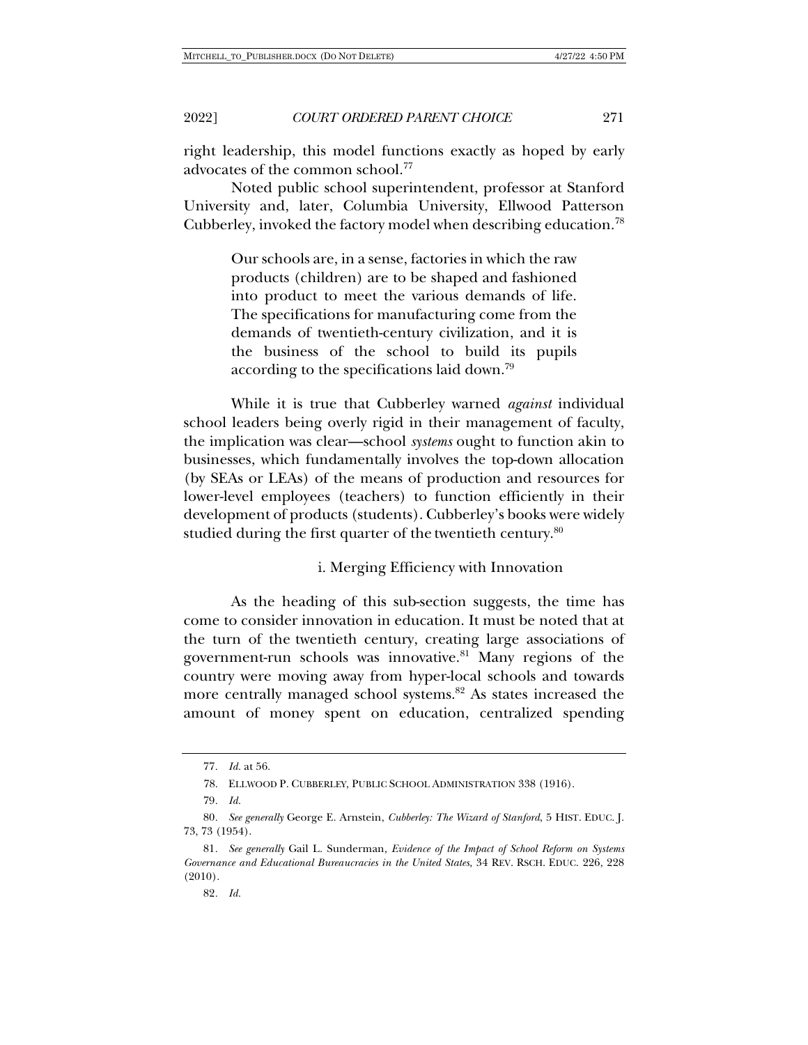right leadership, this model functions exactly as hoped by early advocates of the common school.[77]

Noted public school superintendent, professor at Stanford University and, later, Columbia University, Ellwood Patterson Cubberley, invoked the factory model when describing education.[78]

> Our schools are, in a sense, factories in which the raw products (children) are to be shaped and fashioned into product to meet the various demands of life. The specifications for manufacturing come from the demands of twentieth-century civilization, and it is the business of the school to build its pupils according to the specifications laid down.[79]

While it is true that Cubberley warned *against* individual school leaders being overly rigid in their management of faculty, the implication was clear—school *systems* ought to function akin to businesses, which fundamentally involves the top-down allocation (by SEAs or LEAs) of the means of production and resources for lower-level employees (teachers) to function efficiently in their development of products (students). Cubberley's books were widely studied during the first quarter of the twentieth century.[80]

#### i. Merging Efficiency with Innovation

As the heading of this sub-section suggests, the time has come to consider innovation in education. It must be noted that at the turn of the twentieth century, creating large associations of government-run schools was innovative.[81] Many regions of the country were moving away from hyper-local schools and towards more centrally managed school systems.[82] As states increased the amount of money spent on education, centralized spending

---

77. *Id.* at 56.

78. ELLWOOD P. CUBBERLEY, PUBLIC SCHOOL ADMINISTRATION 338 (1916).

79. *Id.*

80. *See generally* George E. Arnstein, *Cubberley: The Wizard of Stanford*, 5 HIST. EDUC. J. 73, 73 (1954).

81. *See generally* Gail L. Sunderman, *Evidence of the Impact of School Reform on Systems Governance and Educational Bureaucracies in the United States*, 34 REV. RSCH. EDUC. 226, 228 (2010).

82. *Id.*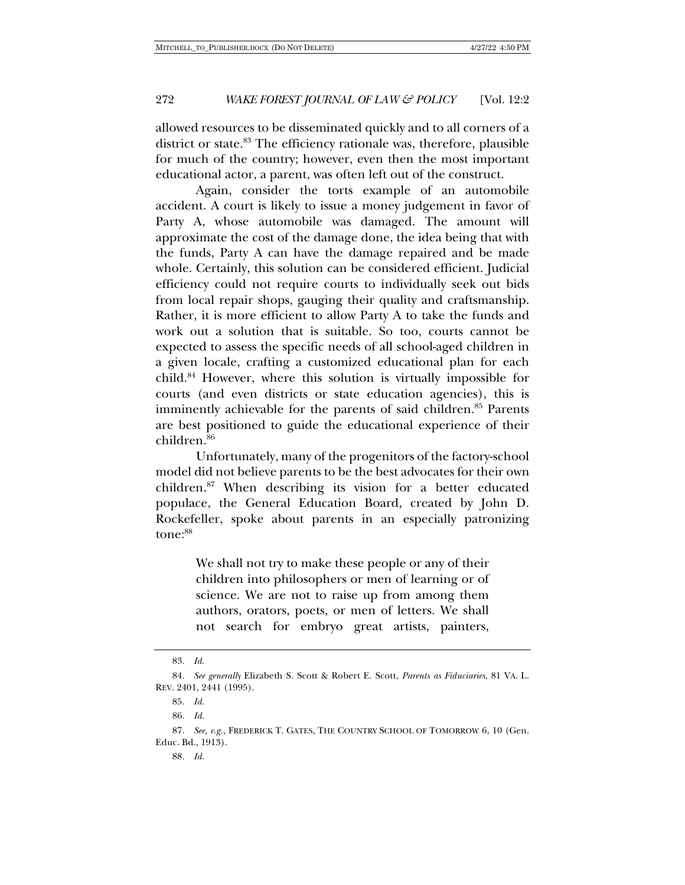allowed resources to be disseminated quickly and to all corners of a district or state.[83] The efficiency rationale was, therefore, plausible for much of the country; however, even then the most important educational actor, a parent, was often left out of the construct.

Again, consider the torts example of an automobile accident. A court is likely to issue a money judgement in favor of Party A, whose automobile was damaged. The amount will approximate the cost of the damage done, the idea being that with the funds, Party A can have the damage repaired and be made whole. Certainly, this solution can be considered efficient. Judicial efficiency could not require courts to individually seek out bids from local repair shops, gauging their quality and craftsmanship. Rather, it is more efficient to allow Party A to take the funds and work out a solution that is suitable. So too, courts cannot be expected to assess the specific needs of all school-aged children in a given locale, crafting a customized educational plan for each child.[84] However, where this solution is virtually impossible for courts (and even districts or state education agencies), this is imminently achievable for the parents of said children.[85] Parents are best positioned to guide the educational experience of their children.[86]

Unfortunately, many of the progenitors of the factory-school model did not believe parents to be the best advocates for their own children.[87] When describing its vision for a better educated populace, the General Education Board, created by John D. Rockefeller, spoke about parents in an especially patronizing tone:[88]

> We shall not try to make these people or any of their children into philosophers or men of learning or of science. We are not to raise up from among them authors, orators, poets, or men of letters. We shall not search for embryo great artists, painters,

---

83. *Id.*

84. *See generally* Elizabeth S. Scott & Robert E. Scott, *Parents as Fiduciaries*, 81 VA. L. REV. 2401, 2441 (1995).

85. *Id.*

86. *Id.*

87. *See, e.g.*, FREDERICK T. GATES, THE COUNTRY SCHOOL OF TOMORROW 6, 10 (Gen. Educ. Bd., 1913).

88. *Id.*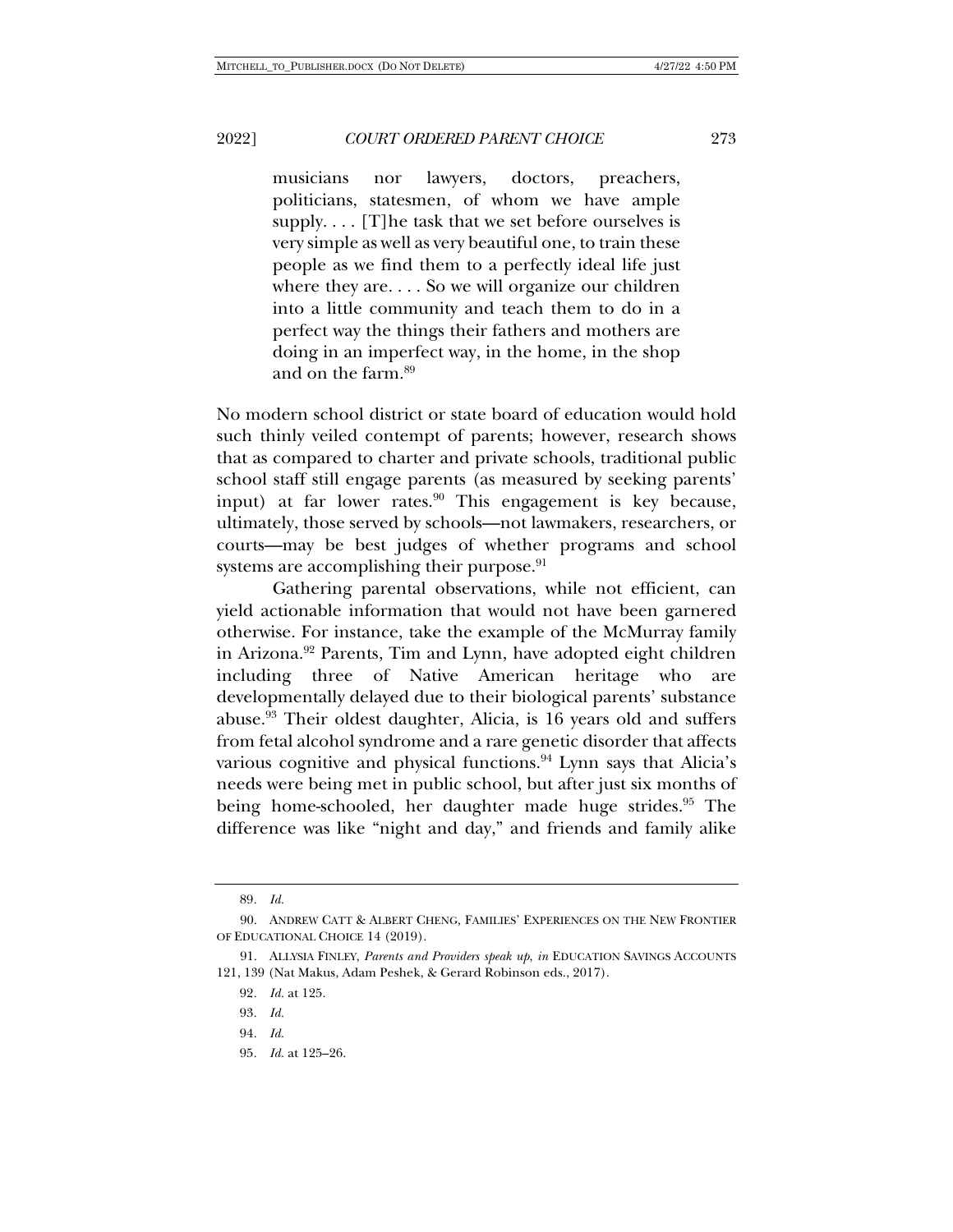> musicians nor lawyers, doctors, preachers, politicians, statesmen, of whom we have ample supply. . . . [T]he task that we set before ourselves is very simple as well as very beautiful one, to train these people as we find them to a perfectly ideal life just where they are. . . . So we will organize our children into a little community and teach them to do in a perfect way the things their fathers and mothers are doing in an imperfect way, in the home, in the shop and on the farm.[89]

No modern school district or state board of education would hold such thinly veiled contempt of parents; however, research shows that as compared to charter and private schools, traditional public school staff still engage parents (as measured by seeking parents' input) at far lower rates.[90] This engagement is key because, ultimately, those served by schools—not lawmakers, researchers, or courts—may be best judges of whether programs and school systems are accomplishing their purpose.[91]

Gathering parental observations, while not efficient, can yield actionable information that would not have been garnered otherwise. For instance, take the example of the McMurray family in Arizona.[92] Parents, Tim and Lynn, have adopted eight children including three of Native American heritage who are developmentally delayed due to their biological parents' substance abuse.[93] Their oldest daughter, Alicia, is 16 years old and suffers from fetal alcohol syndrome and a rare genetic disorder that affects various cognitive and physical functions.[94] Lynn says that Alicia's needs were being met in public school, but after just six months of being home-schooled, her daughter made huge strides.[95] The difference was like "night and day," and friends and family alike

---

89. *Id.*

90. ANDREW CATT & ALBERT CHENG, FAMILIES' EXPERIENCES ON THE NEW FRONTIER OF EDUCATIONAL CHOICE 14 (2019).

91. ALLYSIA FINLEY, *Parents and Providers speak up*, *in* EDUCATION SAVINGS ACCOUNTS 121, 139 (Nat Makus, Adam Peshek, & Gerard Robinson eds., 2017).

92. *Id.* at 125.

93. *Id.*

94. *Id.*

95. *Id.* at 125–26.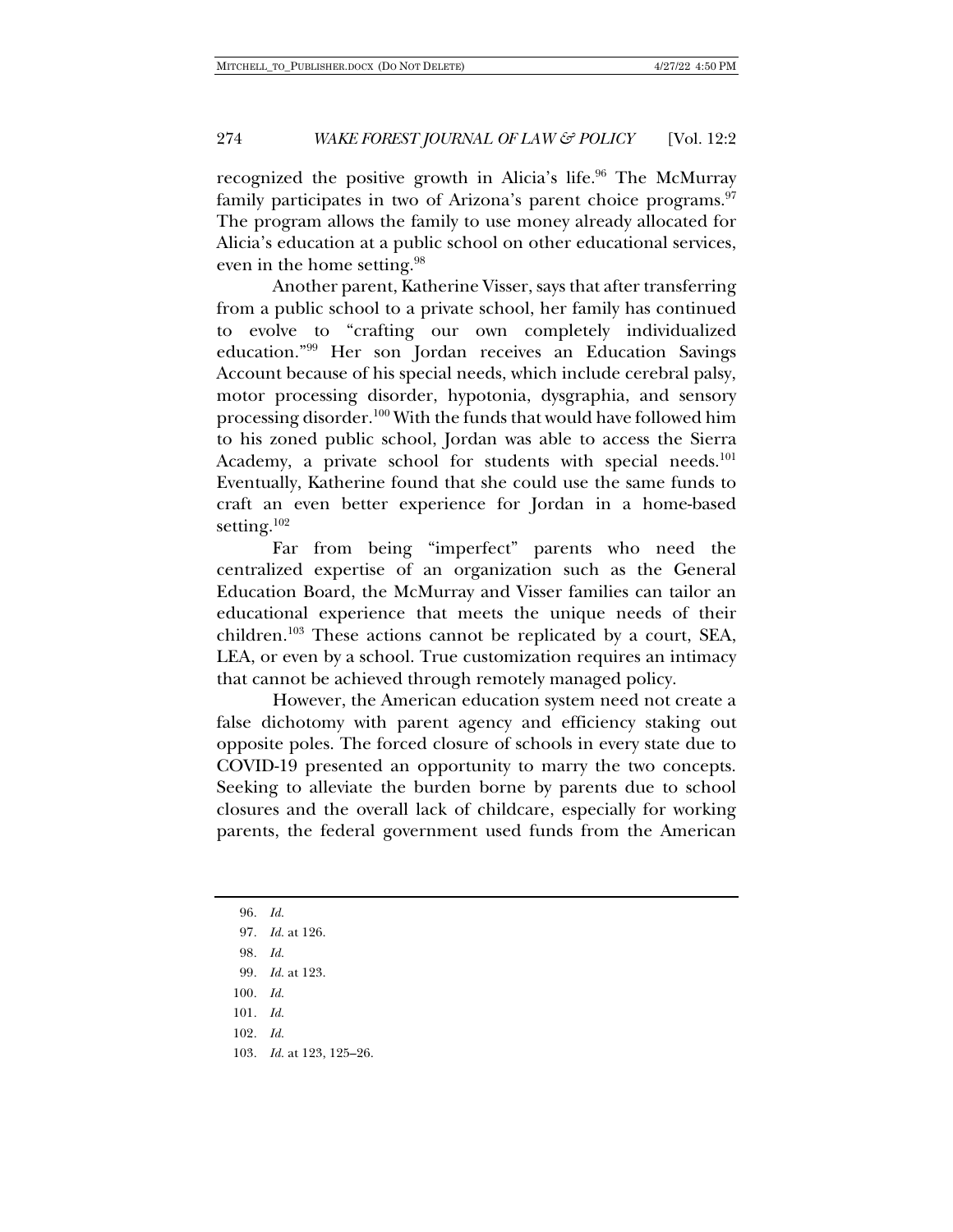recognized the positive growth in Alicia's life.[96] The McMurray family participates in two of Arizona's parent choice programs.[97] The program allows the family to use money already allocated for Alicia's education at a public school on other educational services, even in the home setting.[98]

Another parent, Katherine Visser, says that after transferring from a public school to a private school, her family has continued to evolve to "crafting our own completely individualized education."[99] Her son Jordan receives an Education Savings Account because of his special needs, which include cerebral palsy, motor processing disorder, hypotonia, dysgraphia, and sensory processing disorder.[100] With the funds that would have followed him to his zoned public school, Jordan was able to access the Sierra Academy, a private school for students with special needs.[101] Eventually, Katherine found that she could use the same funds to craft an even better experience for Jordan in a home-based setting.[102]

Far from being "imperfect" parents who need the centralized expertise of an organization such as the General Education Board, the McMurray and Visser families can tailor an educational experience that meets the unique needs of their children.[103] These actions cannot be replicated by a court, SEA, LEA, or even by a school. True customization requires an intimacy that cannot be achieved through remotely managed policy.

However, the American education system need not create a false dichotomy with parent agency and efficiency staking out opposite poles. The forced closure of schools in every state due to COVID-19 presented an opportunity to marry the two concepts. Seeking to alleviate the burden borne by parents due to school closures and the overall lack of childcare, especially for working parents, the federal government used funds from the American

---

96. *Id.*

97. *Id.* at 126.

98. *Id.*

99. *Id.* at 123.

100. *Id.*

101. *Id.*

102. *Id.*

103. *Id.* at 123, 125–26.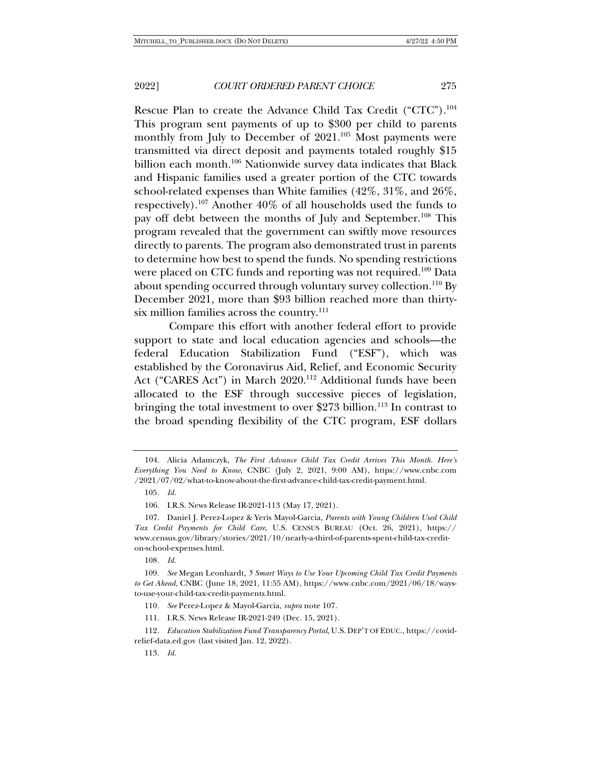Rescue Plan to create the Advance Child Tax Credit ("CTC").[104] This program sent payments of up to $300 per child to parents monthly from July to December of 2021.[105] Most payments were transmitted via direct deposit and payments totaled roughly $15 billion each month.[106] Nationwide survey data indicates that Black and Hispanic families used a greater portion of the CTC towards school-related expenses than White families (42%, 31%, and 26%, respectively).[107] Another 40% of all households used the funds to pay off debt between the months of July and September.[108] This program revealed that the government can swiftly move resources directly to parents. The program also demonstrated trust in parents to determine how best to spend the funds. No spending restrictions were placed on CTC funds and reporting was not required.[109] Data about spending occurred through voluntary survey collection.[110] By December 2021, more than $93 billion reached more than thirty-six million families across the country.[111]

Compare this effort with another federal effort to provide support to state and local education agencies and schools—the federal Education Stabilization Fund ("ESF"), which was established by the Coronavirus Aid, Relief, and Economic Security Act ("CARES Act") in March 2020.[112] Additional funds have been allocated to the ESF through successive pieces of legislation, bringing the total investment to over $273 billion.[113] In contrast to the broad spending flexibility of the CTC program, ESF dollars

---

104. Alicia Adamczyk, *The First Advance Child Tax Credit Arrives This Month. Here's Everything You Need to Know*, CNBC (July 2, 2021, 9:00 AM), https://www.cnbc.com/2021/07/02/what-to-know-about-the-first-advance-child-tax-credit-payment.html.

105. *Id.*

106. I.R.S. News Release IR-2021-113 (May 17, 2021).

107. Daniel J. Perez-Lopez & Yeris Mayol-Garcia, *Parents with Young Children Used Child Tax Credit Payments for Child Care*, U.S. CENSUS BUREAU (Oct. 26, 2021), https://www.census.gov/library/stories/2021/10/nearly-a-third-of-parents-spent-child-tax-credit-on-school-expenses.html.

108. *Id.*

109. *See* Megan Leonhardt, *5 Smart Ways to Use Your Upcoming Child Tax Credit Payments to Get Ahead*, CNBC (June 18, 2021, 11:55 AM), https://www.cnbc.com/2021/06/18/ways-to-use-your-child-tax-credit-payments.html.

110. *See* Perez-Lopez & Mayol-Garcia, *supra* note 107.

111. I.R.S. News Release IR-2021-249 (Dec. 15, 2021).

112. *Education Stabilization Fund Transparency Portal*, U.S. DEP'T OF EDUC., https://covid-relief-data.ed.gov (last visited Jan. 12, 2022).

113. *Id.*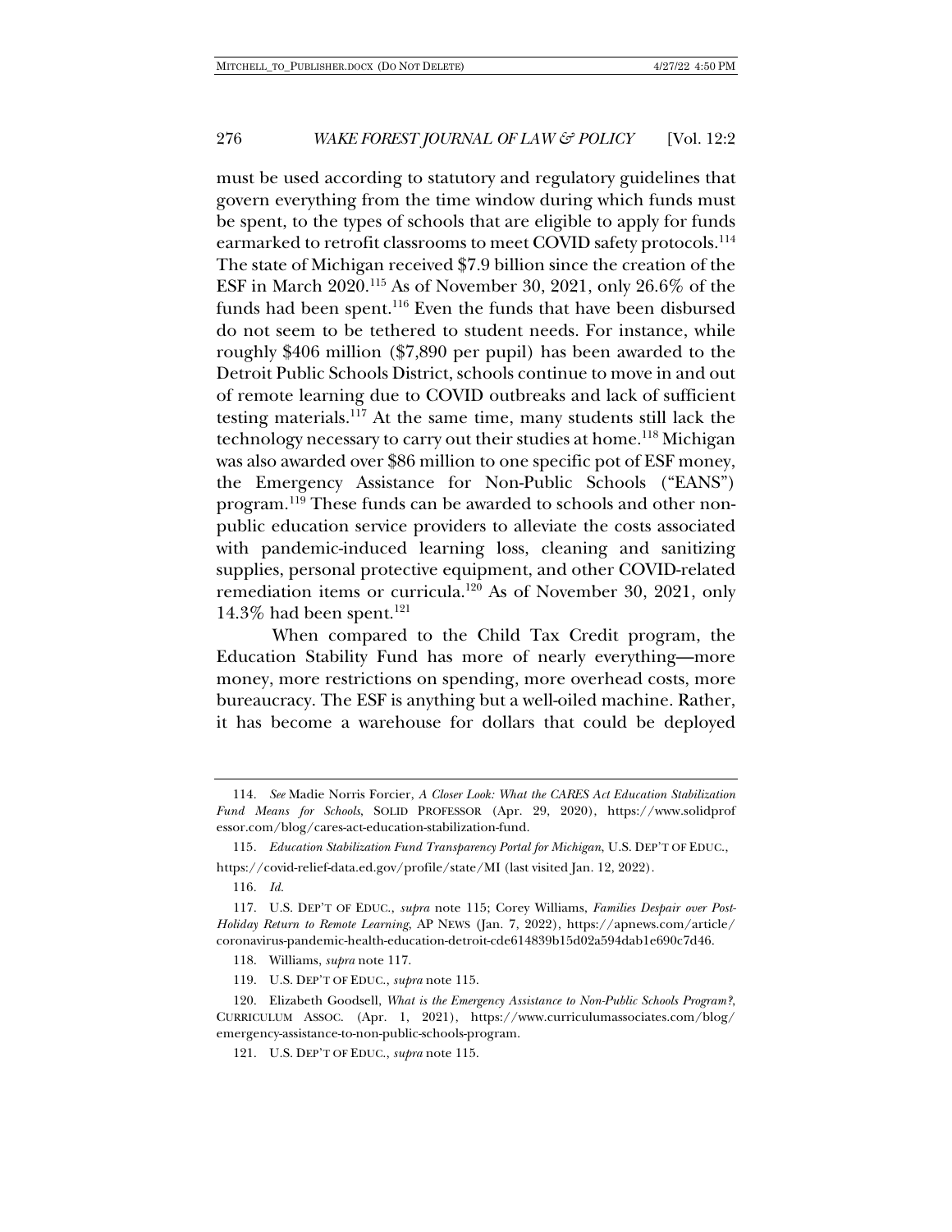must be used according to statutory and regulatory guidelines that govern everything from the time window during which funds must be spent, to the types of schools that are eligible to apply for funds earmarked to retrofit classrooms to meet COVID safety protocols.[114] The state of Michigan received $7.9 billion since the creation of the ESF in March 2020.[115] As of November 30, 2021, only 26.6% of the funds had been spent.[116] Even the funds that have been disbursed do not seem to be tethered to student needs. For instance, while roughly $406 million ($7,890 per pupil) has been awarded to the Detroit Public Schools District, schools continue to move in and out of remote learning due to COVID outbreaks and lack of sufficient testing materials.[117] At the same time, many students still lack the technology necessary to carry out their studies at home.[118] Michigan was also awarded over $86 million to one specific pot of ESF money, the Emergency Assistance for Non-Public Schools ("EANS") program.[119] These funds can be awarded to schools and other non-public education service providers to alleviate the costs associated with pandemic-induced learning loss, cleaning and sanitizing supplies, personal protective equipment, and other COVID-related remediation items or curricula.[120] As of November 30, 2021, only 14.3% had been spent.[121]

When compared to the Child Tax Credit program, the Education Stability Fund has more of nearly everything—more money, more restrictions on spending, more overhead costs, more bureaucracy. The ESF is anything but a well-oiled machine. Rather, it has become a warehouse for dollars that could be deployed

---

114. *See* Madie Norris Forcier, *A Closer Look: What the CARES Act Education Stabilization Fund Means for Schools*, SOLID PROFESSOR (Apr. 29, 2020), https://www.solidprofessor.com/blog/cares-act-education-stabilization-fund.

115. *Education Stabilization Fund Transparency Portal for Michigan*, U.S. DEP'T OF EDUC., https://covid-relief-data.ed.gov/profile/state/MI (last visited Jan. 12, 2022).

116. *Id.*

117. U.S. DEP'T OF EDUC., *supra* note 115; Corey Williams, *Families Despair over Post-Holiday Return to Remote Learning*, AP NEWS (Jan. 7, 2022), https://apnews.com/article/coronavirus-pandemic-health-education-detroit-cde614839b15d02a594dab1e690c7d46.

118. Williams, *supra* note 117.

119. U.S. DEP'T OF EDUC., *supra* note 115.

120. Elizabeth Goodsell, *What is the Emergency Assistance to Non-Public Schools Program?*, CURRICULUM ASSOC. (Apr. 1, 2021), https://www.curriculumassociates.com/blog/emergency-assistance-to-non-public-schools-program.

121. U.S. DEP'T OF EDUC., *supra* note 115.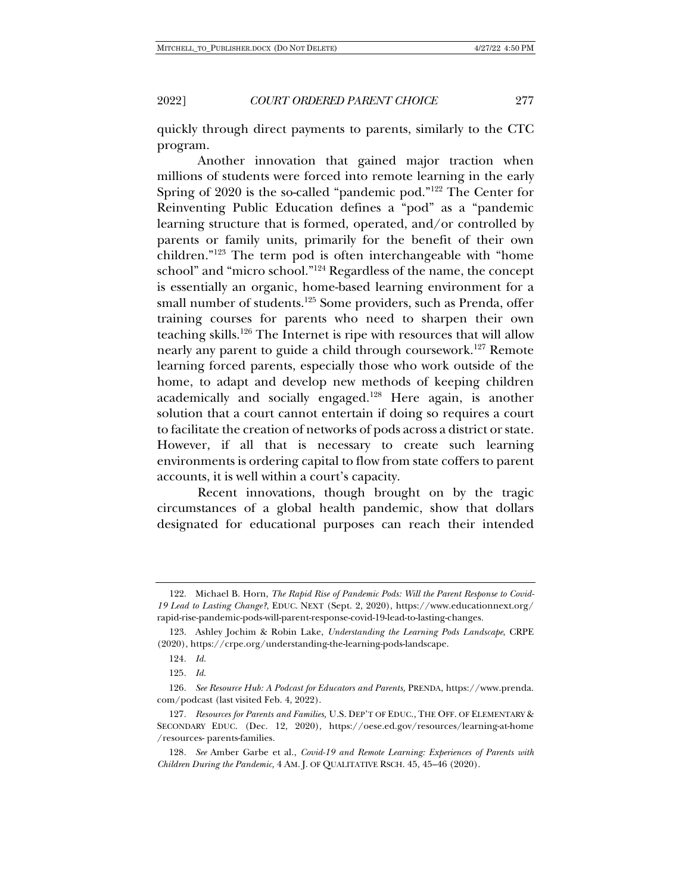quickly through direct payments to parents, similarly to the CTC program.

Another innovation that gained major traction when millions of students were forced into remote learning in the early Spring of 2020 is the so-called "pandemic pod."[122] The Center for Reinventing Public Education defines a "pod" as a "pandemic learning structure that is formed, operated, and/or controlled by parents or family units, primarily for the benefit of their own children."[123] The term pod is often interchangeable with "home school" and "micro school."[124] Regardless of the name, the concept is essentially an organic, home-based learning environment for a small number of students.[125] Some providers, such as Prenda, offer training courses for parents who need to sharpen their own teaching skills.[126] The Internet is ripe with resources that will allow nearly any parent to guide a child through coursework.[127] Remote learning forced parents, especially those who work outside of the home, to adapt and develop new methods of keeping children academically and socially engaged.[128] Here again, is another solution that a court cannot entertain if doing so requires a court to facilitate the creation of networks of pods across a district or state. However, if all that is necessary to create such learning environments is ordering capital to flow from state coffers to parent accounts, it is well within a court's capacity.

Recent innovations, though brought on by the tragic circumstances of a global health pandemic, show that dollars designated for educational purposes can reach their intended

---

122. Michael B. Horn, *The Rapid Rise of Pandemic Pods: Will the Parent Response to Covid-19 Lead to Lasting Change?*, EDUC. NEXT (Sept. 2, 2020), https://www.educationnext.org/rapid-rise-pandemic-pods-will-parent-response-covid-19-lead-to-lasting-changes.

123. Ashley Jochim & Robin Lake, *Understanding the Learning Pods Landscape*, CRPE (2020), https://crpe.org/understanding-the-learning-pods-landscape.

124. *Id.*

125. *Id.*

126. *See Resource Hub: A Podcast for Educators and Parents,* PRENDA, https://www.prenda.com/podcast (last visited Feb. 4, 2022).

127. *Resources for Parents and Families,* U.S. DEP'T OF EDUC., THE OFF. OF ELEMENTARY & SECONDARY EDUC. (Dec. 12, 2020), https://oese.ed.gov/resources/learning-at-home/resources- parents-families.

128. *See* Amber Garbe et al., *Covid-19 and Remote Learning: Experiences of Parents with Children During the Pandemic,* 4 AM. J. OF QUALITATIVE RSCH. 45, 45–46 (2020).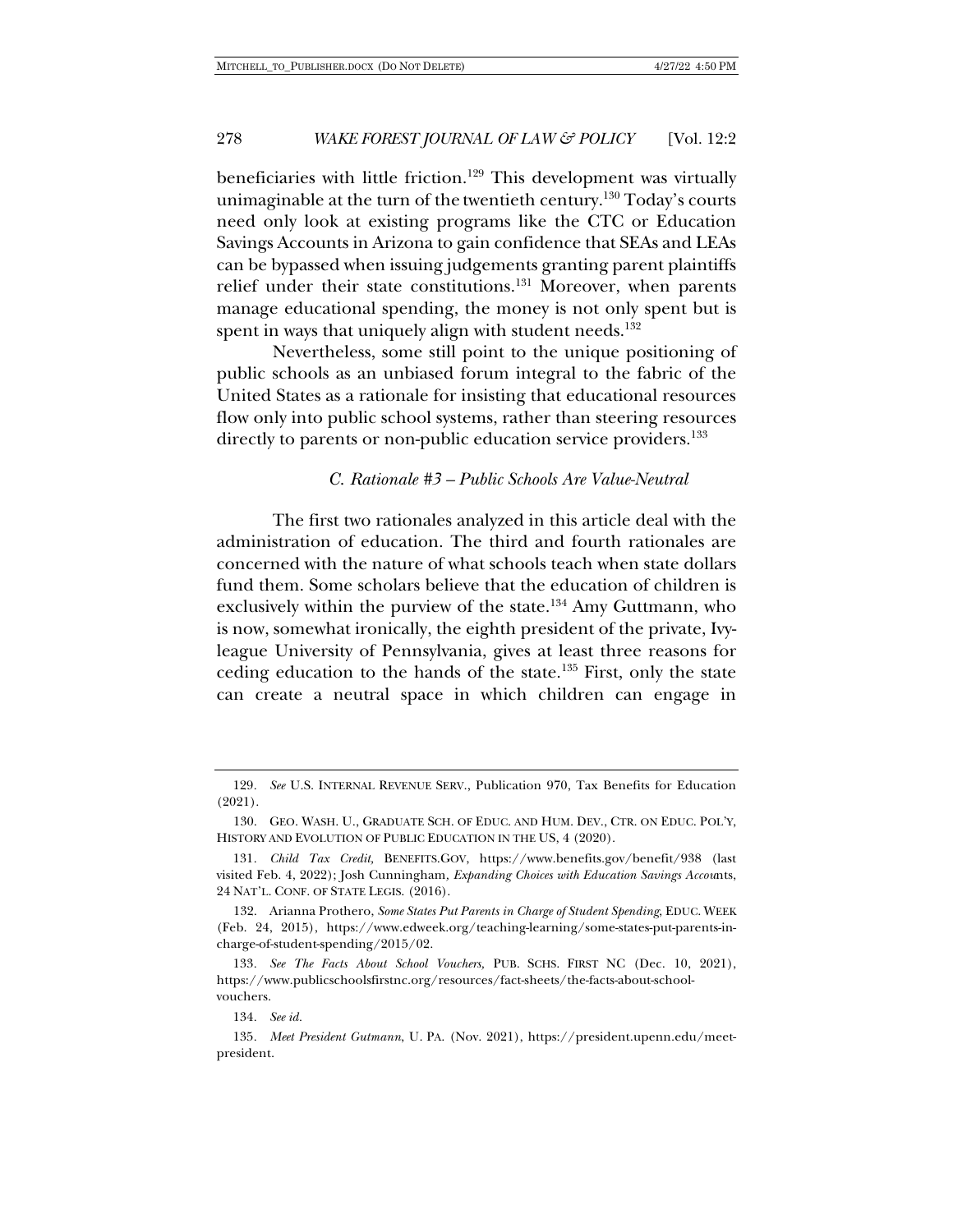beneficiaries with little friction.[129] This development was virtually unimaginable at the turn of the twentieth century.[130] Today's courts need only look at existing programs like the CTC or Education Savings Accounts in Arizona to gain confidence that SEAs and LEAs can be bypassed when issuing judgements granting parent plaintiffs relief under their state constitutions.[131] Moreover, when parents manage educational spending, the money is not only spent but is spent in ways that uniquely align with student needs.[132]

Nevertheless, some still point to the unique positioning of public schools as an unbiased forum integral to the fabric of the United States as a rationale for insisting that educational resources flow only into public school systems, rather than steering resources directly to parents or non-public education service providers.[133]

### *C. Rationale #3 – Public Schools Are Value-Neutral*

The first two rationales analyzed in this article deal with the administration of education. The third and fourth rationales are concerned with the nature of what schools teach when state dollars fund them. Some scholars believe that the education of children is exclusively within the purview of the state.[134] Amy Guttmann, who is now, somewhat ironically, the eighth president of the private, Ivy-league University of Pennsylvania, gives at least three reasons for ceding education to the hands of the state.[135] First, only the state can create a neutral space in which children can engage in

---

129. *See* U.S. INTERNAL REVENUE SERV., Publication 970, Tax Benefits for Education (2021).

130. GEO. WASH. U., GRADUATE SCH. OF EDUC. AND HUM. DEV., CTR. ON EDUC. POL'Y, HISTORY AND EVOLUTION OF PUBLIC EDUCATION IN THE US, 4 (2020).

131. *Child Tax Credit,* BENEFITS.GOV, https://www.benefits.gov/benefit/938 (last visited Feb. 4, 2022); Josh Cunningham*, Expanding Choices with Education Savings Accou*nts, 24 NAT'L. CONF. OF STATE LEGIS. (2016).

132. Arianna Prothero, *Some States Put Parents in Charge of Student Spending*, EDUC. WEEK (Feb. 24, 2015), https://www.edweek.org/teaching-learning/some-states-put-parents-in-charge-of-student-spending/2015/02.

133. *See The Facts About School Vouchers,* PUB. SCHS. FIRST NC (Dec. 10, 2021), https://www.publicschoolsfirstnc.org/resources/fact-sheets/the-facts-about-school-vouchers.

134. *See id.*

135. *Meet President Gutmann*, U. PA. (Nov. 2021), https://president.upenn.edu/meet-president.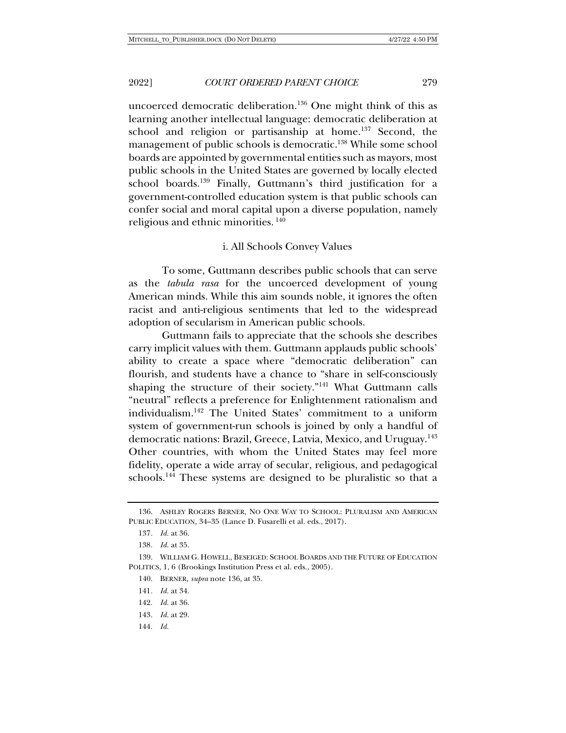uncoerced democratic deliberation.[136] One might think of this as learning another intellectual language: democratic deliberation at school and religion or partisanship at home.[137] Second, the management of public schools is democratic.[138] While some school boards are appointed by governmental entities such as mayors, most public schools in the United States are governed by locally elected school boards.[139] Finally, Guttmann's third justification for a government-controlled education system is that public schools can confer social and moral capital upon a diverse population, namely religious and ethnic minorities.[140]

### i. All Schools Convey Values

To some, Guttmann describes public schools that can serve as the *tabula rasa* for the uncoerced development of young American minds. While this aim sounds noble, it ignores the often racist and anti-religious sentiments that led to the widespread adoption of secularism in American public schools.

Guttmann fails to appreciate that the schools she describes carry implicit values with them. Guttmann applauds public schools' ability to create a space where "democratic deliberation" can flourish, and students have a chance to "share in self-consciously shaping the structure of their society."[141] What Guttmann calls "neutral" reflects a preference for Enlightenment rationalism and individualism.[142] The United States' commitment to a uniform system of government-run schools is joined by only a handful of democratic nations: Brazil, Greece, Latvia, Mexico, and Uruguay.[143] Other countries, with whom the United States may feel more fidelity, operate a wide array of secular, religious, and pedagogical schools.[144] These systems are designed to be pluralistic so that a

---

136. ASHLEY ROGERS BERNER, NO ONE WAY TO SCHOOL: PLURALISM AND AMERICAN PUBLIC EDUCATION, 34–35 (Lance D. Fusarelli et al. eds., 2017).

137. *Id.* at 36.

138. *Id.* at 35.

139. WILLIAM G. HOWELL, BESEIGED: SCHOOL BOARDS AND THE FUTURE OF EDUCATION POLITICS, 1, 6 (Brookings Institution Press et al. eds., 2005).

140. BERNER, *supra* note 136, at 35.

141. *Id.* at 34.

142. *Id.* at 36.

143. *Id.* at 29.

144. *Id.*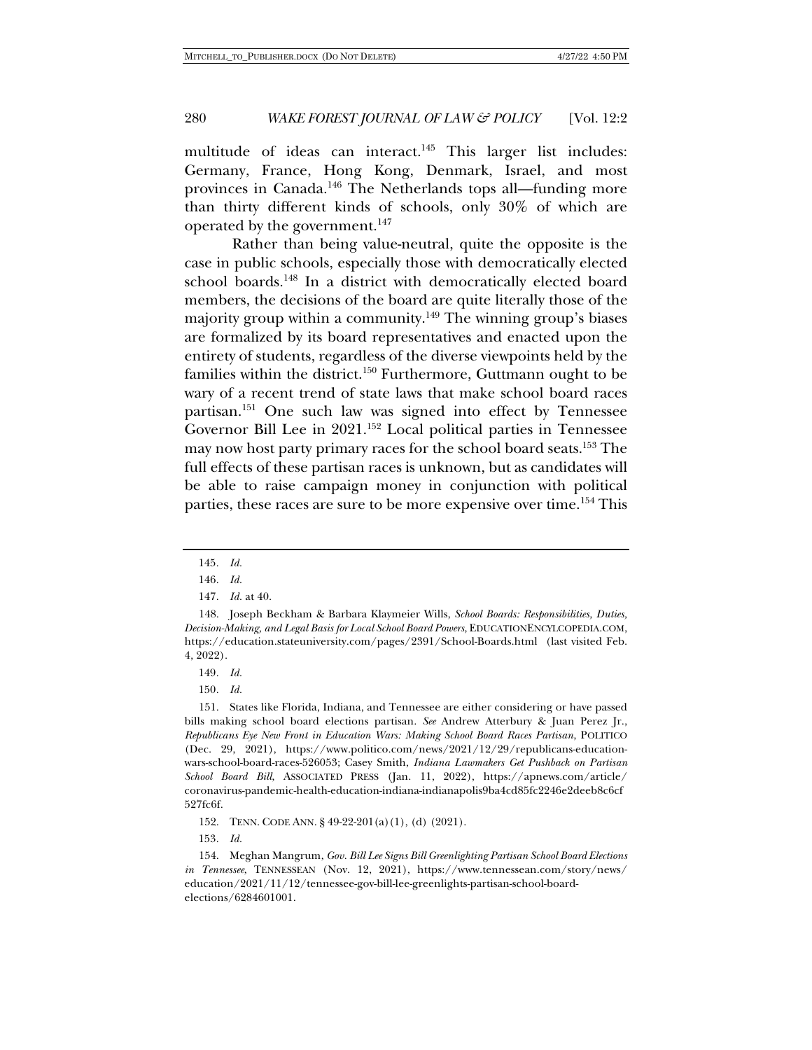multitude of ideas can interact.[145] This larger list includes: Germany, France, Hong Kong, Denmark, Israel, and most provinces in Canada.[146] The Netherlands tops all—funding more than thirty different kinds of schools, only 30% of which are operated by the government.[147]

Rather than being value-neutral, quite the opposite is the case in public schools, especially those with democratically elected school boards.[148] In a district with democratically elected board members, the decisions of the board are quite literally those of the majority group within a community.[149] The winning group's biases are formalized by its board representatives and enacted upon the entirety of students, regardless of the diverse viewpoints held by the families within the district.[150] Furthermore, Guttmann ought to be wary of a recent trend of state laws that make school board races partisan.[151] One such law was signed into effect by Tennessee Governor Bill Lee in 2021.[152] Local political parties in Tennessee may now host party primary races for the school board seats.[153] The full effects of these partisan races is unknown, but as candidates will be able to raise campaign money in conjunction with political parties, these races are sure to be more expensive over time.[154] This

---

145. *Id.*

146. *Id.*

147. *Id.* at 40.

148. Joseph Beckham & Barbara Klaymeier Wills, *School Boards: Responsibilities, Duties, Decision-Making, and Legal Basis for Local School Board Powers*, EDUCATIONENCYLCOPEDIA.COM, https://education.stateuniversity.com/pages/2391/School-Boards.html (last visited Feb. 4, 2022).

149. *Id.*

150. *Id.*

151. States like Florida, Indiana, and Tennessee are either considering or have passed bills making school board elections partisan. *See* Andrew Atterbury & Juan Perez Jr., *Republicans Eye New Front in Education Wars: Making School Board Races Partisan*, POLITICO (Dec. 29, 2021), https://www.politico.com/news/2021/12/29/republicans-education-wars-school-board-races-526053; Casey Smith, *Indiana Lawmakers Get Pushback on Partisan School Board Bill*, ASSOCIATED PRESS (Jan. 11, 2022), https://apnews.com/article/coronavirus-pandemic-health-education-indiana-indianapolis9ba4cd85fc2246e2deeb8c6cf527fc6f.

152. TENN. CODE ANN. § 49-22-201(a)(1), (d) (2021).

153. *Id.*

154. Meghan Mangrum, *Gov. Bill Lee Signs Bill Greenlighting Partisan School Board Elections in Tennessee*, TENNESSEAN (Nov. 12, 2021), https://www.tennessean.com/story/news/education/2021/11/12/tennessee-gov-bill-lee-greenlights-partisan-school-board-elections/6284601001.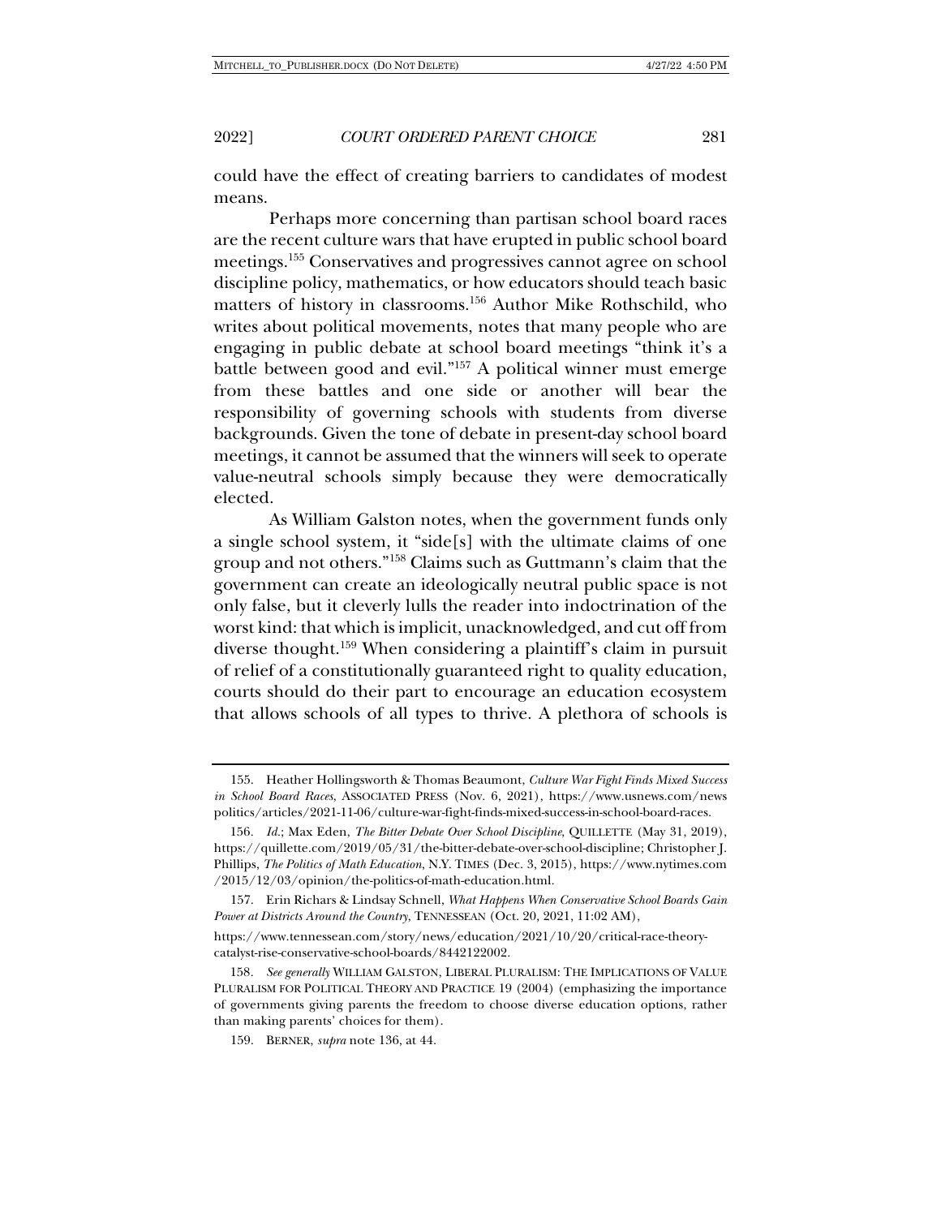could have the effect of creating barriers to candidates of modest means.

Perhaps more concerning than partisan school board races are the recent culture wars that have erupted in public school board meetings.[155] Conservatives and progressives cannot agree on school discipline policy, mathematics, or how educators should teach basic matters of history in classrooms.[156] Author Mike Rothschild, who writes about political movements, notes that many people who are engaging in public debate at school board meetings "think it's a battle between good and evil."[157] A political winner must emerge from these battles and one side or another will bear the responsibility of governing schools with students from diverse backgrounds. Given the tone of debate in present-day school board meetings, it cannot be assumed that the winners will seek to operate value-neutral schools simply because they were democratically elected.

As William Galston notes, when the government funds only a single school system, it "side[s] with the ultimate claims of one group and not others."[158] Claims such as Guttmann's claim that the government can create an ideologically neutral public space is not only false, but it cleverly lulls the reader into indoctrination of the worst kind: that which is implicit, unacknowledged, and cut off from diverse thought.[159] When considering a plaintiff's claim in pursuit of relief of a constitutionally guaranteed right to quality education, courts should do their part to encourage an education ecosystem that allows schools of all types to thrive. A plethora of schools is

---

155. Heather Hollingsworth & Thomas Beaumont, *Culture War Fight Finds Mixed Success in School Board Races*, ASSOCIATED PRESS (Nov. 6, 2021), https://www.usnews.com/news politics/articles/2021-11-06/culture-war-fight-finds-mixed-success-in-school-board-races.

156. *Id.*; Max Eden, *The Bitter Debate Over School Discipline*, QUILLETTE (May 31, 2019), https://quillette.com/2019/05/31/the-bitter-debate-over-school-discipline; Christopher J. Phillips, *The Politics of Math Education*, N.Y. TIMES (Dec. 3, 2015), https://www.nytimes.com /2015/12/03/opinion/the-politics-of-math-education.html.

157. Erin Richards & Lindsay Schnell, *What Happens When Conservative School Boards Gain Power at Districts Around the Country*, TENNESSEAN (Oct. 20, 2021, 11:02 AM), https://www.tennessean.com/story/news/education/2021/10/20/critical-race-theory-catalyst-rise-conservative-school-boards/8442122002.

158. *See generally* WILLIAM GALSTON, LIBERAL PLURALISM: THE IMPLICATIONS OF VALUE PLURALISM FOR POLITICAL THEORY AND PRACTICE 19 (2004) (emphasizing the importance of governments giving parents the freedom to choose diverse education options, rather than making parents' choices for them).

159. BERNER, *supra* note 136, at 44.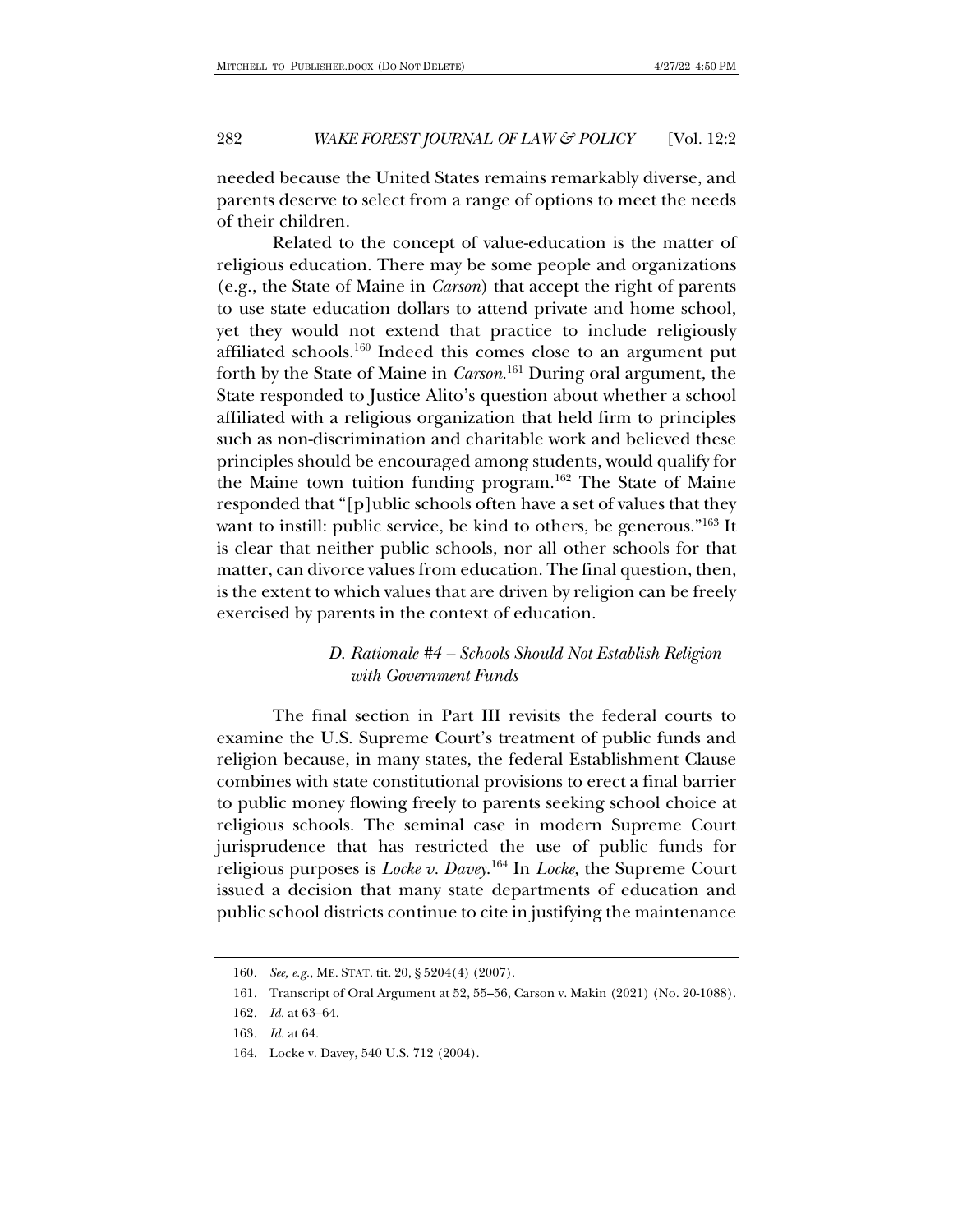needed because the United States remains remarkably diverse, and parents deserve to select from a range of options to meet the needs of their children.

Related to the concept of value-education is the matter of religious education. There may be some people and organizations (e.g., the State of Maine in *Carson*) that accept the right of parents to use state education dollars to attend private and home school, yet they would not extend that practice to include religiously affiliated schools.[160] Indeed this comes close to an argument put forth by the State of Maine in *Carson*.[161] During oral argument, the State responded to Justice Alito's question about whether a school affiliated with a religious organization that held firm to principles such as non-discrimination and charitable work and believed these principles should be encouraged among students, would qualify for the Maine town tuition funding program.[162] The State of Maine responded that "[p]ublic schools often have a set of values that they want to instill: public service, be kind to others, be generous."[163] It is clear that neither public schools, nor all other schools for that matter, can divorce values from education. The final question, then, is the extent to which values that are driven by religion can be freely exercised by parents in the context of education.

### *D. Rationale #4 – Schools Should Not Establish Religion with Government Funds*

The final section in Part III revisits the federal courts to examine the U.S. Supreme Court's treatment of public funds and religion because, in many states, the federal Establishment Clause combines with state constitutional provisions to erect a final barrier to public money flowing freely to parents seeking school choice at religious schools. The seminal case in modern Supreme Court jurisprudence that has restricted the use of public funds for religious purposes is *Locke v. Davey*.[164] In *Locke,* the Supreme Court issued a decision that many state departments of education and public school districts continue to cite in justifying the maintenance

160. *See, e.g.*, ME. STAT. tit. 20, § 5204(4) (2007).

161. Transcript of Oral Argument at 52, 55–56, Carson v. Makin (2021) (No. 20-1088).

162. *Id.* at 63–64.

163. *Id.* at 64.

164. Locke v. Davey, 540 U.S. 712 (2004).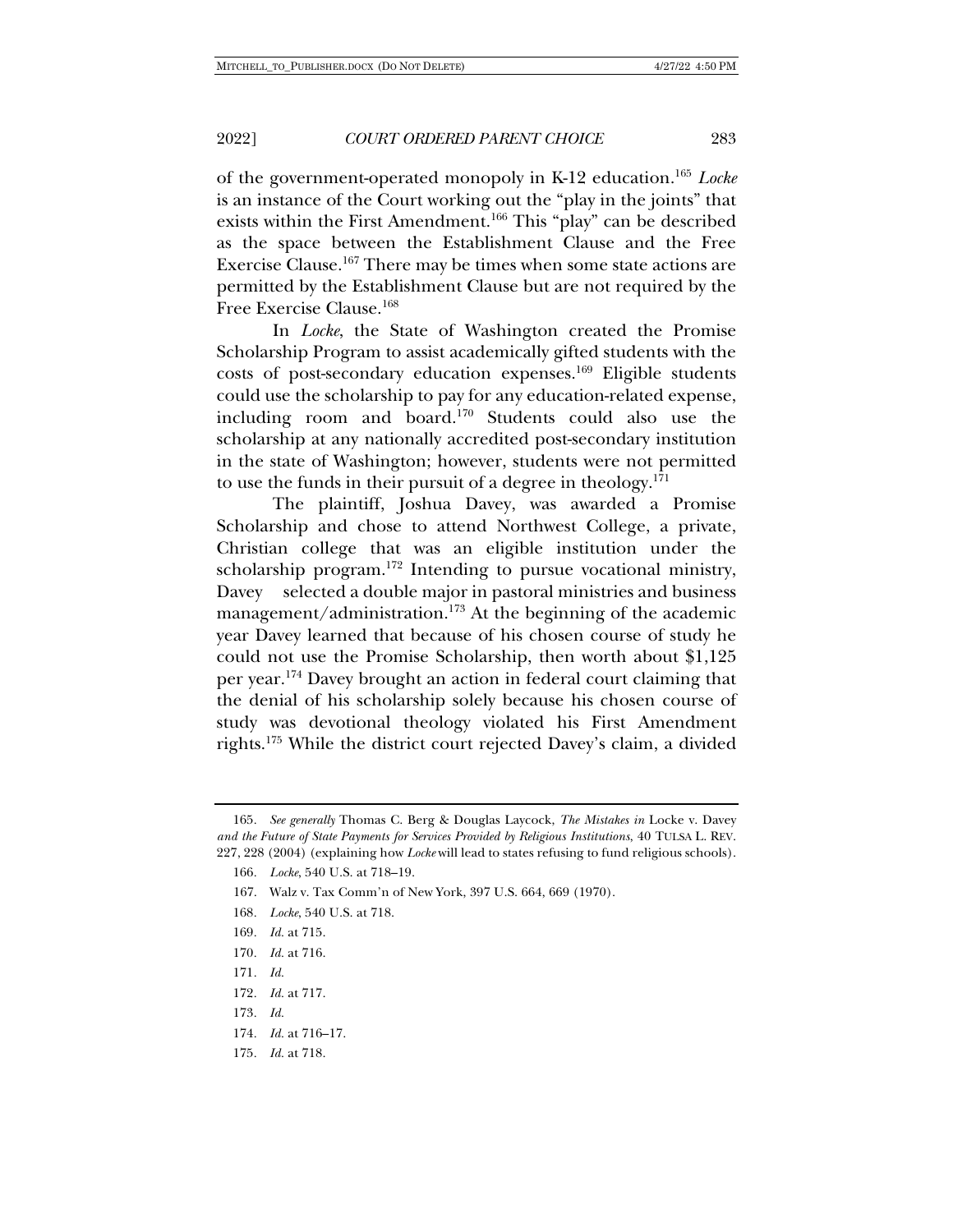of the government-operated monopoly in K-12 education.[165] *Locke* is an instance of the Court working out the "play in the joints" that exists within the First Amendment.[166] This "play" can be described as the space between the Establishment Clause and the Free Exercise Clause.[167] There may be times when some state actions are permitted by the Establishment Clause but are not required by the Free Exercise Clause.[168]

In *Locke*, the State of Washington created the Promise Scholarship Program to assist academically gifted students with the costs of post-secondary education expenses.[169] Eligible students could use the scholarship to pay for any education-related expense, including room and board.[170] Students could also use the scholarship at any nationally accredited post-secondary institution in the state of Washington; however, students were not permitted to use the funds in their pursuit of a degree in theology.[171]

The plaintiff, Joshua Davey, was awarded a Promise Scholarship and chose to attend Northwest College, a private, Christian college that was an eligible institution under the scholarship program.[172] Intending to pursue vocational ministry, Davey selected a double major in pastoral ministries and business management/administration.[173] At the beginning of the academic year Davey learned that because of his chosen course of study he could not use the Promise Scholarship, then worth about $1,125 per year.[174] Davey brought an action in federal court claiming that the denial of his scholarship solely because his chosen course of study was devotional theology violated his First Amendment rights.[175] While the district court rejected Davey's claim, a divided

---

165. *See generally* Thomas C. Berg & Douglas Laycock, *The Mistakes in* Locke v. Davey *and the Future of State Payments for Services Provided by Religious Institutions*, 40 TULSA L. REV. 227, 228 (2004) (explaining how *Locke* will lead to states refusing to fund religious schools).

166. *Locke*, 540 U.S. at 718–19.

167. Walz v. Tax Comm'n of New York, 397 U.S. 664, 669 (1970).

168. *Locke*, 540 U.S. at 718.

169. *Id.* at 715.

170. *Id.* at 716.

171. *Id.*

172. *Id.* at 717.

173. *Id.*

174. *Id.* at 716–17.

175. *Id.* at 718.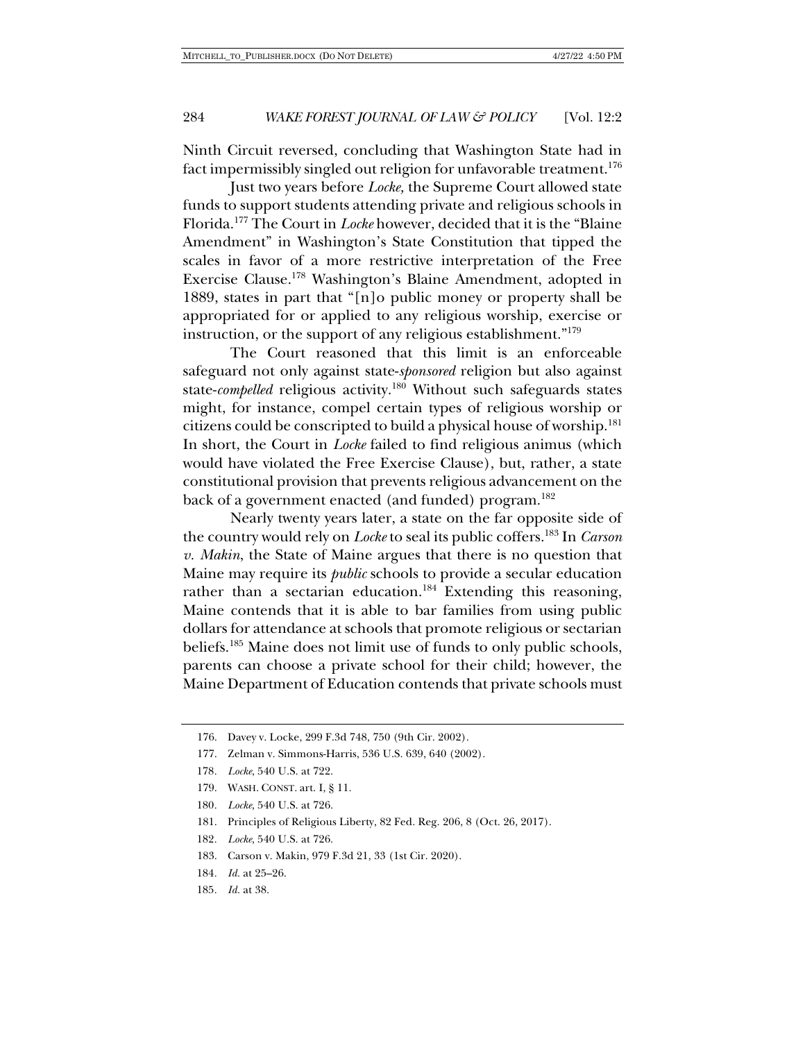Ninth Circuit reversed, concluding that Washington State had in fact impermissibly singled out religion for unfavorable treatment.[176]

Just two years before *Locke,* the Supreme Court allowed state funds to support students attending private and religious schools in Florida.[177] The Court in *Locke* however, decided that it is the "Blaine Amendment" in Washington's State Constitution that tipped the scales in favor of a more restrictive interpretation of the Free Exercise Clause.[178] Washington's Blaine Amendment, adopted in 1889, states in part that "[n]o public money or property shall be appropriated for or applied to any religious worship, exercise or instruction, or the support of any religious establishment."[179]

The Court reasoned that this limit is an enforceable safeguard not only against state-*sponsored* religion but also against state-*compelled* religious activity.[180] Without such safeguards states might, for instance, compel certain types of religious worship or citizens could be conscripted to build a physical house of worship.[181] In short, the Court in *Locke* failed to find religious animus (which would have violated the Free Exercise Clause), but, rather, a state constitutional provision that prevents religious advancement on the back of a government enacted (and funded) program.[182]

Nearly twenty years later, a state on the far opposite side of the country would rely on *Locke* to seal its public coffers.[183] In *Carson v. Makin*, the State of Maine argues that there is no question that Maine may require its *public* schools to provide a secular education rather than a sectarian education.[184] Extending this reasoning, Maine contends that it is able to bar families from using public dollars for attendance at schools that promote religious or sectarian beliefs.[185] Maine does not limit use of funds to only public schools, parents can choose a private school for their child; however, the Maine Department of Education contends that private schools must

---

176. Davey v. Locke, 299 F.3d 748, 750 (9th Cir. 2002).

177. Zelman v. Simmons-Harris, 536 U.S. 639, 640 (2002).

178. *Locke,* 540 U.S. at 722.

179. WASH. CONST. art. I, § 11.

180. *Locke,* 540 U.S. at 726.

181. Principles of Religious Liberty, 82 Fed. Reg. 206, 8 (Oct. 26, 2017).

182. *Locke,* 540 U.S. at 726.

183. Carson v. Makin, 979 F.3d 21, 33 (1st Cir. 2020).

184. *Id.* at 25–26.

185. *Id.* at 38.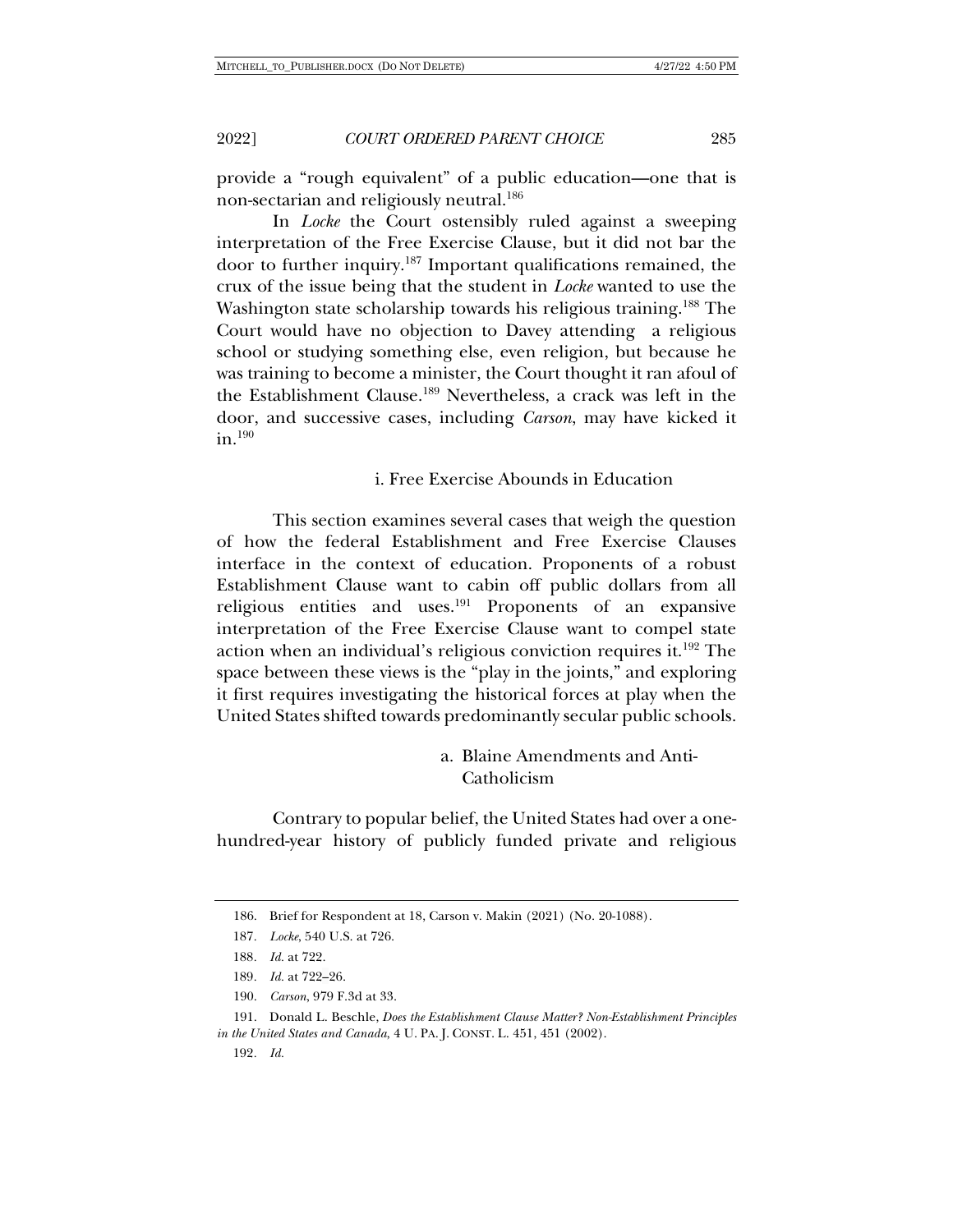provide a "rough equivalent" of a public education—one that is non-sectarian and religiously neutral.[186]

In *Locke* the Court ostensibly ruled against a sweeping interpretation of the Free Exercise Clause, but it did not bar the door to further inquiry.[187] Important qualifications remained, the crux of the issue being that the student in *Locke* wanted to use the Washington state scholarship towards his religious training.[188] The Court would have no objection to Davey attending a religious school or studying something else, even religion, but because he was training to become a minister, the Court thought it ran afoul of the Establishment Clause.[189] Nevertheless, a crack was left in the door, and successive cases, including *Carson*, may have kicked it in.[190]

### i. Free Exercise Abounds in Education

This section examines several cases that weigh the question of how the federal Establishment and Free Exercise Clauses interface in the context of education. Proponents of a robust Establishment Clause want to cabin off public dollars from all religious entities and uses.[191] Proponents of an expansive interpretation of the Free Exercise Clause want to compel state action when an individual's religious conviction requires it.[192] The space between these views is the "play in the joints," and exploring it first requires investigating the historical forces at play when the United States shifted towards predominantly secular public schools.

#### a. Blaine Amendments and Anti-Catholicism

Contrary to popular belief, the United States had over a one-hundred-year history of publicly funded private and religious

---

186. Brief for Respondent at 18, Carson v. Makin (2021) (No. 20-1088).

187. *Locke*, 540 U.S. at 726.

188. *Id.* at 722.

189. *Id.* at 722–26.

190. *Carson*, 979 F.3d at 33.

191. Donald L. Beschle, *Does the Establishment Clause Matter? Non-Establishment Principles in the United States and Canada*, 4 U. PA. J. CONST. L. 451, 451 (2002).

192. *Id.*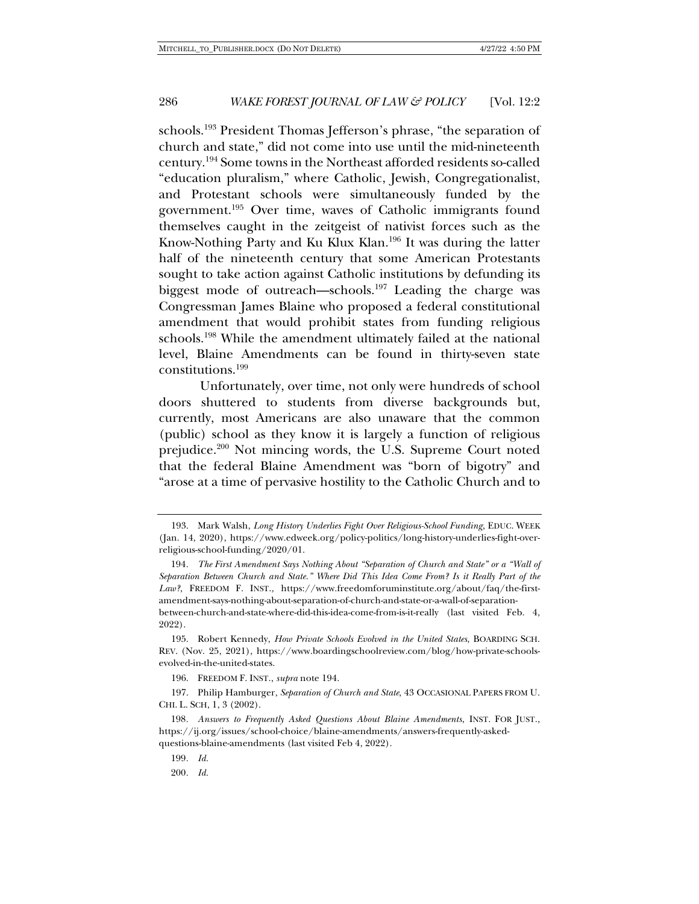schools.[193] President Thomas Jefferson's phrase, "the separation of church and state," did not come into use until the mid-nineteenth century.[194] Some towns in the Northeast afforded residents so-called "education pluralism," where Catholic, Jewish, Congregationalist, and Protestant schools were simultaneously funded by the government.[195] Over time, waves of Catholic immigrants found themselves caught in the zeitgeist of nativist forces such as the Know-Nothing Party and Ku Klux Klan.[196] It was during the latter half of the nineteenth century that some American Protestants sought to take action against Catholic institutions by defunding its biggest mode of outreach—schools.[197] Leading the charge was Congressman James Blaine who proposed a federal constitutional amendment that would prohibit states from funding religious schools.[198] While the amendment ultimately failed at the national level, Blaine Amendments can be found in thirty-seven state constitutions.[199]

Unfortunately, over time, not only were hundreds of school doors shuttered to students from diverse backgrounds but, currently, most Americans are also unaware that the common (public) school as they know it is largely a function of religious prejudice.[200] Not mincing words, the U.S. Supreme Court noted that the federal Blaine Amendment was "born of bigotry" and "arose at a time of pervasive hostility to the Catholic Church and to

---

193. Mark Walsh, *Long History Underlies Fight Over Religious-School Funding*, EDUC. WEEK (Jan. 14, 2020), https://www.edweek.org/policy-politics/long-history-underlies-fight-over-religious-school-funding/2020/01.

194. *The First Amendment Says Nothing About "Separation of Church and State" or a "Wall of Separation Between Church and State." Where Did This Idea Come From? Is it Really Part of the Law?*, FREEDOM F. INST., https://www.freedomforuminstitute.org/about/faq/the-first-amendment-says-nothing-about-separation-of-church-and-state-or-a-wall-of-separation-between-church-and-state-where-did-this-idea-come-from-is-it-really (last visited Feb. 4, 2022).

195. Robert Kennedy, *How Private Schools Evolved in the United States*, BOARDING SCH. REV. (Nov. 25, 2021), https://www.boardingschoolreview.com/blog/how-private-schools-evolved-in-the-united-states.

196. FREEDOM F. INST., *supra* note 194.

197. Philip Hamburger, *Separation of Church and State*, 43 OCCASIONAL PAPERS FROM U. CHI. L. SCH, 1, 3 (2002).

198. *Answers to Frequently Asked Questions About Blaine Amendments*, INST. FOR JUST., https://ij.org/issues/school-choice/blaine-amendments/answers-frequently-asked-questions-blaine-amendments (last visited Feb 4, 2022).

199. *Id.*

200. *Id.*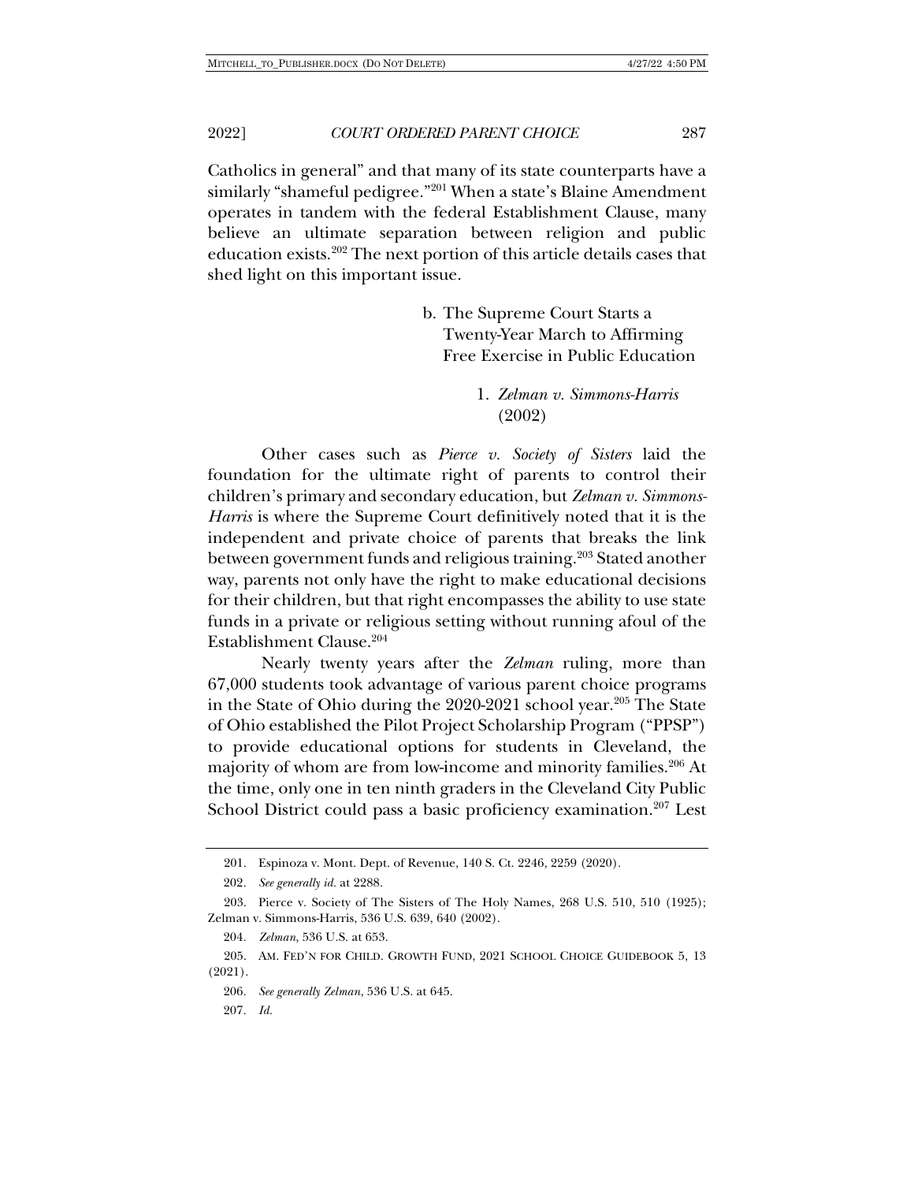Catholics in general" and that many of its state counterparts have a similarly "shameful pedigree."[201] When a state's Blaine Amendment operates in tandem with the federal Establishment Clause, many believe an ultimate separation between religion and public education exists.[202] The next portion of this article details cases that shed light on this important issue.

#### b. The Supreme Court Starts a Twenty-Year March to Affirming Free Exercise in Public Education

##### 1. *Zelman v. Simmons-Harris* (2002)

Other cases such as *Pierce v. Society of Sisters* laid the foundation for the ultimate right of parents to control their children's primary and secondary education, but *Zelman v. Simmons-Harris* is where the Supreme Court definitively noted that it is the independent and private choice of parents that breaks the link between government funds and religious training.[203] Stated another way, parents not only have the right to make educational decisions for their children, but that right encompasses the ability to use state funds in a private or religious setting without running afoul of the Establishment Clause.[204]

Nearly twenty years after the *Zelman* ruling, more than 67,000 students took advantage of various parent choice programs in the State of Ohio during the 2020-2021 school year.[205] The State of Ohio established the Pilot Project Scholarship Program ("PPSP") to provide educational options for students in Cleveland, the majority of whom are from low-income and minority families.[206] At the time, only one in ten ninth graders in the Cleveland City Public School District could pass a basic proficiency examination.[207] Lest

---

201. Espinoza v. Mont. Dept. of Revenue, 140 S. Ct. 2246, 2259 (2020).

202. *See generally id.* at 2288.

203. Pierce v. Society of The Sisters of The Holy Names, 268 U.S. 510, 510 (1925); Zelman v. Simmons-Harris, 536 U.S. 639, 640 (2002).

204. *Zelman*, 536 U.S. at 653.

205. AM. FED'N FOR CHILD. GROWTH FUND, 2021 SCHOOL CHOICE GUIDEBOOK 5, 13 (2021).

206. *See generally Zelman*, 536 U.S. at 645.

207. *Id.*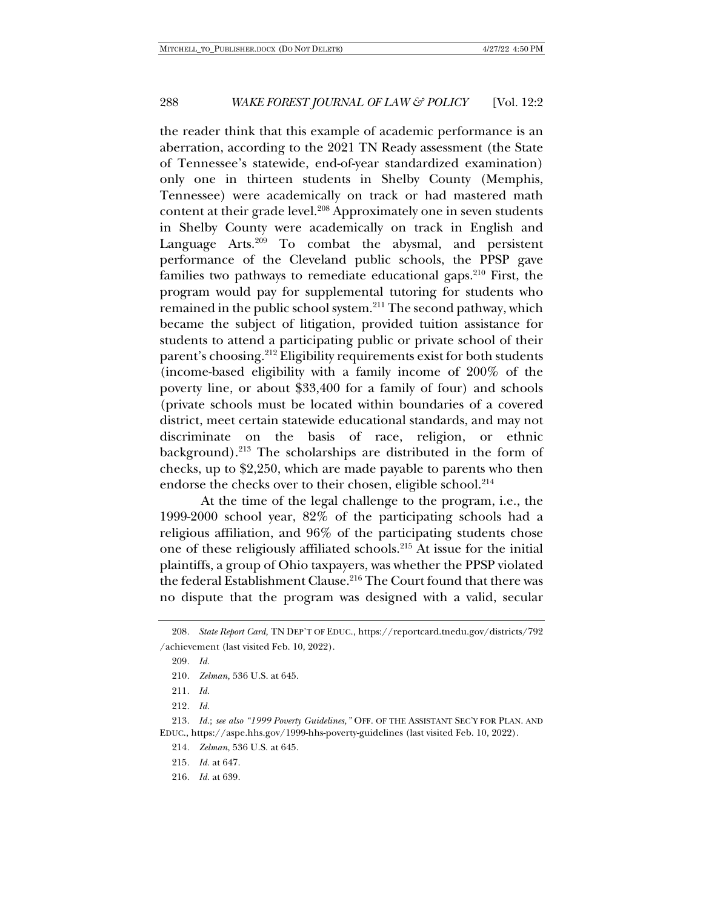the reader think that this example of academic performance is an aberration, according to the 2021 TN Ready assessment (the State of Tennessee's statewide, end-of-year standardized examination) only one in thirteen students in Shelby County (Memphis, Tennessee) were academically on track or had mastered math content at their grade level.[208] Approximately one in seven students in Shelby County were academically on track in English and Language Arts.[209] To combat the abysmal, and persistent performance of the Cleveland public schools, the PPSP gave families two pathways to remediate educational gaps.[210] First, the program would pay for supplemental tutoring for students who remained in the public school system.[211] The second pathway, which became the subject of litigation, provided tuition assistance for students to attend a participating public or private school of their parent's choosing.[212] Eligibility requirements exist for both students (income-based eligibility with a family income of 200% of the poverty line, or about $33,400 for a family of four) and schools (private schools must be located within boundaries of a covered district, meet certain statewide educational standards, and may not discriminate on the basis of race, religion, or ethnic background).[213] The scholarships are distributed in the form of checks, up to $2,250, which are made payable to parents who then endorse the checks over to their chosen, eligible school.[214]

At the time of the legal challenge to the program, i.e., the 1999-2000 school year, 82% of the participating schools had a religious affiliation, and 96% of the participating students chose one of these religiously affiliated schools.[215] At issue for the initial plaintiffs, a group of Ohio taxpayers, was whether the PPSP violated the federal Establishment Clause.[216] The Court found that there was no dispute that the program was designed with a valid, secular

---

208. *State Report Card,* TN DEP'T OF EDUC., https://reportcard.tnedu.gov/districts/792/achievement (last visited Feb. 10, 2022).

209. *Id.*

210. *Zelman,* 536 U.S. at 645.

211. *Id.*

212. *Id.*

213. *Id.*; *see also "1999 Poverty Guidelines,"* OFF. OF THE ASSISTANT SEC'Y FOR PLAN. AND EDUC., https://aspe.hhs.gov/1999-hhs-poverty-guidelines (last visited Feb. 10, 2022).

214. *Zelman*, 536 U.S. at 645.

215. *Id.* at 647.

216. *Id.* at 639.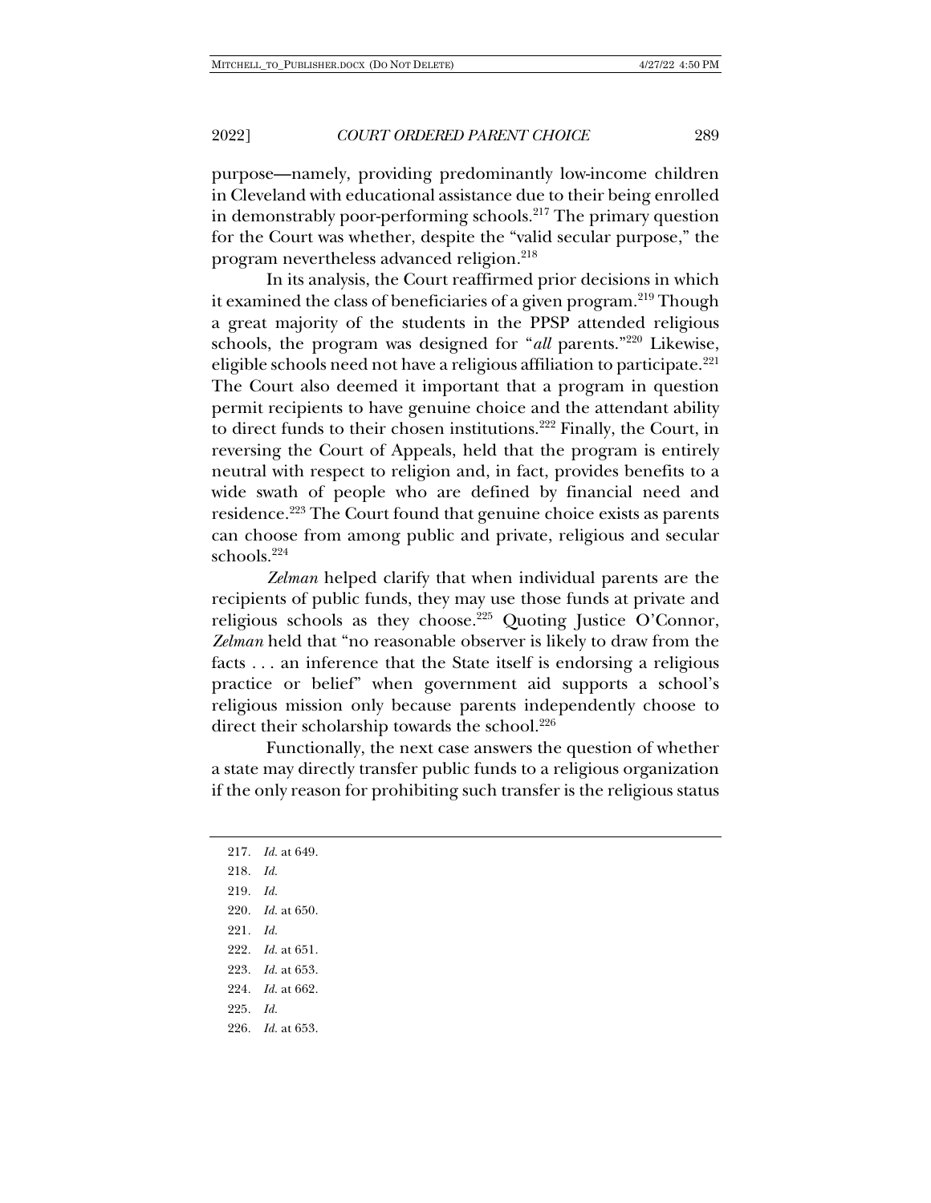purpose—namely, providing predominantly low-income children in Cleveland with educational assistance due to their being enrolled in demonstrably poor-performing schools.[217] The primary question for the Court was whether, despite the "valid secular purpose," the program nevertheless advanced religion.[218]

In its analysis, the Court reaffirmed prior decisions in which it examined the class of beneficiaries of a given program.[219] Though a great majority of the students in the PPSP attended religious schools, the program was designed for "*all* parents."[220] Likewise, eligible schools need not have a religious affiliation to participate.[221] The Court also deemed it important that a program in question permit recipients to have genuine choice and the attendant ability to direct funds to their chosen institutions.[222] Finally, the Court, in reversing the Court of Appeals, held that the program is entirely neutral with respect to religion and, in fact, provides benefits to a wide swath of people who are defined by financial need and residence.[223] The Court found that genuine choice exists as parents can choose from among public and private, religious and secular schools.[224]

*Zelman* helped clarify that when individual parents are the recipients of public funds, they may use those funds at private and religious schools as they choose.[225] Quoting Justice O'Connor, *Zelman* held that "no reasonable observer is likely to draw from the facts . . . an inference that the State itself is endorsing a religious practice or belief" when government aid supports a school's religious mission only because parents independently choose to direct their scholarship towards the school.[226]

Functionally, the next case answers the question of whether a state may directly transfer public funds to a religious organization if the only reason for prohibiting such transfer is the religious status

---

217. *Id.* at 649.

218. *Id.*

219. *Id.*

220. *Id.* at 650.

221. *Id.*

222. *Id.* at 651.

223. *Id.* at 653.

224. *Id.* at 662.

225. *Id.*

226. *Id.* at 653.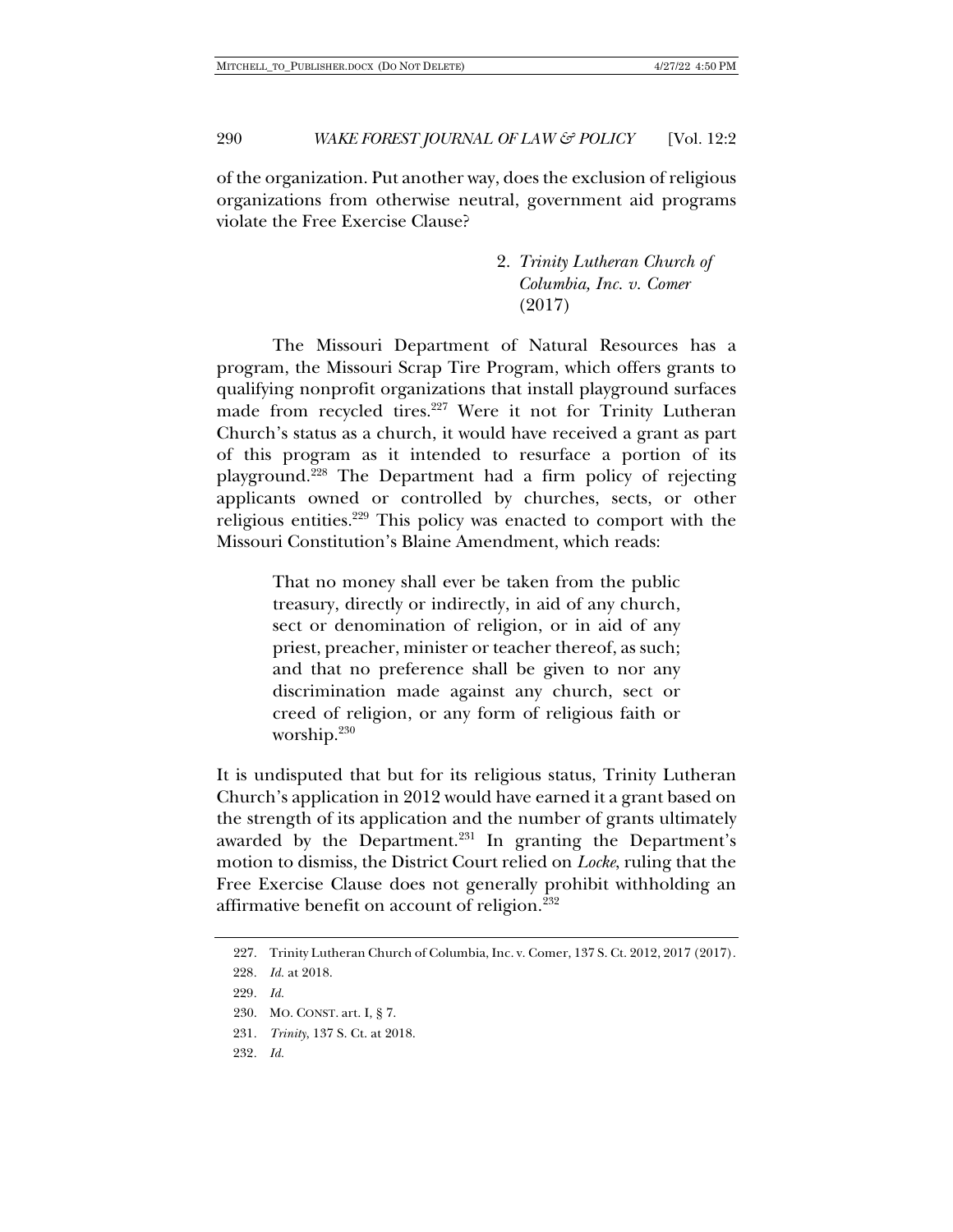of the organization. Put another way, does the exclusion of religious organizations from otherwise neutral, government aid programs violate the Free Exercise Clause?

### 2. *Trinity Lutheran Church of Columbia, Inc. v. Comer* (2017)

The Missouri Department of Natural Resources has a program, the Missouri Scrap Tire Program, which offers grants to qualifying nonprofit organizations that install playground surfaces made from recycled tires.[227] Were it not for Trinity Lutheran Church's status as a church, it would have received a grant as part of this program as it intended to resurface a portion of its playground.[228] The Department had a firm policy of rejecting applicants owned or controlled by churches, sects, or other religious entities.[229] This policy was enacted to comport with the Missouri Constitution's Blaine Amendment, which reads:

> That no money shall ever be taken from the public treasury, directly or indirectly, in aid of any church, sect or denomination of religion, or in aid of any priest, preacher, minister or teacher thereof, as such; and that no preference shall be given to nor any discrimination made against any church, sect or creed of religion, or any form of religious faith or worship.[230]

It is undisputed that but for its religious status, Trinity Lutheran Church's application in 2012 would have earned it a grant based on the strength of its application and the number of grants ultimately awarded by the Department.[231] In granting the Department's motion to dismiss, the District Court relied on *Locke*, ruling that the Free Exercise Clause does not generally prohibit withholding an affirmative benefit on account of religion.[232]

---

227. Trinity Lutheran Church of Columbia, Inc. v. Comer, 137 S. Ct. 2012, 2017 (2017).

228. *Id.* at 2018.

229. *Id.*

230. MO. CONST. art. I, § 7.

231. *Trinity*, 137 S. Ct. at 2018.

232. *Id.*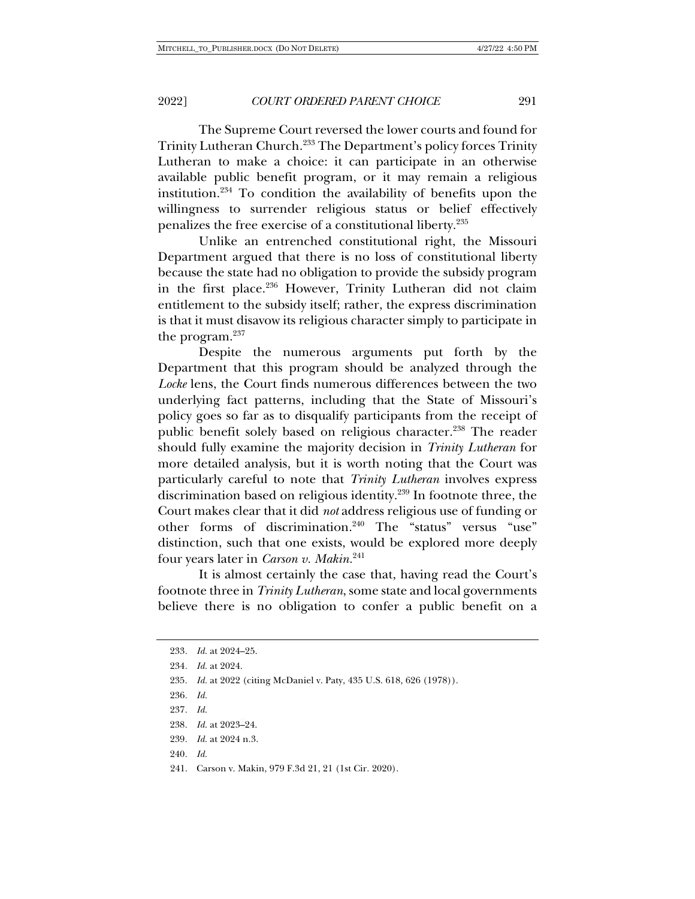The Supreme Court reversed the lower courts and found for Trinity Lutheran Church.[233] The Department's policy forces Trinity Lutheran to make a choice: it can participate in an otherwise available public benefit program, or it may remain a religious institution.[234] To condition the availability of benefits upon the willingness to surrender religious status or belief effectively penalizes the free exercise of a constitutional liberty.[235]

Unlike an entrenched constitutional right, the Missouri Department argued that there is no loss of constitutional liberty because the state had no obligation to provide the subsidy program in the first place.[236] However, Trinity Lutheran did not claim entitlement to the subsidy itself; rather, the express discrimination is that it must disavow its religious character simply to participate in the program.[237]

Despite the numerous arguments put forth by the Department that this program should be analyzed through the *Locke* lens, the Court finds numerous differences between the two underlying fact patterns, including that the State of Missouri's policy goes so far as to disqualify participants from the receipt of public benefit solely based on religious character.[238] The reader should fully examine the majority decision in *Trinity Lutheran* for more detailed analysis, but it is worth noting that the Court was particularly careful to note that *Trinity Lutheran* involves express discrimination based on religious identity.[239] In footnote three, the Court makes clear that it did *not* address religious use of funding or other forms of discrimination.[240] The "status" versus "use" distinction, such that one exists, would be explored more deeply four years later in *Carson v. Makin*.[241]

It is almost certainly the case that, having read the Court's footnote three in *Trinity Lutheran*, some state and local governments believe there is no obligation to confer a public benefit on a

---

233. *Id.* at 2024–25.

234. *Id.* at 2024.

235. *Id.* at 2022 (citing McDaniel v. Paty, 435 U.S. 618, 626 (1978)).

236. *Id.*

237. *Id.*

238. *Id.* at 2023–24.

239. *Id.* at 2024 n.3.

240. *Id.*

241. Carson v. Makin, 979 F.3d 21, 21 (1st Cir. 2020).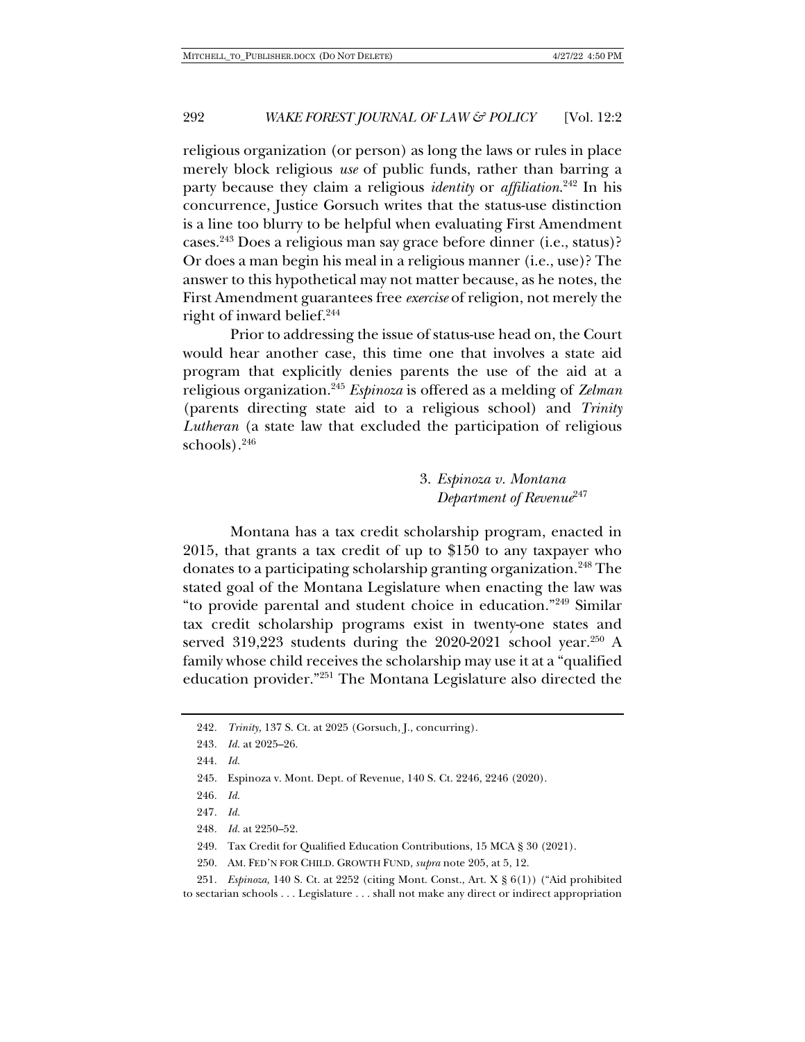religious organization (or person) as long the laws or rules in place merely block religious *use* of public funds, rather than barring a party because they claim a religious *identity* or *affiliation*.[242] In his concurrence, Justice Gorsuch writes that the status-use distinction is a line too blurry to be helpful when evaluating First Amendment cases.[243] Does a religious man say grace before dinner (i.e., status)? Or does a man begin his meal in a religious manner (i.e., use)? The answer to this hypothetical may not matter because, as he notes, the First Amendment guarantees free *exercise* of religion, not merely the right of inward belief.[244]

Prior to addressing the issue of status-use head on, the Court would hear another case, this time one that involves a state aid program that explicitly denies parents the use of the aid at a religious organization.[245] *Espinoza* is offered as a melding of *Zelman* (parents directing state aid to a religious school) and *Trinity Lutheran* (a state law that excluded the participation of religious schools).[246]

### 3. *Espinoza v. Montana Department of Revenue*[247]

Montana has a tax credit scholarship program, enacted in 2015, that grants a tax credit of up to $150 to any taxpayer who donates to a participating scholarship granting organization.[248] The stated goal of the Montana Legislature when enacting the law was "to provide parental and student choice in education."[249] Similar tax credit scholarship programs exist in twenty-one states and served 319,223 students during the 2020-2021 school year.[250] A family whose child receives the scholarship may use it at a "qualified education provider."[251] The Montana Legislature also directed the

---

242. *Trinity,* 137 S. Ct. at 2025 (Gorsuch, J., concurring).

243. *Id.* at 2025–26.

244. *Id.*

245. Espinoza v. Mont. Dept. of Revenue, 140 S. Ct. 2246, 2246 (2020).

246. *Id.*

247. *Id.*

248. *Id.* at 2250–52.

249. Tax Credit for Qualified Education Contributions, 15 MCA § 30 (2021).

250. AM. FED'N FOR CHILD. GROWTH FUND, *supra* note 205, at 5, 12.

251. *Espinoza,* 140 S. Ct. at 2252 (citing Mont. Const., Art. X § 6(1)) ("Aid prohibited to sectarian schools . . . Legislature . . . shall not make any direct or indirect appropriation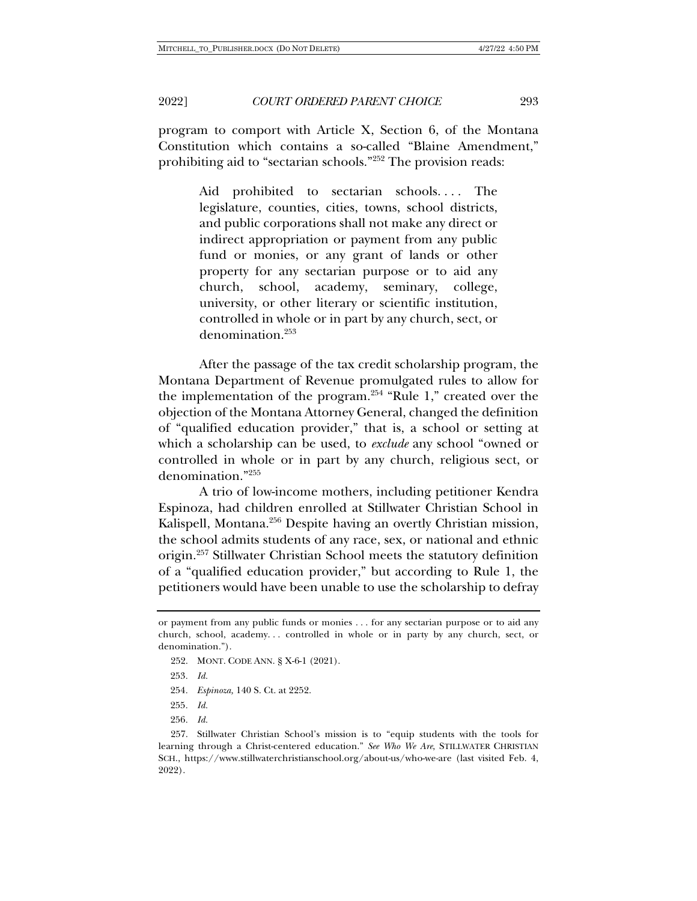program to comport with Article X, Section 6, of the Montana Constitution which contains a so-called "Blaine Amendment," prohibiting aid to "sectarian schools."[252] The provision reads:

> Aid prohibited to sectarian schools. . . . The legislature, counties, cities, towns, school districts, and public corporations shall not make any direct or indirect appropriation or payment from any public fund or monies, or any grant of lands or other property for any sectarian purpose or to aid any church, school, academy, seminary, college, university, or other literary or scientific institution, controlled in whole or in part by any church, sect, or denomination.[253]

After the passage of the tax credit scholarship program, the Montana Department of Revenue promulgated rules to allow for the implementation of the program.[254] "Rule 1," created over the objection of the Montana Attorney General, changed the definition of "qualified education provider," that is, a school or setting at which a scholarship can be used, to *exclude* any school "owned or controlled in whole or in part by any church, religious sect, or denomination."[255]

A trio of low-income mothers, including petitioner Kendra Espinoza, had children enrolled at Stillwater Christian School in Kalispell, Montana.[256] Despite having an overtly Christian mission, the school admits students of any race, sex, or national and ethnic origin.[257] Stillwater Christian School meets the statutory definition of a "qualified education provider," but according to Rule 1, the petitioners would have been unable to use the scholarship to defray

---

or payment from any public funds or monies . . . for any sectarian purpose or to aid any church, school, academy. . . controlled in whole or in party by any church, sect, or denomination.").

252. MONT. CODE ANN. § X-6-1 (2021).

253. *Id.*

254. *Espinoza,* 140 S. Ct. at 2252.

255. *Id.*

256. *Id.*

257. Stillwater Christian School's mission is to "equip students with the tools for learning through a Christ-centered education." *See Who We Are*, STILLWATER CHRISTIAN SCH., https://www.stillwaterchristianschool.org/about-us/who-we-are (last visited Feb. 4, 2022).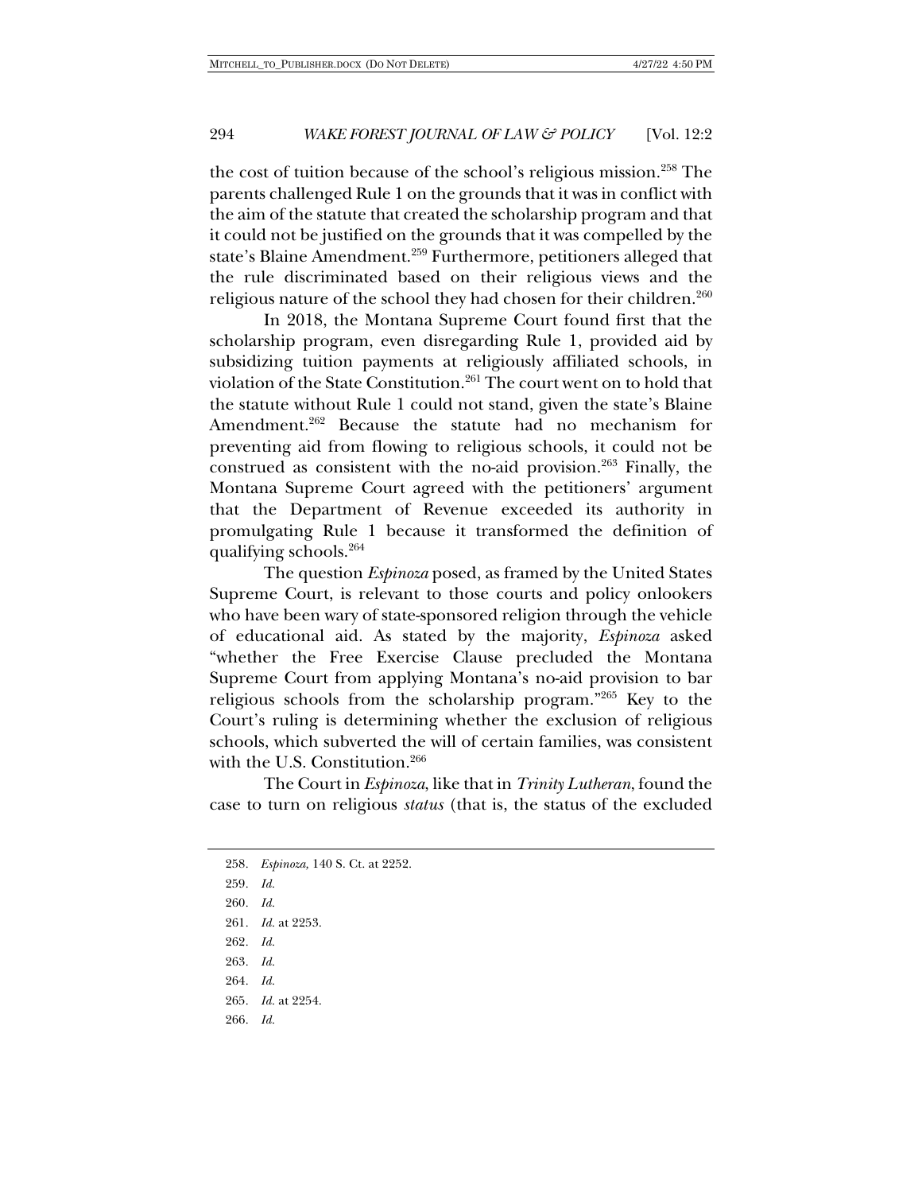the cost of tuition because of the school's religious mission.[258] The parents challenged Rule 1 on the grounds that it was in conflict with the aim of the statute that created the scholarship program and that it could not be justified on the grounds that it was compelled by the state's Blaine Amendment.[259] Furthermore, petitioners alleged that the rule discriminated based on their religious views and the religious nature of the school they had chosen for their children.[260]

In 2018, the Montana Supreme Court found first that the scholarship program, even disregarding Rule 1, provided aid by subsidizing tuition payments at religiously affiliated schools, in violation of the State Constitution.[261] The court went on to hold that the statute without Rule 1 could not stand, given the state's Blaine Amendment.[262] Because the statute had no mechanism for preventing aid from flowing to religious schools, it could not be construed as consistent with the no-aid provision.[263] Finally, the Montana Supreme Court agreed with the petitioners' argument that the Department of Revenue exceeded its authority in promulgating Rule 1 because it transformed the definition of qualifying schools.[264]

The question *Espinoza* posed, as framed by the United States Supreme Court, is relevant to those courts and policy onlookers who have been wary of state-sponsored religion through the vehicle of educational aid. As stated by the majority, *Espinoza* asked "whether the Free Exercise Clause precluded the Montana Supreme Court from applying Montana's no-aid provision to bar religious schools from the scholarship program."[265] Key to the Court's ruling is determining whether the exclusion of religious schools, which subverted the will of certain families, was consistent with the U.S. Constitution.[266]

The Court in *Espinoza*, like that in *Trinity Lutheran*, found the case to turn on religious *status* (that is, the status of the excluded

---

258. *Espinoza,* 140 S. Ct. at 2252.

259. *Id.*

260. *Id.*

261. *Id.* at 2253.

262. *Id.*

263. *Id.*

264. *Id.*

265. *Id.* at 2254.

266. *Id.*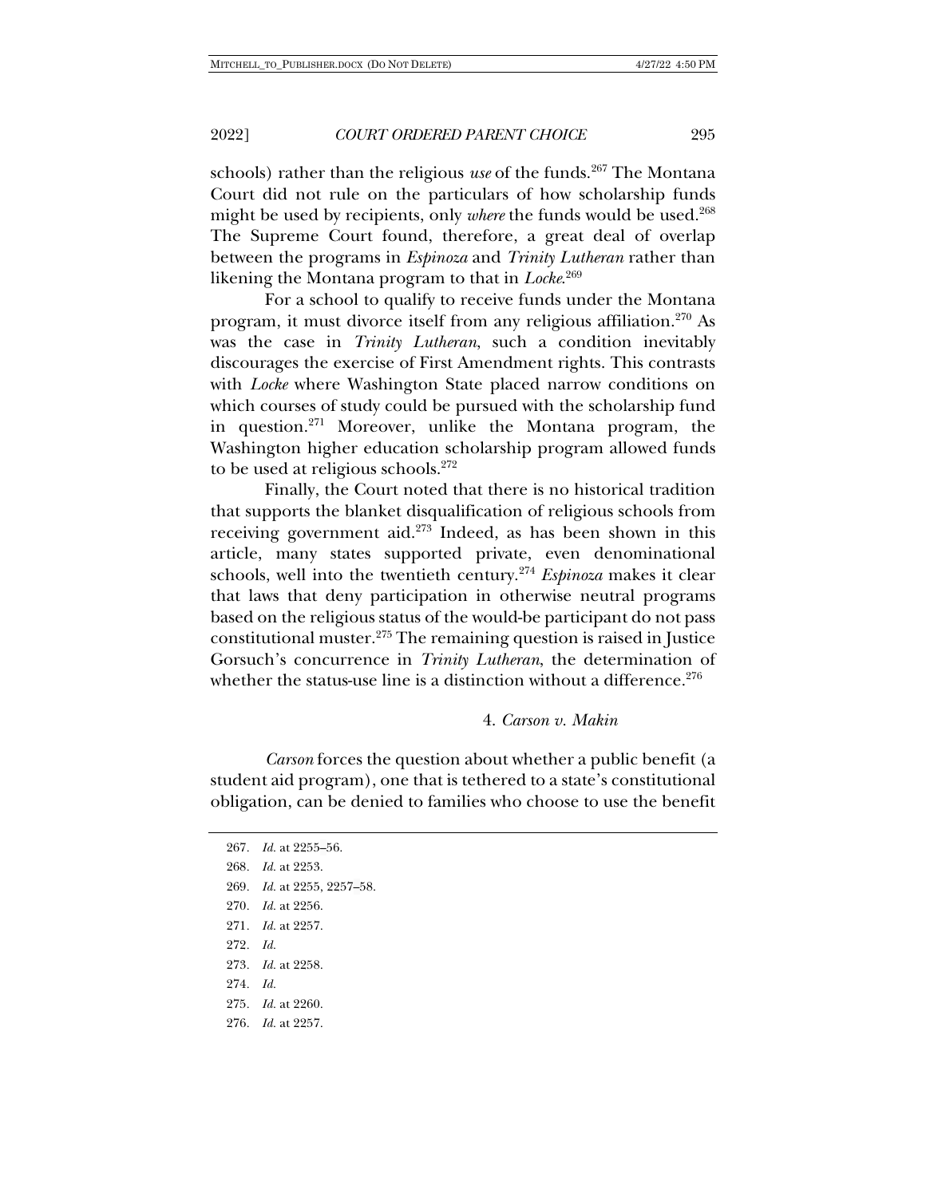schools) rather than the religious *use* of the funds.[267] The Montana Court did not rule on the particulars of how scholarship funds might be used by recipients, only *where* the funds would be used.[268] The Supreme Court found, therefore, a great deal of overlap between the programs in *Espinoza* and *Trinity Lutheran* rather than likening the Montana program to that in *Locke*.[269]

For a school to qualify to receive funds under the Montana program, it must divorce itself from any religious affiliation.[270] As was the case in *Trinity Lutheran*, such a condition inevitably discourages the exercise of First Amendment rights. This contrasts with *Locke* where Washington State placed narrow conditions on which courses of study could be pursued with the scholarship fund in question.[271] Moreover, unlike the Montana program, the Washington higher education scholarship program allowed funds to be used at religious schools.[272]

Finally, the Court noted that there is no historical tradition that supports the blanket disqualification of religious schools from receiving government aid.[273] Indeed, as has been shown in this article, many states supported private, even denominational schools, well into the twentieth century.[274] *Espinoza* makes it clear that laws that deny participation in otherwise neutral programs based on the religious status of the would-be participant do not pass constitutional muster.[275] The remaining question is raised in Justice Gorsuch's concurrence in *Trinity Lutheran*, the determination of whether the status-use line is a distinction without a difference.[276]

#### 4. *Carson v. Makin*

*Carson* forces the question about whether a public benefit (a student aid program), one that is tethered to a state's constitutional obligation, can be denied to families who choose to use the benefit

267. *Id.* at 2255–56.
268. *Id.* at 2253.
269. *Id.* at 2255, 2257–58.
270. *Id.* at 2256.
271. *Id.* at 2257.
272. *Id.*
273. *Id.* at 2258.
274. *Id.*
275. *Id.* at 2260.
276. *Id.* at 2257.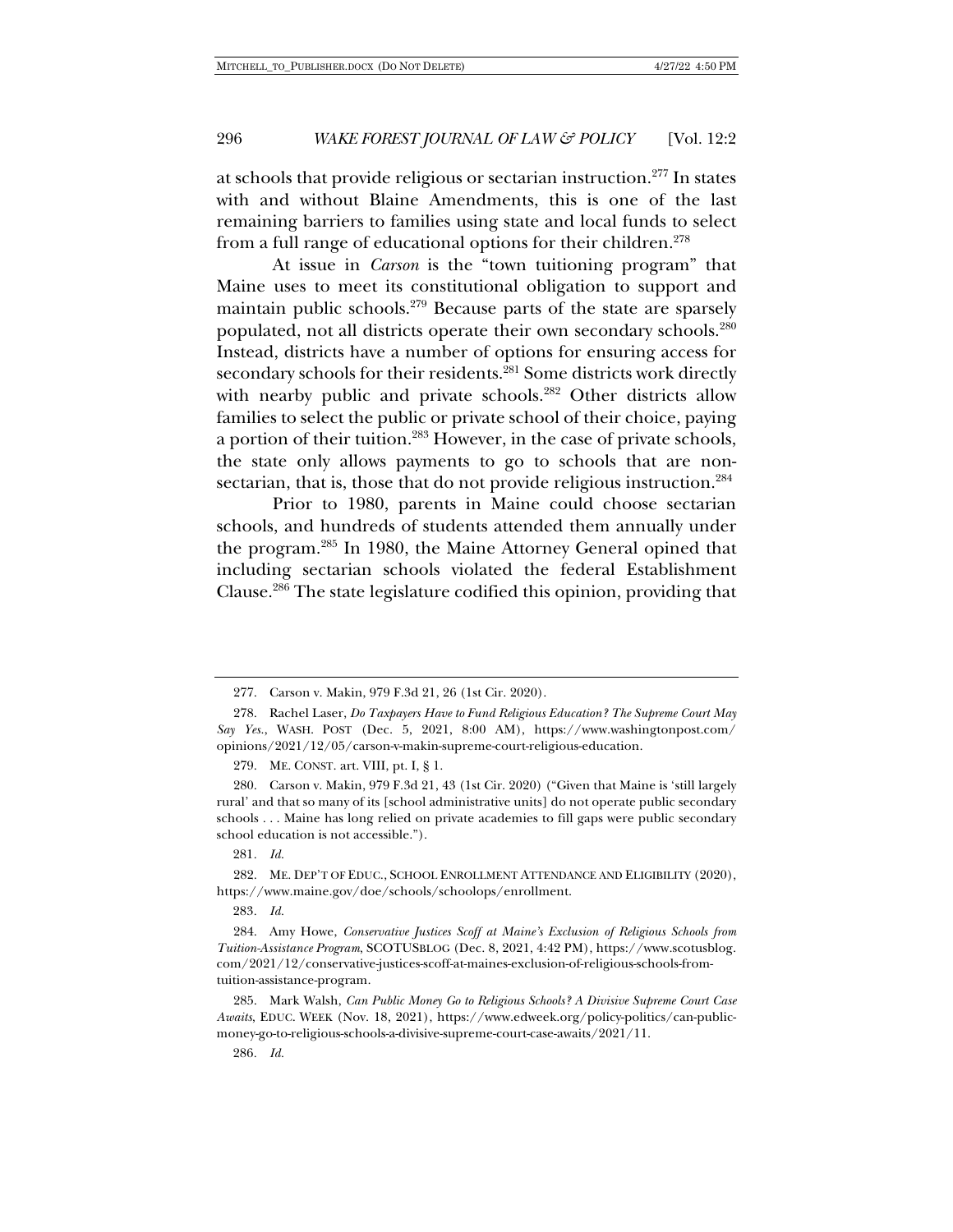at schools that provide religious or sectarian instruction.[277] In states with and without Blaine Amendments, this is one of the last remaining barriers to families using state and local funds to select from a full range of educational options for their children.[278]

At issue in *Carson* is the "town tuitioning program" that Maine uses to meet its constitutional obligation to support and maintain public schools.[279] Because parts of the state are sparsely populated, not all districts operate their own secondary schools.[280] Instead, districts have a number of options for ensuring access for secondary schools for their residents.[281] Some districts work directly with nearby public and private schools.[282] Other districts allow families to select the public or private school of their choice, paying a portion of their tuition.[283] However, in the case of private schools, the state only allows payments to go to schools that are non-sectarian, that is, those that do not provide religious instruction.[284]

Prior to 1980, parents in Maine could choose sectarian schools, and hundreds of students attended them annually under the program.[285] In 1980, the Maine Attorney General opined that including sectarian schools violated the federal Establishment Clause.[286] The state legislature codified this opinion, providing that

---

277. Carson v. Makin, 979 F.3d 21, 26 (1st Cir. 2020).

278. Rachel Laser, *Do Taxpayers Have to Fund Religious Education? The Supreme Court May Say Yes.*, WASH. POST (Dec. 5, 2021, 8:00 AM), https://www.washingtonpost.com/opinions/2021/12/05/carson-v-makin-supreme-court-religious-education.

279. ME. CONST. art. VIII, pt. I, § 1.

280. Carson v. Makin, 979 F.3d 21, 43 (1st Cir. 2020) ("Given that Maine is 'still largely rural' and that so many of its [school administrative units] do not operate public secondary schools . . . Maine has long relied on private academies to fill gaps were public secondary school education is not accessible.").

281. *Id.*

282. ME. DEP'T OF EDUC., SCHOOL ENROLLMENT ATTENDANCE AND ELIGIBILITY (2020), https://www.maine.gov/doe/schools/schoolops/enrollment.

283. *Id.*

284. Amy Howe, *Conservative Justices Scoff at Maine's Exclusion of Religious Schools from Tuition-Assistance Program*, SCOTUSBLOG (Dec. 8, 2021, 4:42 PM), https://www.scotusblog.com/2021/12/conservative-justices-scoff-at-maines-exclusion-of-religious-schools-from-tuition-assistance-program.

285. Mark Walsh, *Can Public Money Go to Religious Schools? A Divisive Supreme Court Case Awaits*, EDUC. WEEK (Nov. 18, 2021), https://www.edweek.org/policy-politics/can-public-money-go-to-religious-schools-a-divisive-supreme-court-case-awaits/2021/11.

286. *Id.*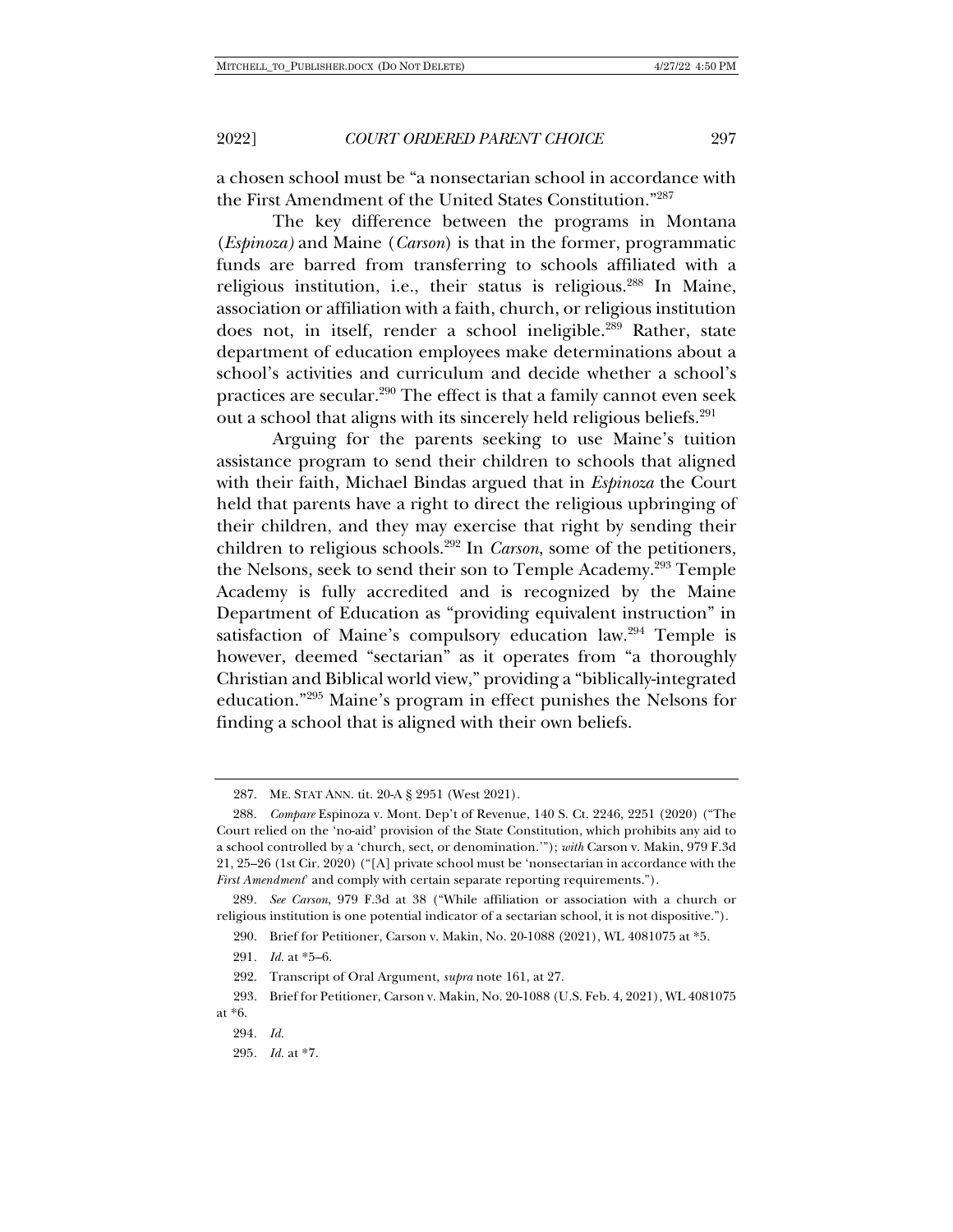a chosen school must be "a nonsectarian school in accordance with the First Amendment of the United States Constitution."[287]

The key difference between the programs in Montana (*Espinoza)* and Maine (*Carson*) is that in the former, programmatic funds are barred from transferring to schools affiliated with a religious institution, i.e., their status is religious.[288] In Maine, association or affiliation with a faith, church, or religious institution does not, in itself, render a school ineligible.[289] Rather, state department of education employees make determinations about a school's activities and curriculum and decide whether a school's practices are secular.[290] The effect is that a family cannot even seek out a school that aligns with its sincerely held religious beliefs.[291]

Arguing for the parents seeking to use Maine's tuition assistance program to send their children to schools that aligned with their faith, Michael Bindas argued that in *Espinoza* the Court held that parents have a right to direct the religious upbringing of their children, and they may exercise that right by sending their children to religious schools.[292] In *Carson*, some of the petitioners, the Nelsons, seek to send their son to Temple Academy.[293] Temple Academy is fully accredited and is recognized by the Maine Department of Education as "providing equivalent instruction" in satisfaction of Maine's compulsory education law.[294] Temple is however, deemed "sectarian" as it operates from "a thoroughly Christian and Biblical world view," providing a "biblically-integrated education."[295] Maine's program in effect punishes the Nelsons for finding a school that is aligned with their own beliefs.

---

287. ME. STAT ANN. tit. 20-A § 2951 (West 2021).

288. *Compare* Espinoza v. Mont. Dep't of Revenue, 140 S. Ct. 2246, 2251 (2020) ("The Court relied on the 'no-aid' provision of the State Constitution, which prohibits any aid to a school controlled by a 'church, sect, or denomination.'"); *with* Carson v. Makin, 979 F.3d 21, 25–26 (1st Cir. 2020) ("[A] private school must be 'nonsectarian in accordance with the *First Amendment*' and comply with certain separate reporting requirements.").

289. *See Carson*, 979 F.3d at 38 ("While affiliation or association with a church or religious institution is one potential indicator of a sectarian school, it is not dispositive.").

290. Brief for Petitioner, Carson v. Makin, No. 20-1088 (2021), WL 4081075 at *5.

291. *Id.* at *5–6.

292. Transcript of Oral Argument, *supra* note 161, at 27.

293. Brief for Petitioner, Carson v. Makin, No. 20-1088 (U.S. Feb. 4, 2021), WL 4081075 at *6.

294. *Id.*

295. *Id.* at *7.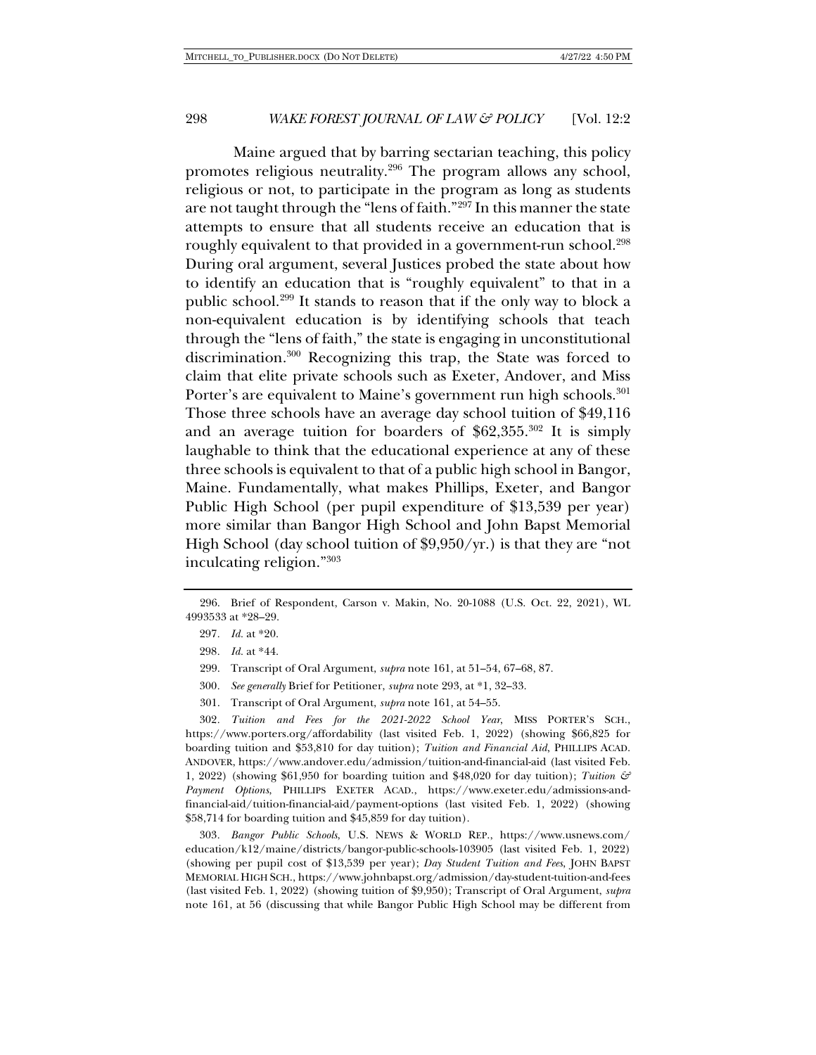Maine argued that by barring sectarian teaching, this policy promotes religious neutrality.[296] The program allows any school, religious or not, to participate in the program as long as students are not taught through the "lens of faith."[297] In this manner the state attempts to ensure that all students receive an education that is roughly equivalent to that provided in a government-run school.[298] During oral argument, several Justices probed the state about how to identify an education that is "roughly equivalent" to that in a public school.[299] It stands to reason that if the only way to block a non-equivalent education is by identifying schools that teach through the "lens of faith," the state is engaging in unconstitutional discrimination.[300] Recognizing this trap, the State was forced to claim that elite private schools such as Exeter, Andover, and Miss Porter's are equivalent to Maine's government run high schools.[301] Those three schools have an average day school tuition of $49,116 and an average tuition for boarders of $62,355.[302] It is simply laughable to think that the educational experience at any of these three schools is equivalent to that of a public high school in Bangor, Maine. Fundamentally, what makes Phillips, Exeter, and Bangor Public High School (per pupil expenditure of $13,539 per year) more similar than Bangor High School and John Bapst Memorial High School (day school tuition of $9,950/yr.) is that they are "not inculcating religion."[303]

---

296. Brief of Respondent, Carson v. Makin, No. 20-1088 (U.S. Oct. 22, 2021), WL 4993533 at *28–29.

297. *Id.* at *20.

298. *Id.* at *44.

299. Transcript of Oral Argument, *supra* note 161, at 51–54, 67–68, 87.

300. *See generally* Brief for Petitioner, *supra* note 293, at *1, 32–33.

301. Transcript of Oral Argument, *supra* note 161, at 54–55.

302. *Tuition and Fees for the 2021-2022 School Year*, MISS PORTER'S SCH., https://www.porters.org/affordability (last visited Feb. 1, 2022) (showing $66,825 for boarding tuition and $53,810 for day tuition); *Tuition and Financial Aid*, PHILLIPS ACAD. ANDOVER, https://www.andover.edu/admission/tuition-and-financial-aid (last visited Feb. 1, 2022) (showing $61,950 for boarding tuition and $48,020 for day tuition); *Tuition & Payment Options*, PHILLIPS EXETER ACAD., https://www.exeter.edu/admissions-and-financial-aid/tuition-financial-aid/payment-options (last visited Feb. 1, 2022) (showing $58,714 for boarding tuition and $45,859 for day tuition).

303. *Bangor Public Schools*, U.S. NEWS & WORLD REP., https://www.usnews.com/education/k12/maine/districts/bangor-public-schools-103905 (last visited Feb. 1, 2022) (showing per pupil cost of $13,539 per year); *Day Student Tuition and Fees*, JOHN BAPST MEMORIAL HIGH SCH., https://www.johnbapst.org/admission/day-student-tuition-and-fees (last visited Feb. 1, 2022) (showing tuition of $9,950); Transcript of Oral Argument, *supra* note 161, at 56 (discussing that while Bangor Public High School may be different from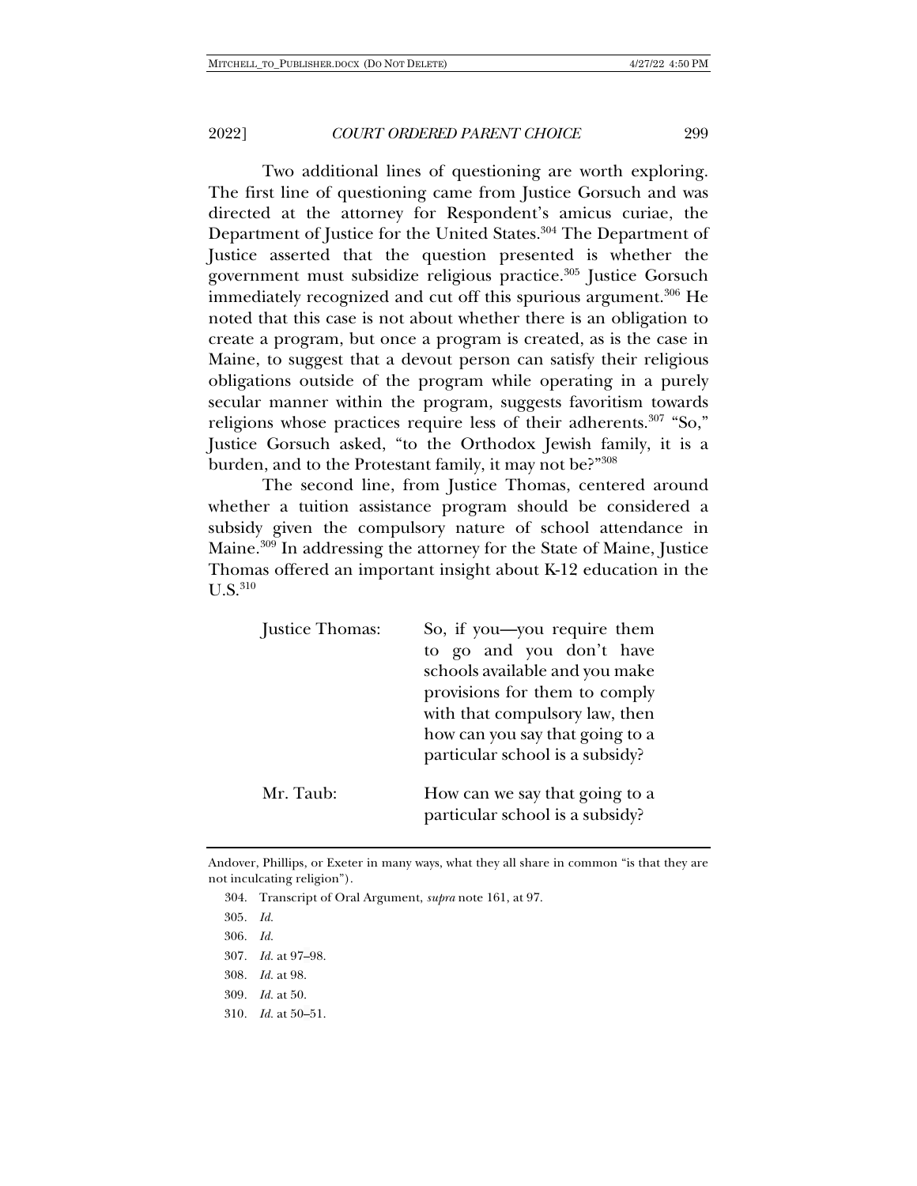Two additional lines of questioning are worth exploring. The first line of questioning came from Justice Gorsuch and was directed at the attorney for Respondent's amicus curiae, the Department of Justice for the United States.[304] The Department of Justice asserted that the question presented is whether the government must subsidize religious practice.[305] Justice Gorsuch immediately recognized and cut off this spurious argument.[306] He noted that this case is not about whether there is an obligation to create a program, but once a program is created, as is the case in Maine, to suggest that a devout person can satisfy their religious obligations outside of the program while operating in a purely secular manner within the program, suggests favoritism towards religions whose practices require less of their adherents.[307] "So," Justice Gorsuch asked, "to the Orthodox Jewish family, it is a burden, and to the Protestant family, it may not be?"[308]

The second line, from Justice Thomas, centered around whether a tuition assistance program should be considered a subsidy given the compulsory nature of school attendance in Maine.[309] In addressing the attorney for the State of Maine, Justice Thomas offered an important insight about K-12 education in the U.S.[310]

| | |
|---|---|
| Justice Thomas: | So, if you—you require them to go and you don't have schools available and you make provisions for them to comply with that compulsory law, then how can you say that going to a particular school is a subsidy? |
| Mr. Taub: | How can we say that going to a particular school is a subsidy? |

---

Andover, Phillips, or Exeter in many ways, what they all share in common "is that they are not inculcating religion").

304. Transcript of Oral Argument, *supra* note 161, at 97.

305. *Id.*

306. *Id.*

307. *Id.* at 97–98.

308. *Id.* at 98.

309. *Id.* at 50.

310. *Id.* at 50–51.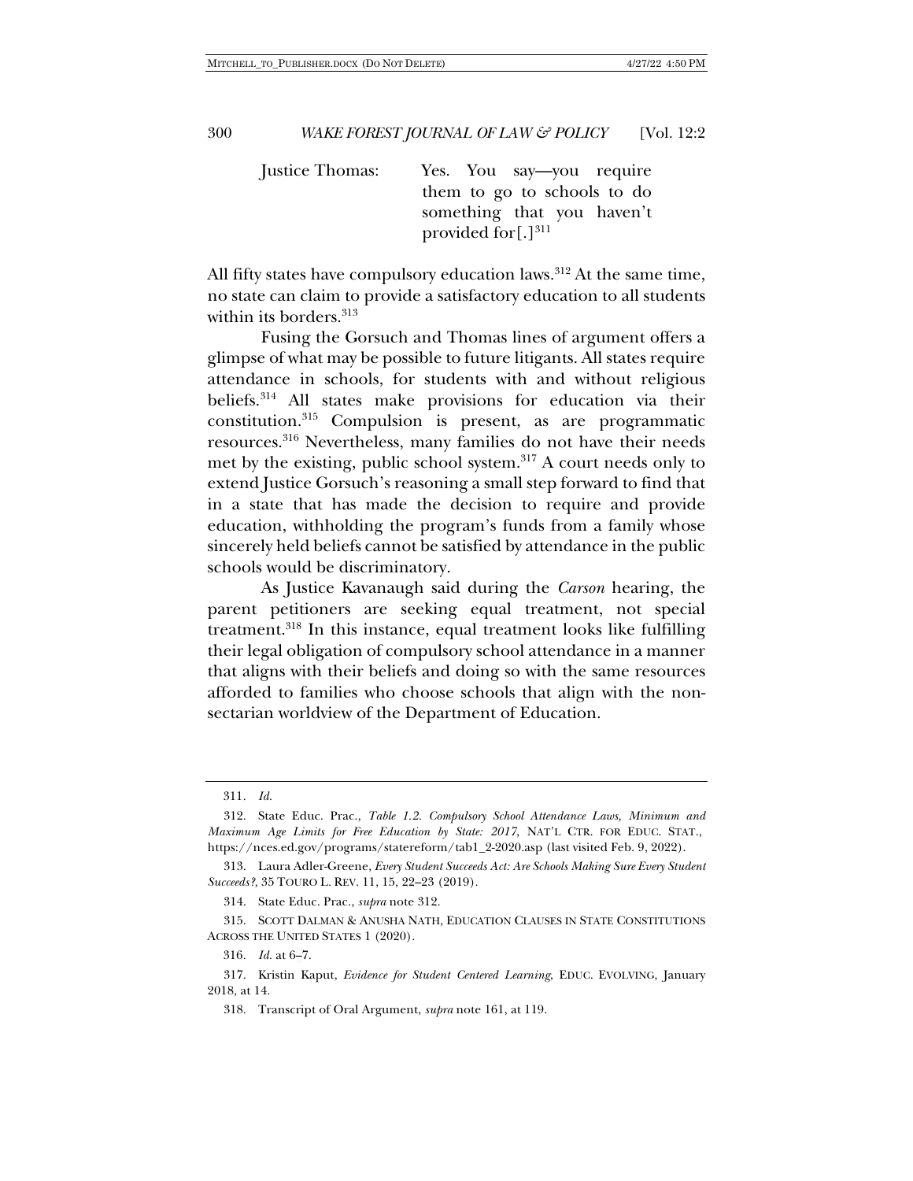Justice Thomas: Yes. You say—you require them to go to schools to do something that you haven't provided for[.][311]

All fifty states have compulsory education laws.[312] At the same time, no state can claim to provide a satisfactory education to all students within its borders.[313]

Fusing the Gorsuch and Thomas lines of argument offers a glimpse of what may be possible to future litigants. All states require attendance in schools, for students with and without religious beliefs.[314] All states make provisions for education via their constitution.[315] Compulsion is present, as are programmatic resources.[316] Nevertheless, many families do not have their needs met by the existing, public school system.[317] A court needs only to extend Justice Gorsuch's reasoning a small step forward to find that in a state that has made the decision to require and provide education, withholding the program's funds from a family whose sincerely held beliefs cannot be satisfied by attendance in the public schools would be discriminatory.

As Justice Kavanaugh said during the *Carson* hearing, the parent petitioners are seeking equal treatment, not special treatment.[318] In this instance, equal treatment looks like fulfilling their legal obligation of compulsory school attendance in a manner that aligns with their beliefs and doing so with the same resources afforded to families who choose schools that align with the non-sectarian worldview of the Department of Education.

---

311. *Id.*

312. State Educ. Prac., *Table 1.2. Compulsory School Attendance Laws, Minimum and Maximum Age Limits for Free Education by State: 2017*, NAT'L CTR. FOR EDUC. STAT., https://nces.ed.gov/programs/statereform/tab1_2-2020.asp (last visited Feb. 9, 2022).

313. Laura Adler-Greene, *Every Student Succeeds Act: Are Schools Making Sure Every Student Succeeds?*, 35 TOURO L. REV. 11, 15, 22–23 (2019).

314. State Educ. Prac., *supra* note 312.

315. SCOTT DALMAN & ANUSHA NATH, EDUCATION CLAUSES IN STATE CONSTITUTIONS ACROSS THE UNITED STATES 1 (2020).

316. *Id.* at 6–7.

317. Kristin Kaput, *Evidence for Student Centered Learning*, EDUC. EVOLVING, January 2018, at 14.

318. Transcript of Oral Argument, *supra* note 161, at 119.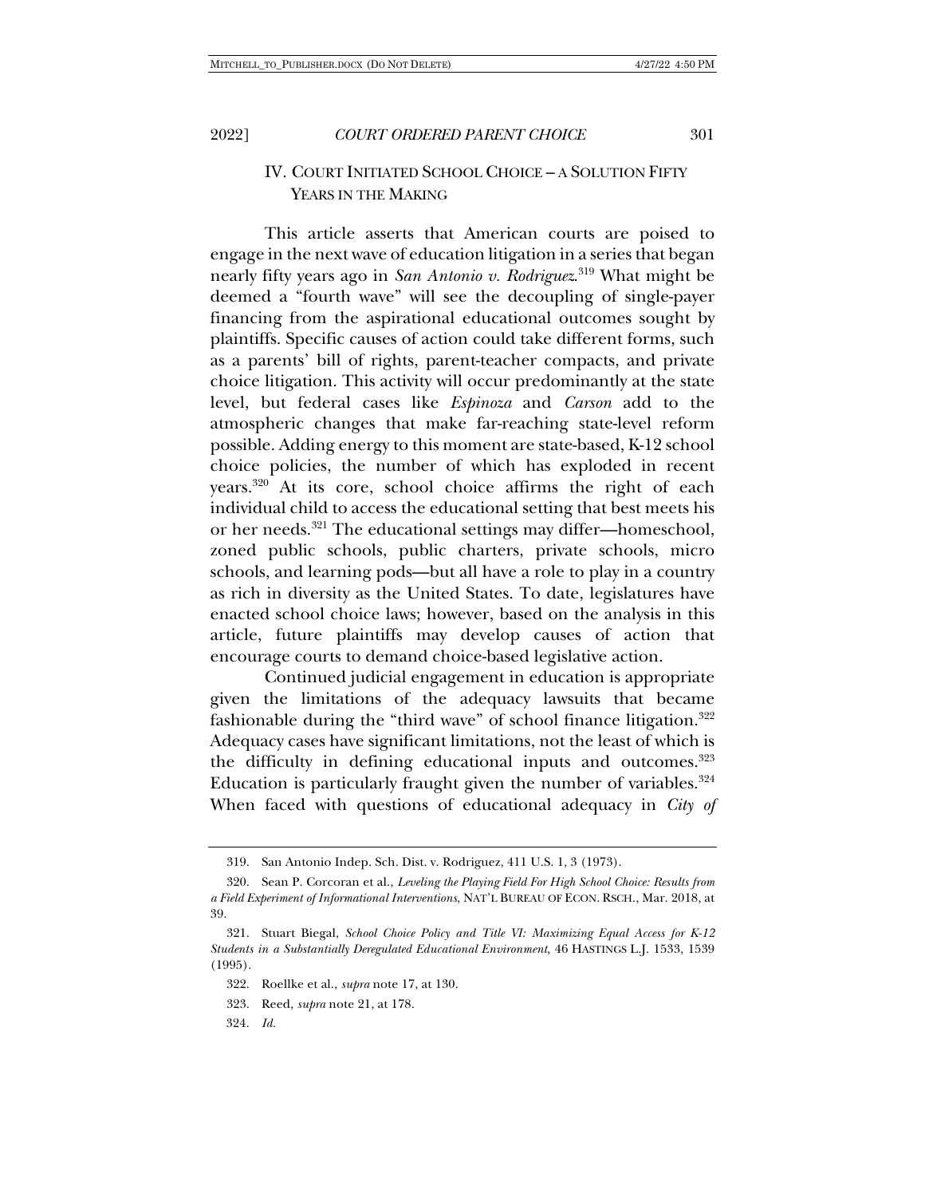## IV. COURT INITIATED SCHOOL CHOICE – A SOLUTION FIFTY YEARS IN THE MAKING

This article asserts that American courts are poised to engage in the next wave of education litigation in a series that began nearly fifty years ago in *San Antonio v. Rodriguez*.[319] What might be deemed a "fourth wave" will see the decoupling of single-payer financing from the aspirational educational outcomes sought by plaintiffs. Specific causes of action could take different forms, such as a parents' bill of rights, parent-teacher compacts, and private choice litigation. This activity will occur predominantly at the state level, but federal cases like *Espinoza* and *Carson* add to the atmospheric changes that make far-reaching state-level reform possible. Adding energy to this moment are state-based, K-12 school choice policies, the number of which has exploded in recent years.[320] At its core, school choice affirms the right of each individual child to access the educational setting that best meets his or her needs.[321] The educational settings may differ—homeschool, zoned public schools, public charters, private schools, micro schools, and learning pods—but all have a role to play in a country as rich in diversity as the United States. To date, legislatures have enacted school choice laws; however, based on the analysis in this article, future plaintiffs may develop causes of action that encourage courts to demand choice-based legislative action.

Continued judicial engagement in education is appropriate given the limitations of the adequacy lawsuits that became fashionable during the "third wave" of school finance litigation.[322] Adequacy cases have significant limitations, not the least of which is the difficulty in defining educational inputs and outcomes.[323] Education is particularly fraught given the number of variables.[324] When faced with questions of educational adequacy in *City of*

---

319. San Antonio Indep. Sch. Dist. v. Rodriguez, 411 U.S. 1, 3 (1973).

320. Sean P. Corcoran et al., *Leveling the Playing Field For High School Choice: Results from a Field Experiment of Informational Interventions*, NAT'L BUREAU OF ECON. RSCH., Mar. 2018, at 39.

321. Stuart Biegal, *School Choice Policy and Title VI: Maximizing Equal Access for K-12 Students in a Substantially Deregulated Educational Environment*, 46 HASTINGS L.J. 1533, 1539 (1995).

322. Roellke et al., *supra* note 17, at 130.

323. Reed, *supra* note 21, at 178.

324. *Id.*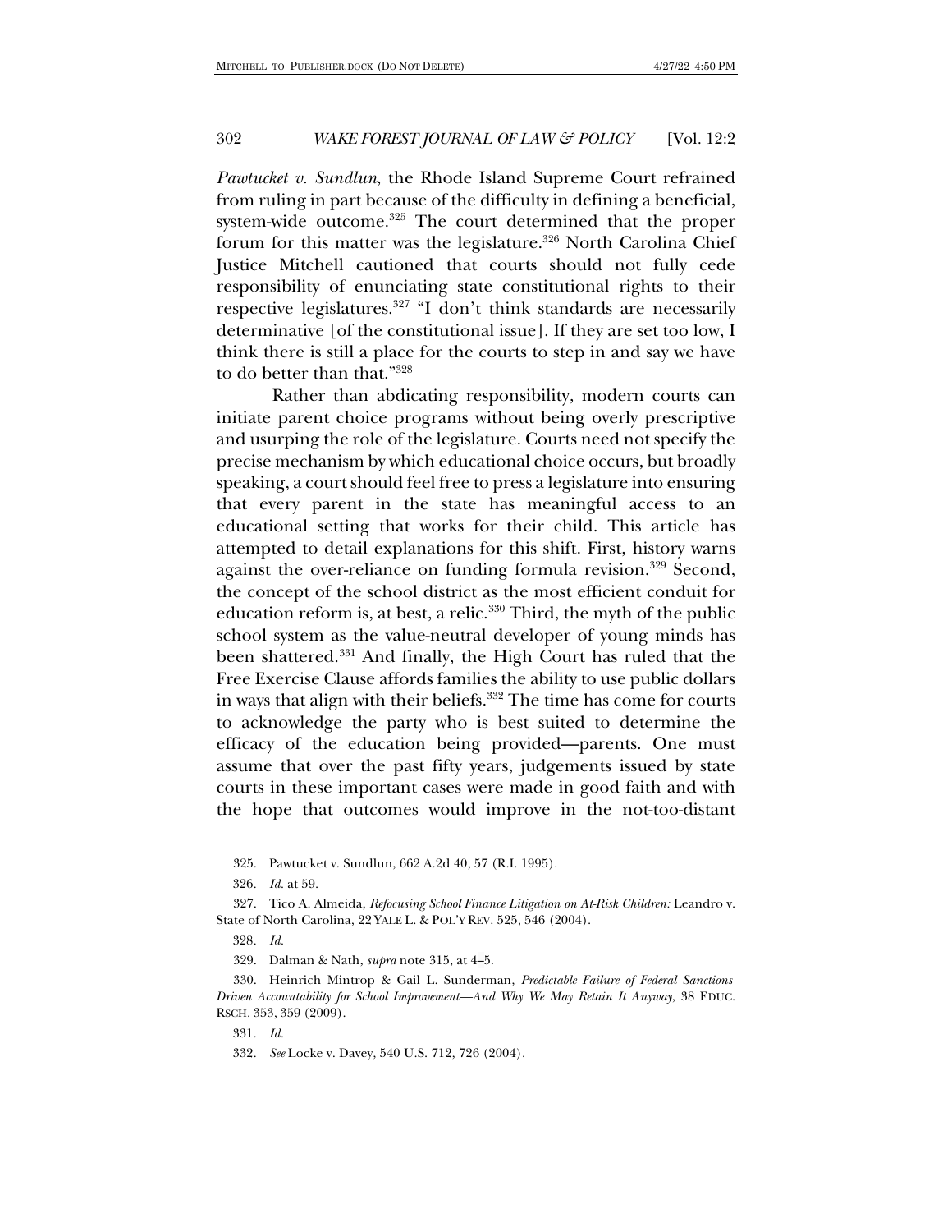*Pawtucket v. Sundlun*, the Rhode Island Supreme Court refrained from ruling in part because of the difficulty in defining a beneficial, system-wide outcome.[325] The court determined that the proper forum for this matter was the legislature.[326] North Carolina Chief Justice Mitchell cautioned that courts should not fully cede responsibility of enunciating state constitutional rights to their respective legislatures.[327] "I don't think standards are necessarily determinative [of the constitutional issue]. If they are set too low, I think there is still a place for the courts to step in and say we have to do better than that."[328]

Rather than abdicating responsibility, modern courts can initiate parent choice programs without being overly prescriptive and usurping the role of the legislature. Courts need not specify the precise mechanism by which educational choice occurs, but broadly speaking, a court should feel free to press a legislature into ensuring that every parent in the state has meaningful access to an educational setting that works for their child. This article has attempted to detail explanations for this shift. First, history warns against the over-reliance on funding formula revision.[329] Second, the concept of the school district as the most efficient conduit for education reform is, at best, a relic.[330] Third, the myth of the public school system as the value-neutral developer of young minds has been shattered.[331] And finally, the High Court has ruled that the Free Exercise Clause affords families the ability to use public dollars in ways that align with their beliefs.[332] The time has come for courts to acknowledge the party who is best suited to determine the efficacy of the education being provided—parents. One must assume that over the past fifty years, judgements issued by state courts in these important cases were made in good faith and with the hope that outcomes would improve in the not-too-distant

---

325. Pawtucket v. Sundlun, 662 A.2d 40, 57 (R.I. 1995).

326. *Id.* at 59.

327. Tico A. Almeida, *Refocusing School Finance Litigation on At-Risk Children:* Leandro v. State of North Carolina, 22 YALE L. & POL'Y REV. 525, 546 (2004).

328. *Id.*

329. Dalman & Nath, *supra* note 315, at 4–5.

330. Heinrich Mintrop & Gail L. Sunderman, *Predictable Failure of Federal Sanctions-Driven Accountability for School Improvement—And Why We May Retain It Anyway*, 38 EDUC. RSCH. 353, 359 (2009).

331. *Id.*

332. *See* Locke v. Davey, 540 U.S. 712, 726 (2004).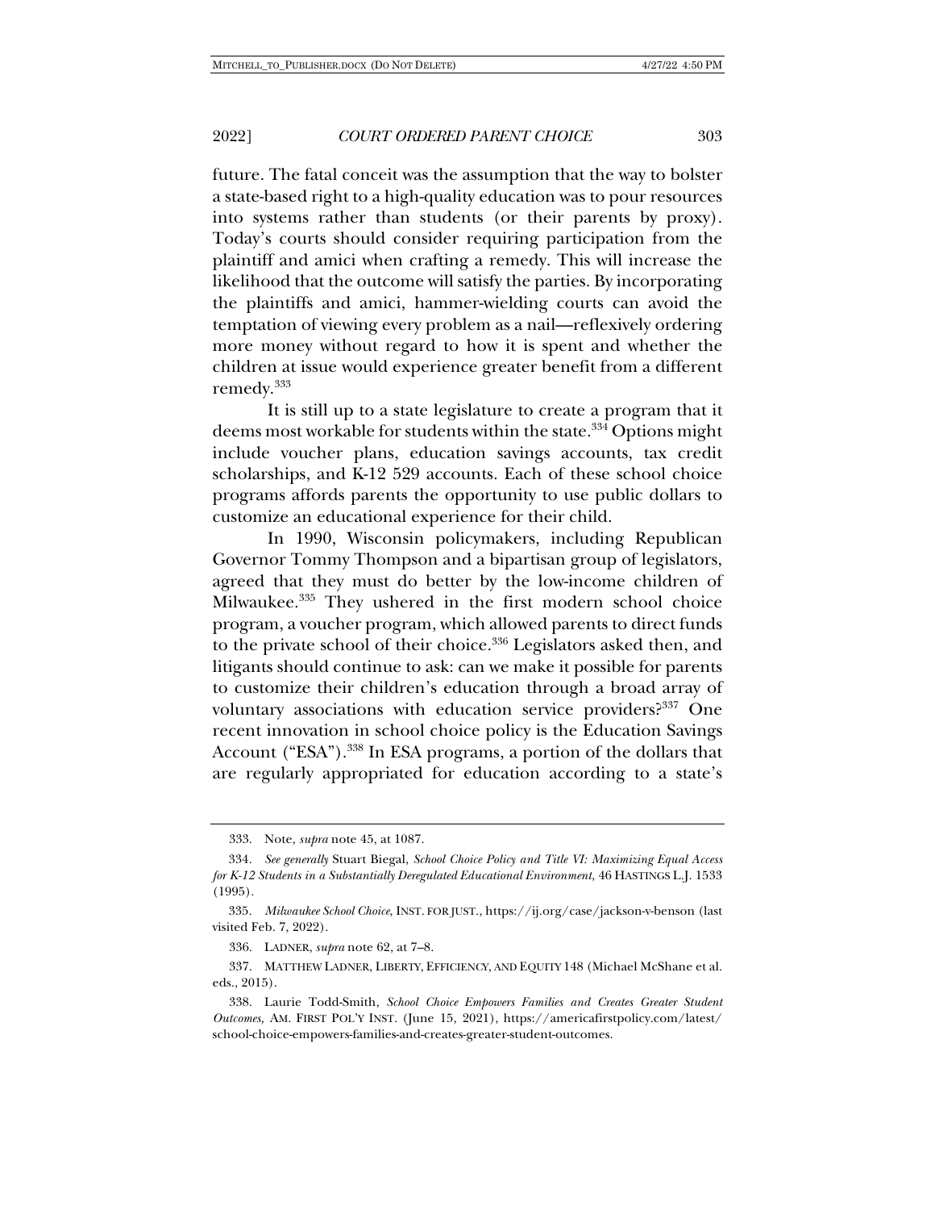future. The fatal conceit was the assumption that the way to bolster a state-based right to a high-quality education was to pour resources into systems rather than students (or their parents by proxy). Today's courts should consider requiring participation from the plaintiff and amici when crafting a remedy. This will increase the likelihood that the outcome will satisfy the parties. By incorporating the plaintiffs and amici, hammer-wielding courts can avoid the temptation of viewing every problem as a nail—reflexively ordering more money without regard to how it is spent and whether the children at issue would experience greater benefit from a different remedy.[333]

It is still up to a state legislature to create a program that it deems most workable for students within the state.[334] Options might include voucher plans, education savings accounts, tax credit scholarships, and K-12 529 accounts. Each of these school choice programs affords parents the opportunity to use public dollars to customize an educational experience for their child.

In 1990, Wisconsin policymakers, including Republican Governor Tommy Thompson and a bipartisan group of legislators, agreed that they must do better by the low-income children of Milwaukee.[335] They ushered in the first modern school choice program, a voucher program, which allowed parents to direct funds to the private school of their choice.[336] Legislators asked then, and litigants should continue to ask: can we make it possible for parents to customize their children's education through a broad array of voluntary associations with education service providers?[337] One recent innovation in school choice policy is the Education Savings Account ("ESA").[338] In ESA programs, a portion of the dollars that are regularly appropriated for education according to a state's

---

333. Note, *supra* note 45, at 1087.

334. *See generally* Stuart Biegal, *School Choice Policy and Title VI: Maximizing Equal Access for K-12 Students in a Substantially Deregulated Educational Environment*, 46 HASTINGS L.J. 1533 (1995).

335. *Milwaukee School Choice*, INST. FOR JUST., https://ij.org/case/jackson-v-benson (last visited Feb. 7, 2022).

336. LADNER, *supra* note 62, at 7–8.

337. MATTHEW LADNER, LIBERTY, EFFICIENCY, AND EQUITY 148 (Michael McShane et al. eds., 2015).

338. Laurie Todd-Smith, *School Choice Empowers Families and Creates Greater Student Outcomes,* AM. FIRST POL'Y INST. (June 15, 2021), https://americafirstpolicy.com/latest/school-choice-empowers-families-and-creates-greater-student-outcomes.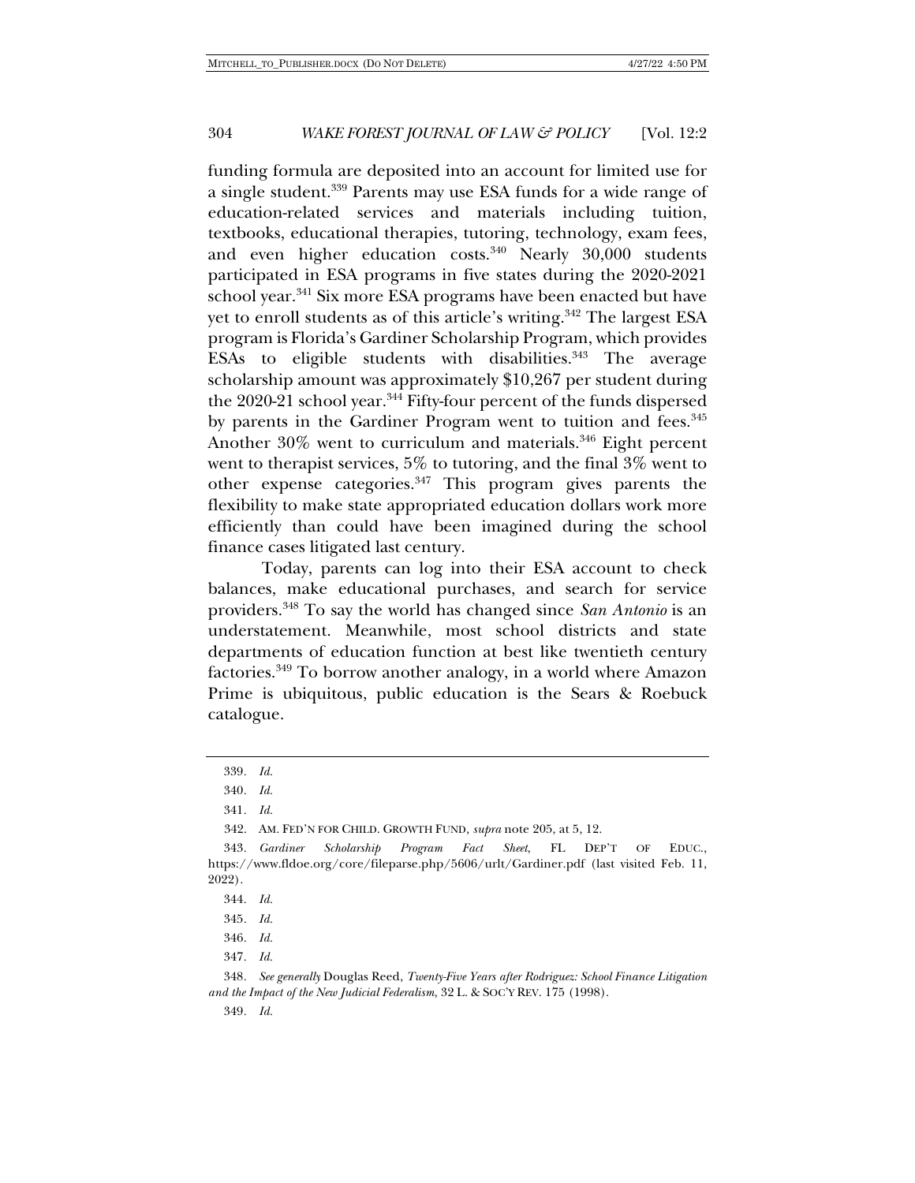funding formula are deposited into an account for limited use for a single student.[339] Parents may use ESA funds for a wide range of education-related services and materials including tuition, textbooks, educational therapies, tutoring, technology, exam fees, and even higher education costs.[340] Nearly 30,000 students participated in ESA programs in five states during the 2020-2021 school year.[341] Six more ESA programs have been enacted but have yet to enroll students as of this article's writing.[342] The largest ESA program is Florida's Gardiner Scholarship Program, which provides ESAs to eligible students with disabilities.[343] The average scholarship amount was approximately $10,267 per student during the 2020-21 school year.[344] Fifty-four percent of the funds dispersed by parents in the Gardiner Program went to tuition and fees.[345] Another 30% went to curriculum and materials.[346] Eight percent went to therapist services, 5% to tutoring, and the final 3% went to other expense categories.[347] This program gives parents the flexibility to make state appropriated education dollars work more efficiently than could have been imagined during the school finance cases litigated last century.

Today, parents can log into their ESA account to check balances, make educational purchases, and search for service providers.[348] To say the world has changed since *San Antonio* is an understatement. Meanwhile, most school districts and state departments of education function at best like twentieth century factories.[349] To borrow another analogy, in a world where Amazon Prime is ubiquitous, public education is the Sears & Roebuck catalogue.

---

339. *Id.*

340. *Id.*

341. *Id.*

342. AM. FED'N FOR CHILD. GROWTH FUND, *supra* note 205, at 5, 12.

343. *Gardiner Scholarship Program Fact Sheet*, FL DEP'T OF EDUC., https://www.fldoe.org/core/fileparse.php/5606/urlt/Gardiner.pdf (last visited Feb. 11, 2022).

344. *Id.*

345. *Id.*

346. *Id.*

347. *Id.*

348. *See generally* Douglas Reed, *Twenty-Five Years after Rodriguez: School Finance Litigation and the Impact of the New Judicial Federalism*, 32 L. & SOC'Y REV. 175 (1998).

349. *Id.*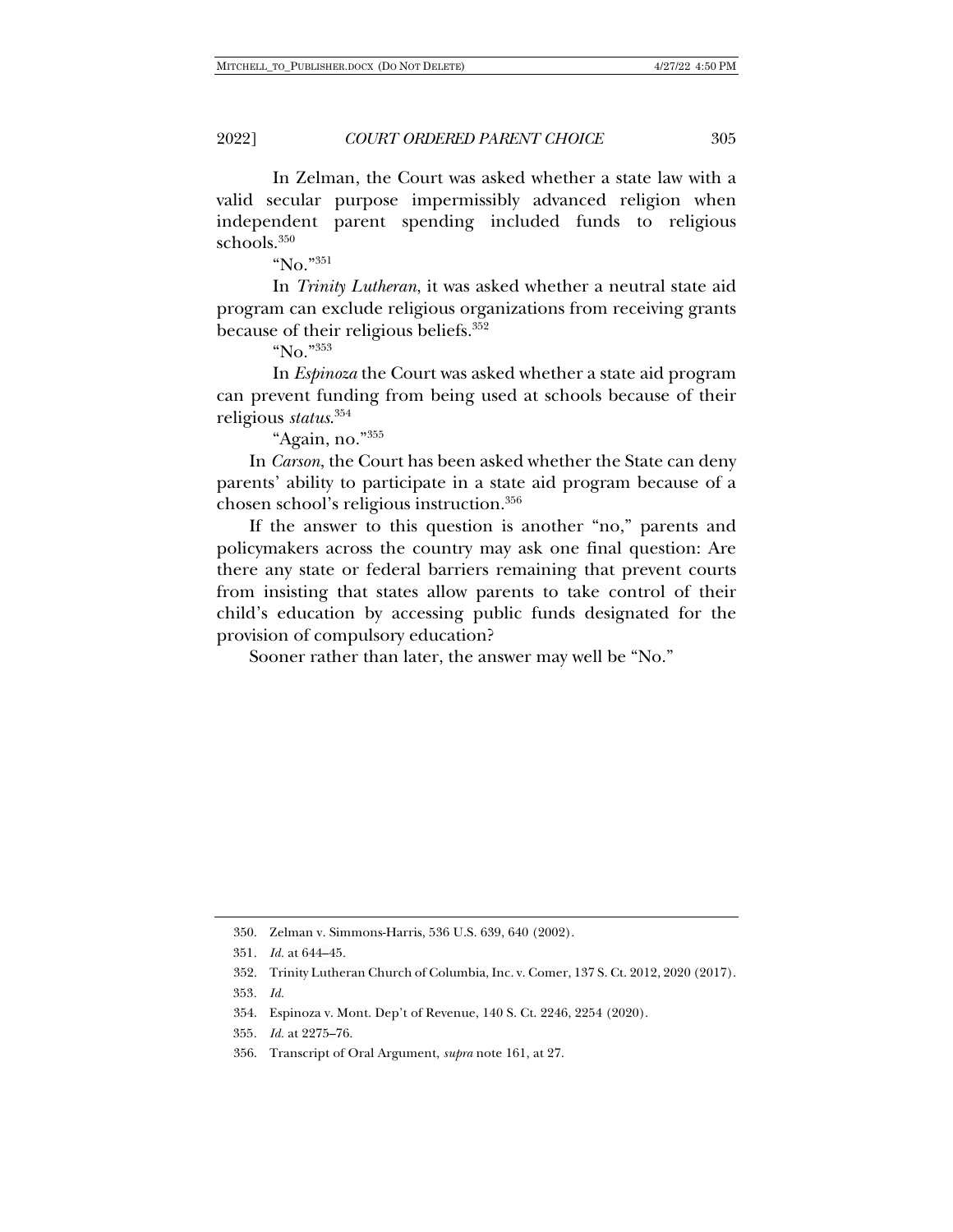In Zelman, the Court was asked whether a state law with a valid secular purpose impermissibly advanced religion when independent parent spending included funds to religious schools.[350]

"No."[351]

In *Trinity Lutheran*, it was asked whether a neutral state aid program can exclude religious organizations from receiving grants because of their religious beliefs.[352]

"No."[353]

In *Espinoza* the Court was asked whether a state aid program can prevent funding from being used at schools because of their religious *status*.[354]

"Again, no."[355]

In *Carson*, the Court has been asked whether the State can deny parents' ability to participate in a state aid program because of a chosen school's religious instruction.[356]

If the answer to this question is another "no," parents and policymakers across the country may ask one final question: Are there any state or federal barriers remaining that prevent courts from insisting that states allow parents to take control of their child's education by accessing public funds designated for the provision of compulsory education?

Sooner rather than later, the answer may well be "No."

---

350. Zelman v. Simmons-Harris, 536 U.S. 639, 640 (2002).

351. *Id.* at 644–45.

352. Trinity Lutheran Church of Columbia, Inc. v. Comer, 137 S. Ct. 2012, 2020 (2017).

353. *Id.*

354. Espinoza v. Mont. Dep't of Revenue, 140 S. Ct. 2246, 2254 (2020).

355. *Id.* at 2275–76.

356. Transcript of Oral Argument, *supra* note 161, at 27.